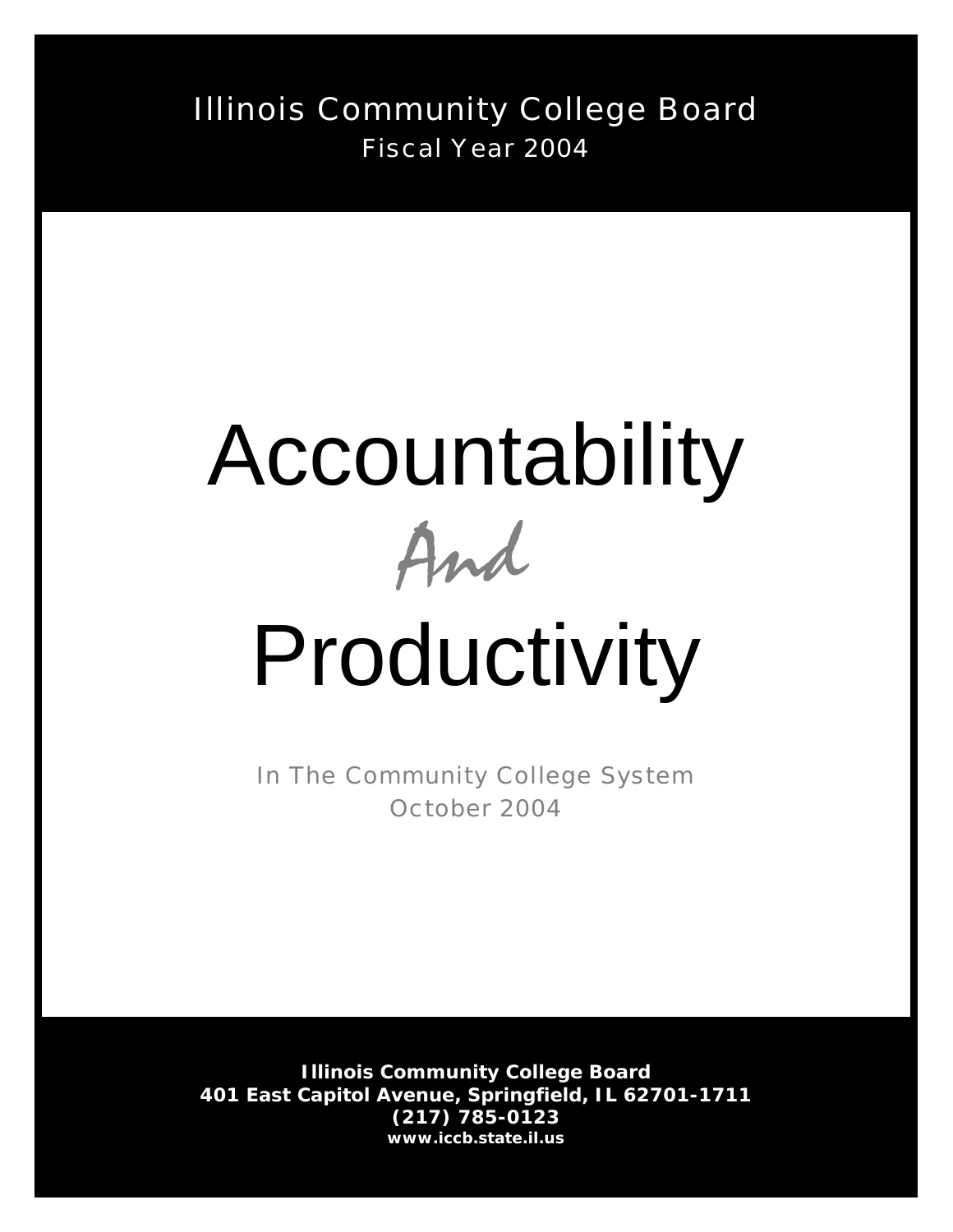Illinois Community College Board

Fiscal Year 2004

# Accountability

*And*

# Productivity

In The Community College System

October 2004

**Illinois Community College Board**
**401 East Capitol Avenue, Springfield, IL 62701-1711**
**(217) 785-0123**
**www.iccb.state.il.us**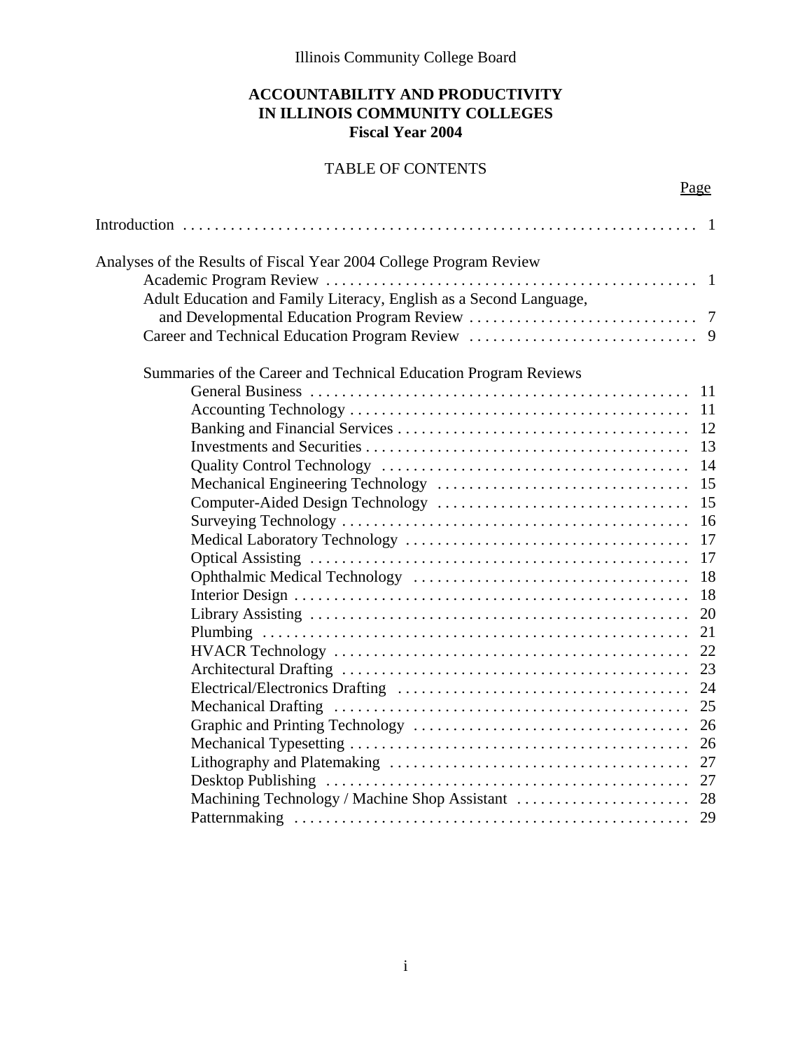Illinois Community College Board

# ACCOUNTABILITY AND PRODUCTIVITY IN ILLINOIS COMMUNITY COLLEGES
## Fiscal Year 2004

### TABLE OF CONTENTS

| | Page |
|---|---|
| Introduction | 1 |
| Analyses of the Results of Fiscal Year 2004 College Program Review | |
| Academic Program Review | 1 |
| Adult Education and Family Literacy, English as a Second Language, and Developmental Education Program Review | 7 |
| Career and Technical Education Program Review | 9 |
| Summaries of the Career and Technical Education Program Reviews | |
| General Business | 11 |
| Accounting Technology | 11 |
| Banking and Financial Services | 12 |
| Investments and Securities | 13 |
| Quality Control Technology | 14 |
| Mechanical Engineering Technology | 15 |
| Computer-Aided Design Technology | 15 |
| Surveying Technology | 16 |
| Medical Laboratory Technology | 17 |
| Optical Assisting | 17 |
| Ophthalmic Medical Technology | 18 |
| Interior Design | 18 |
| Library Assisting | 20 |
| Plumbing | 21 |
| HVACR Technology | 22 |
| Architectural Drafting | 23 |
| Electrical/Electronics Drafting | 24 |
| Mechanical Drafting | 25 |
| Graphic and Printing Technology | 26 |
| Mechanical Typesetting | 26 |
| Lithography and Platemaking | 27 |
| Desktop Publishing | 27 |
| Machining Technology / Machine Shop Assistant | 28 |
| Patternmaking | 29 |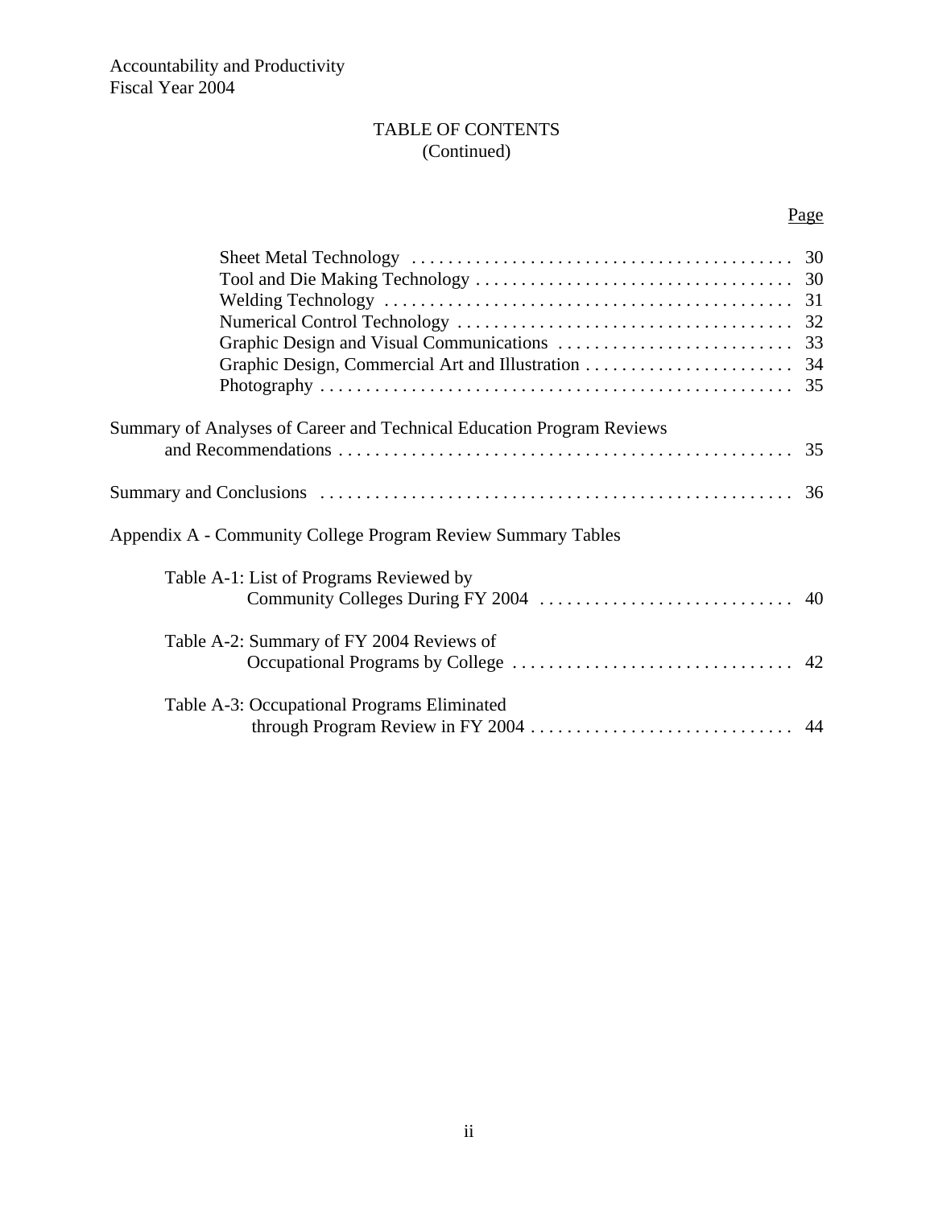## TABLE OF CONTENTS
(Continued)

| | Page |
|---|---|
| Sheet Metal Technology | 30 |
| Tool and Die Making Technology | 30 |
| Welding Technology | 31 |
| Numerical Control Technology | 32 |
| Graphic Design and Visual Communications | 33 |
| Graphic Design, Commercial Art and Illustration | 34 |
| Photography | 35 |
| Summary of Analyses of Career and Technical Education Program Reviews and Recommendations | 35 |
| Summary and Conclusions | 36 |
| Appendix A - Community College Program Review Summary Tables | |
| Table A-1: List of Programs Reviewed by Community Colleges During FY 2004 | 40 |
| Table A-2: Summary of FY 2004 Reviews of Occupational Programs by College | 42 |
| Table A-3: Occupational Programs Eliminated through Program Review in FY 2004 | 44 |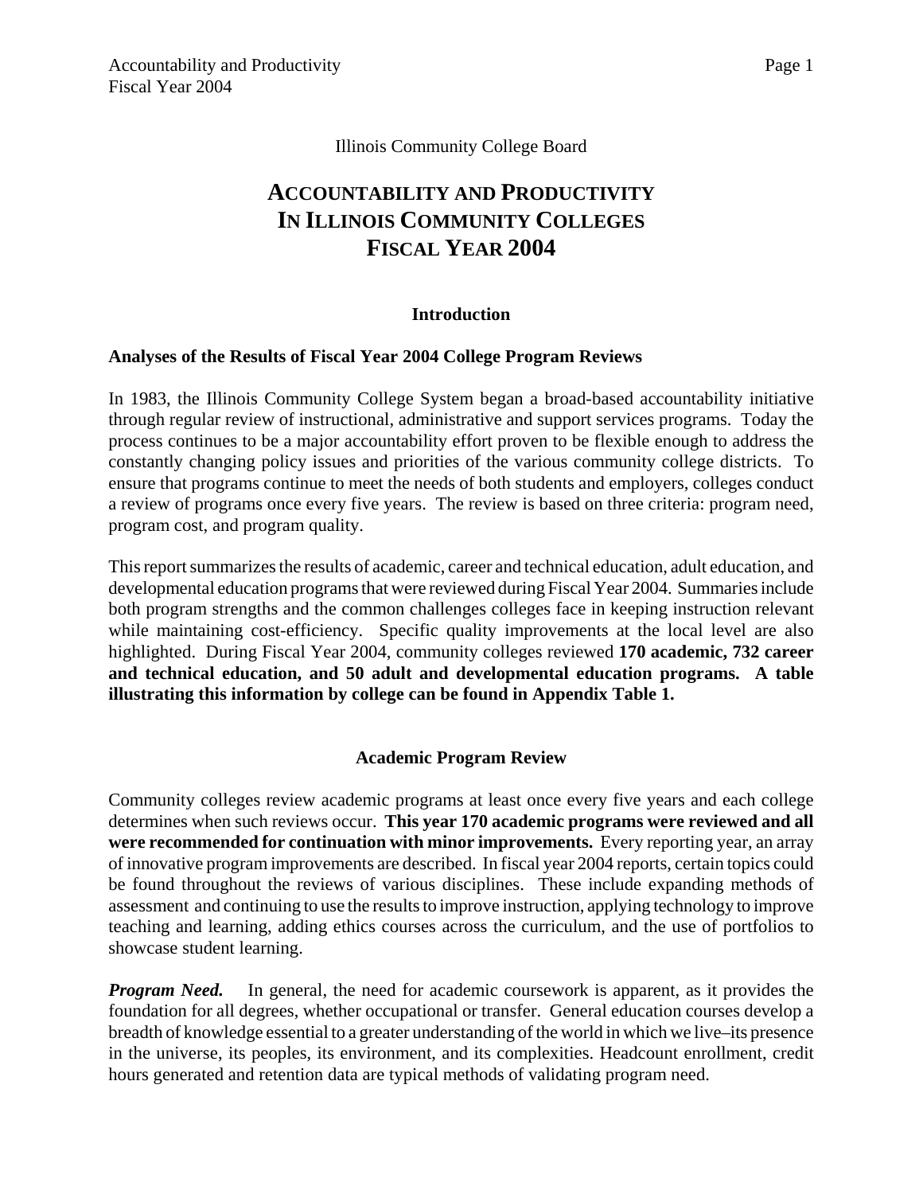Illinois Community College Board

# ACCOUNTABILITY AND PRODUCTIVITY IN ILLINOIS COMMUNITY COLLEGES FISCAL YEAR 2004

## Introduction

### Analyses of the Results of Fiscal Year 2004 College Program Reviews

In 1983, the Illinois Community College System began a broad-based accountability initiative through regular review of instructional, administrative and support services programs. Today the process continues to be a major accountability effort proven to be flexible enough to address the constantly changing policy issues and priorities of the various community college districts. To ensure that programs continue to meet the needs of both students and employers, colleges conduct a review of programs once every five years. The review is based on three criteria: program need, program cost, and program quality.

This report summarizes the results of academic, career and technical education, adult education, and developmental education programs that were reviewed during Fiscal Year 2004. Summaries include both program strengths and the common challenges colleges face in keeping instruction relevant while maintaining cost-efficiency. Specific quality improvements at the local level are also highlighted. During Fiscal Year 2004, community colleges reviewed **170 academic, 732 career and technical education, and 50 adult and developmental education programs. A table illustrating this information by college can be found in Appendix Table 1.**

## Academic Program Review

Community colleges review academic programs at least once every five years and each college determines when such reviews occur. **This year 170 academic programs were reviewed and all were recommended for continuation with minor improvements.** Every reporting year, an array of innovative program improvements are described. In fiscal year 2004 reports, certain topics could be found throughout the reviews of various disciplines. These include expanding methods of assessment and continuing to use the results to improve instruction, applying technology to improve teaching and learning, adding ethics courses across the curriculum, and the use of portfolios to showcase student learning.

***Program Need.*** In general, the need for academic coursework is apparent, as it provides the foundation for all degrees, whether occupational or transfer. General education courses develop a breadth of knowledge essential to a greater understanding of the world in which we live–its presence in the universe, its peoples, its environment, and its complexities. Headcount enrollment, credit hours generated and retention data are typical methods of validating program need.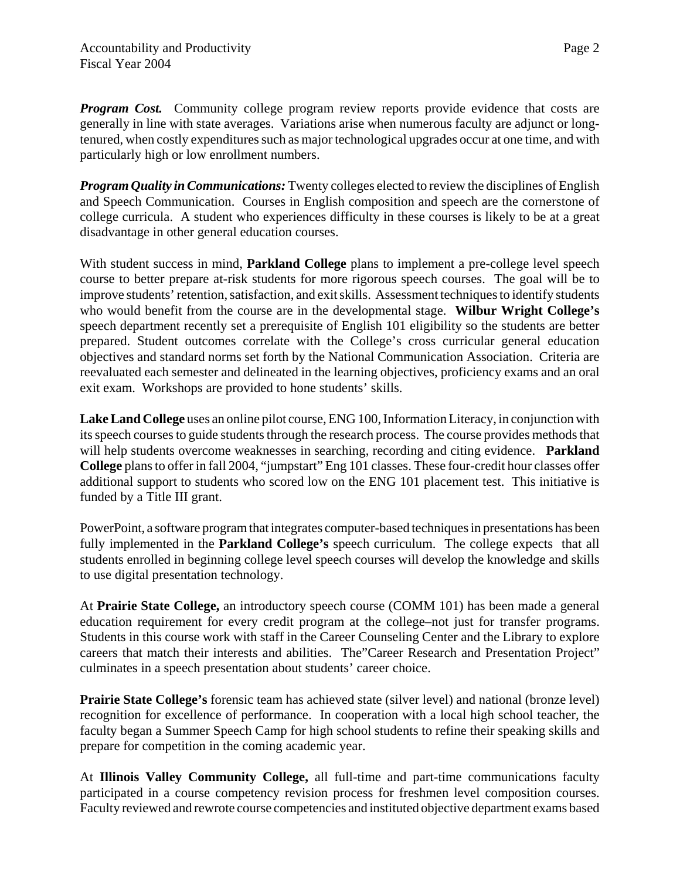***Program Cost.*** Community college program review reports provide evidence that costs are generally in line with state averages. Variations arise when numerous faculty are adjunct or long-tenured, when costly expenditures such as major technological upgrades occur at one time, and with particularly high or low enrollment numbers.

***Program Quality in Communications:*** Twenty colleges elected to review the disciplines of English and Speech Communication. Courses in English composition and speech are the cornerstone of college curricula. A student who experiences difficulty in these courses is likely to be at a great disadvantage in other general education courses.

With student success in mind, **Parkland College** plans to implement a pre-college level speech course to better prepare at-risk students for more rigorous speech courses. The goal will be to improve students' retention, satisfaction, and exit skills. Assessment techniques to identify students who would benefit from the course are in the developmental stage. **Wilbur Wright College's** speech department recently set a prerequisite of English 101 eligibility so the students are better prepared. Student outcomes correlate with the College's cross curricular general education objectives and standard norms set forth by the National Communication Association. Criteria are reevaluated each semester and delineated in the learning objectives, proficiency exams and an oral exit exam. Workshops are provided to hone students' skills.

**Lake Land College** uses an online pilot course, ENG 100, Information Literacy, in conjunction with its speech courses to guide students through the research process. The course provides methods that will help students overcome weaknesses in searching, recording and citing evidence. **Parkland College** plans to offer in fall 2004, "jumpstart" Eng 101 classes. These four-credit hour classes offer additional support to students who scored low on the ENG 101 placement test. This initiative is funded by a Title III grant.

PowerPoint, a software program that integrates computer-based techniques in presentations has been fully implemented in the **Parkland College's** speech curriculum. The college expects that all students enrolled in beginning college level speech courses will develop the knowledge and skills to use digital presentation technology.

At **Prairie State College,** an introductory speech course (COMM 101) has been made a general education requirement for every credit program at the college–not just for transfer programs. Students in this course work with staff in the Career Counseling Center and the Library to explore careers that match their interests and abilities. The"Career Research and Presentation Project" culminates in a speech presentation about students' career choice.

**Prairie State College's** forensic team has achieved state (silver level) and national (bronze level) recognition for excellence of performance. In cooperation with a local high school teacher, the faculty began a Summer Speech Camp for high school students to refine their speaking skills and prepare for competition in the coming academic year.

At **Illinois Valley Community College,** all full-time and part-time communications faculty participated in a course competency revision process for freshmen level composition courses. Faculty reviewed and rewrote course competencies and instituted objective department exams based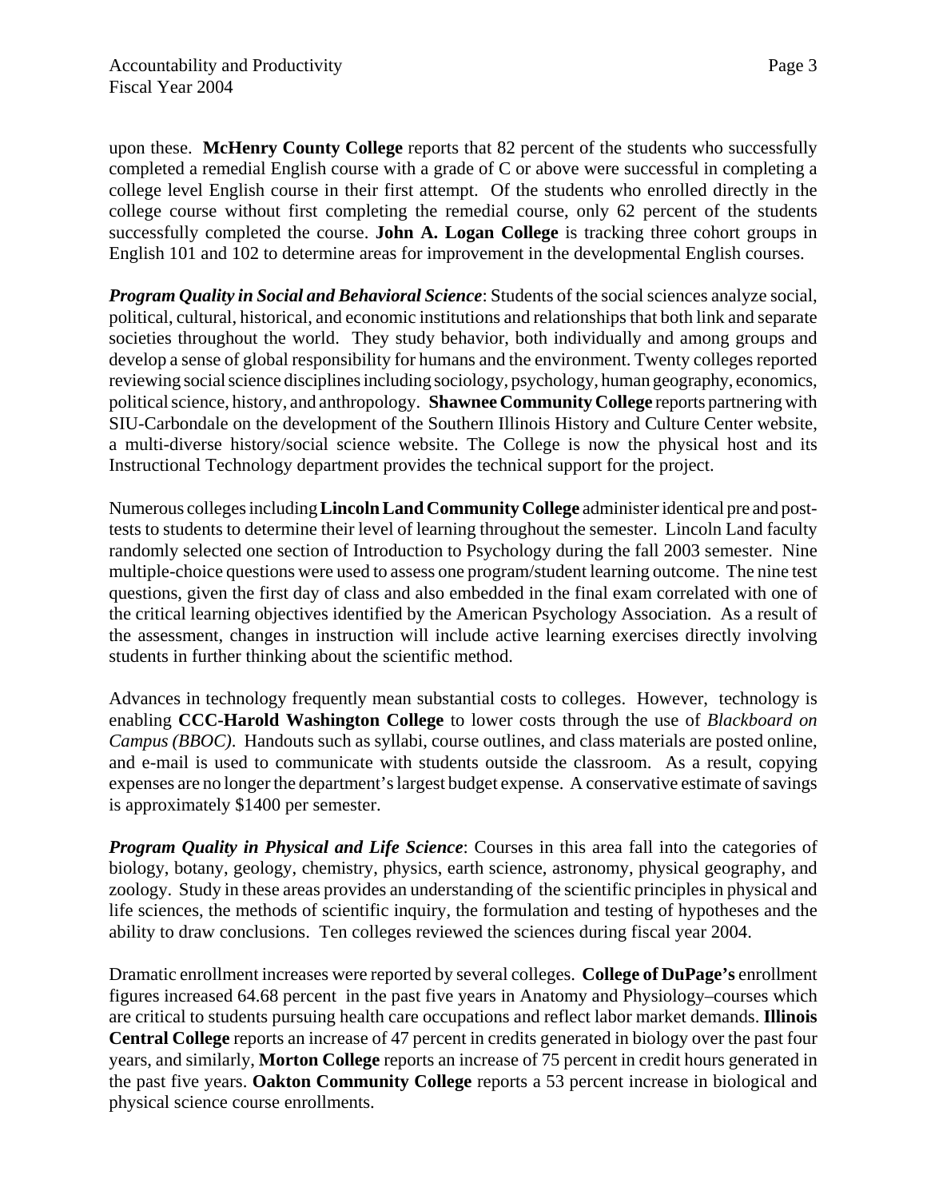upon these. **McHenry County College** reports that 82 percent of the students who successfully completed a remedial English course with a grade of C or above were successful in completing a college level English course in their first attempt. Of the students who enrolled directly in the college course without first completing the remedial course, only 62 percent of the students successfully completed the course. **John A. Logan College** is tracking three cohort groups in English 101 and 102 to determine areas for improvement in the developmental English courses.

***Program Quality in Social and Behavioral Science***: Students of the social sciences analyze social, political, cultural, historical, and economic institutions and relationships that both link and separate societies throughout the world. They study behavior, both individually and among groups and develop a sense of global responsibility for humans and the environment. Twenty colleges reported reviewing social science disciplines including sociology, psychology, human geography, economics, political science, history, and anthropology. **Shawnee Community College** reports partnering with SIU-Carbondale on the development of the Southern Illinois History and Culture Center website, a multi-diverse history/social science website. The College is now the physical host and its Instructional Technology department provides the technical support for the project.

Numerous colleges including **Lincoln Land Community College** administer identical pre and post-tests to students to determine their level of learning throughout the semester. Lincoln Land faculty randomly selected one section of Introduction to Psychology during the fall 2003 semester. Nine multiple-choice questions were used to assess one program/student learning outcome. The nine test questions, given the first day of class and also embedded in the final exam correlated with one of the critical learning objectives identified by the American Psychology Association. As a result of the assessment, changes in instruction will include active learning exercises directly involving students in further thinking about the scientific method.

Advances in technology frequently mean substantial costs to colleges. However, technology is enabling **CCC-Harold Washington College** to lower costs through the use of *Blackboard on Campus (BBOC)*. Handouts such as syllabi, course outlines, and class materials are posted online, and e-mail is used to communicate with students outside the classroom. As a result, copying expenses are no longer the department's largest budget expense. A conservative estimate of savings is approximately $1400 per semester.

***Program Quality in Physical and Life Science***: Courses in this area fall into the categories of biology, botany, geology, chemistry, physics, earth science, astronomy, physical geography, and zoology. Study in these areas provides an understanding of the scientific principles in physical and life sciences, the methods of scientific inquiry, the formulation and testing of hypotheses and the ability to draw conclusions. Ten colleges reviewed the sciences during fiscal year 2004.

Dramatic enrollment increases were reported by several colleges. **College of DuPage's** enrollment figures increased 64.68 percent in the past five years in Anatomy and Physiology–courses which are critical to students pursuing health care occupations and reflect labor market demands. **Illinois Central College** reports an increase of 47 percent in credits generated in biology over the past four years, and similarly, **Morton College** reports an increase of 75 percent in credit hours generated in the past five years. **Oakton Community College** reports a 53 percent increase in biological and physical science course enrollments.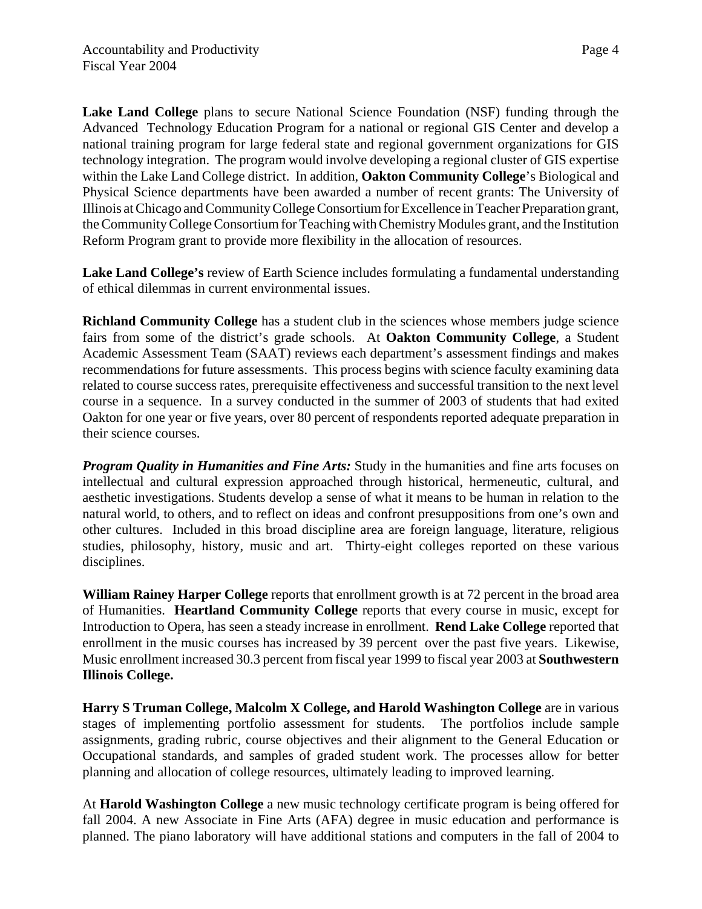**Lake Land College** plans to secure National Science Foundation (NSF) funding through the Advanced Technology Education Program for a national or regional GIS Center and develop a national training program for large federal state and regional government organizations for GIS technology integration. The program would involve developing a regional cluster of GIS expertise within the Lake Land College district. In addition, **Oakton Community College**'s Biological and Physical Science departments have been awarded a number of recent grants: The University of Illinois at Chicago and Community College Consortium for Excellence in Teacher Preparation grant, the Community College Consortium for Teaching with Chemistry Modules grant, and the Institution Reform Program grant to provide more flexibility in the allocation of resources.

**Lake Land College's** review of Earth Science includes formulating a fundamental understanding of ethical dilemmas in current environmental issues.

**Richland Community College** has a student club in the sciences whose members judge science fairs from some of the district's grade schools. At **Oakton Community College**, a Student Academic Assessment Team (SAAT) reviews each department's assessment findings and makes recommendations for future assessments. This process begins with science faculty examining data related to course success rates, prerequisite effectiveness and successful transition to the next level course in a sequence. In a survey conducted in the summer of 2003 of students that had exited Oakton for one year or five years, over 80 percent of respondents reported adequate preparation in their science courses.

***Program Quality in Humanities and Fine Arts:*** Study in the humanities and fine arts focuses on intellectual and cultural expression approached through historical, hermeneutic, cultural, and aesthetic investigations. Students develop a sense of what it means to be human in relation to the natural world, to others, and to reflect on ideas and confront presuppositions from one's own and other cultures. Included in this broad discipline area are foreign language, literature, religious studies, philosophy, history, music and art. Thirty-eight colleges reported on these various disciplines.

**William Rainey Harper College** reports that enrollment growth is at 72 percent in the broad area of Humanities. **Heartland Community College** reports that every course in music, except for Introduction to Opera, has seen a steady increase in enrollment. **Rend Lake College** reported that enrollment in the music courses has increased by 39 percent over the past five years. Likewise, Music enrollment increased 30.3 percent from fiscal year 1999 to fiscal year 2003 at **Southwestern Illinois College.**

**Harry S Truman College, Malcolm X College, and Harold Washington College** are in various stages of implementing portfolio assessment for students. The portfolios include sample assignments, grading rubric, course objectives and their alignment to the General Education or Occupational standards, and samples of graded student work. The processes allow for better planning and allocation of college resources, ultimately leading to improved learning.

At **Harold Washington College** a new music technology certificate program is being offered for fall 2004. A new Associate in Fine Arts (AFA) degree in music education and performance is planned. The piano laboratory will have additional stations and computers in the fall of 2004 to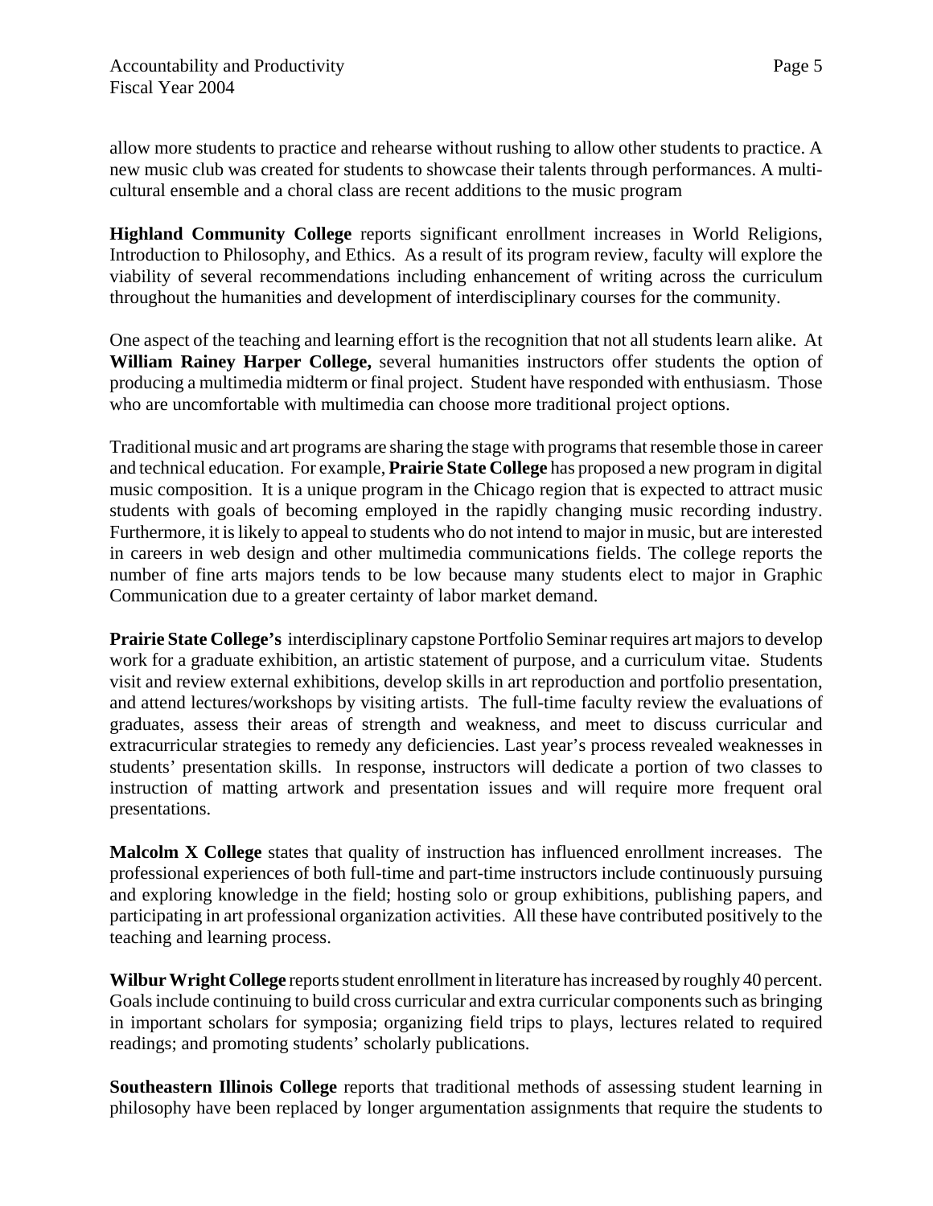allow more students to practice and rehearse without rushing to allow other students to practice. A new music club was created for students to showcase their talents through performances. A multi-cultural ensemble and a choral class are recent additions to the music program

**Highland Community College** reports significant enrollment increases in World Religions, Introduction to Philosophy, and Ethics. As a result of its program review, faculty will explore the viability of several recommendations including enhancement of writing across the curriculum throughout the humanities and development of interdisciplinary courses for the community.

One aspect of the teaching and learning effort is the recognition that not all students learn alike. At **William Rainey Harper College,** several humanities instructors offer students the option of producing a multimedia midterm or final project. Student have responded with enthusiasm. Those who are uncomfortable with multimedia can choose more traditional project options.

Traditional music and art programs are sharing the stage with programs that resemble those in career and technical education. For example, **Prairie State College** has proposed a new program in digital music composition. It is a unique program in the Chicago region that is expected to attract music students with goals of becoming employed in the rapidly changing music recording industry. Furthermore, it is likely to appeal to students who do not intend to major in music, but are interested in careers in web design and other multimedia communications fields. The college reports the number of fine arts majors tends to be low because many students elect to major in Graphic Communication due to a greater certainty of labor market demand.

**Prairie State College's** interdisciplinary capstone Portfolio Seminar requires art majors to develop work for a graduate exhibition, an artistic statement of purpose, and a curriculum vitae. Students visit and review external exhibitions, develop skills in art reproduction and portfolio presentation, and attend lectures/workshops by visiting artists. The full-time faculty review the evaluations of graduates, assess their areas of strength and weakness, and meet to discuss curricular and extracurricular strategies to remedy any deficiencies. Last year's process revealed weaknesses in students' presentation skills. In response, instructors will dedicate a portion of two classes to instruction of matting artwork and presentation issues and will require more frequent oral presentations.

**Malcolm X College** states that quality of instruction has influenced enrollment increases. The professional experiences of both full-time and part-time instructors include continuously pursuing and exploring knowledge in the field; hosting solo or group exhibitions, publishing papers, and participating in art professional organization activities. All these have contributed positively to the teaching and learning process.

**Wilbur Wright College** reports student enrollment in literature has increased by roughly 40 percent. Goals include continuing to build cross curricular and extra curricular components such as bringing in important scholars for symposia; organizing field trips to plays, lectures related to required readings; and promoting students' scholarly publications.

**Southeastern Illinois College** reports that traditional methods of assessing student learning in philosophy have been replaced by longer argumentation assignments that require the students to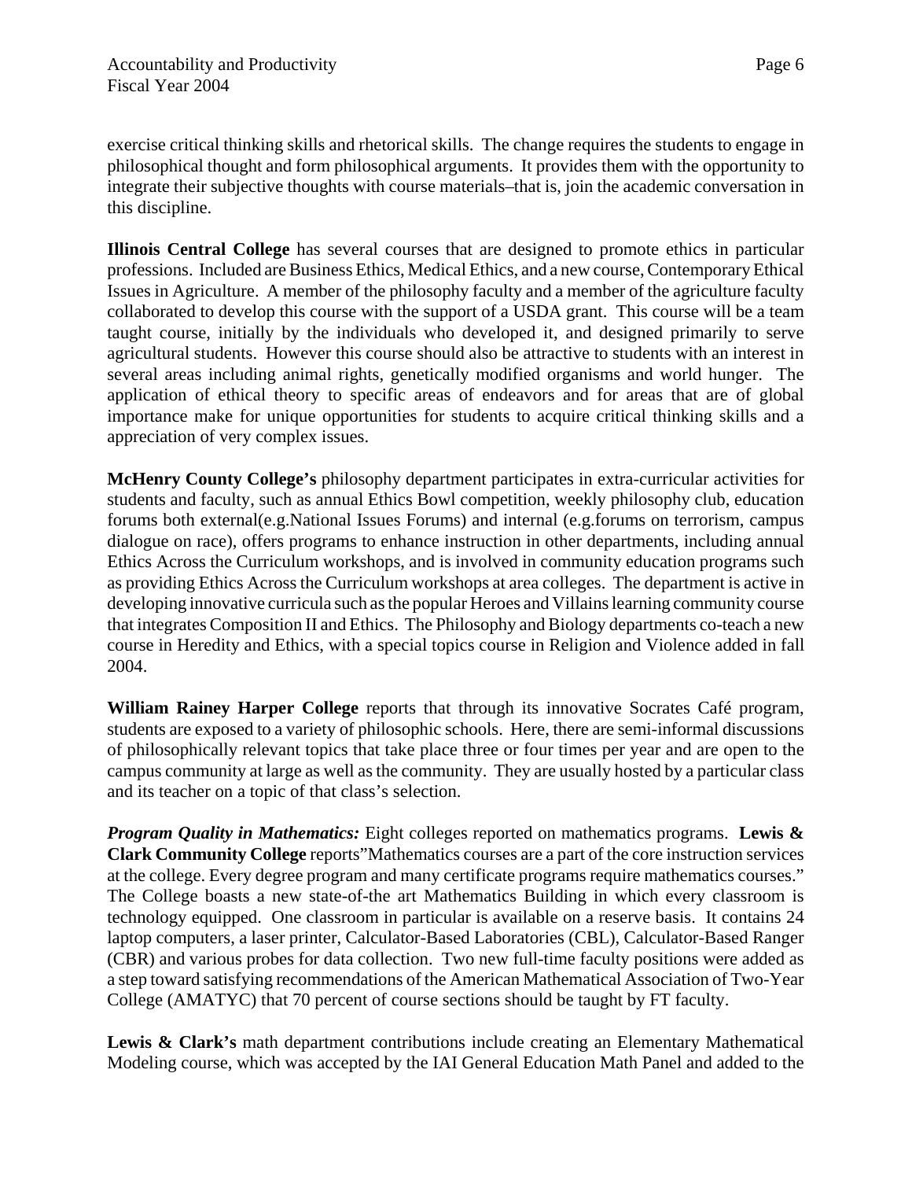exercise critical thinking skills and rhetorical skills. The change requires the students to engage in philosophical thought and form philosophical arguments. It provides them with the opportunity to integrate their subjective thoughts with course materials–that is, join the academic conversation in this discipline.

**Illinois Central College** has several courses that are designed to promote ethics in particular professions. Included are Business Ethics, Medical Ethics, and a new course, Contemporary Ethical Issues in Agriculture. A member of the philosophy faculty and a member of the agriculture faculty collaborated to develop this course with the support of a USDA grant. This course will be a team taught course, initially by the individuals who developed it, and designed primarily to serve agricultural students. However this course should also be attractive to students with an interest in several areas including animal rights, genetically modified organisms and world hunger. The application of ethical theory to specific areas of endeavors and for areas that are of global importance make for unique opportunities for students to acquire critical thinking skills and a appreciation of very complex issues.

**McHenry County College's** philosophy department participates in extra-curricular activities for students and faculty, such as annual Ethics Bowl competition, weekly philosophy club, education forums both external(e.g.National Issues Forums) and internal (e.g.forums on terrorism, campus dialogue on race), offers programs to enhance instruction in other departments, including annual Ethics Across the Curriculum workshops, and is involved in community education programs such as providing Ethics Across the Curriculum workshops at area colleges. The department is active in developing innovative curricula such as the popular Heroes and Villains learning community course that integrates Composition II and Ethics. The Philosophy and Biology departments co-teach a new course in Heredity and Ethics, with a special topics course in Religion and Violence added in fall 2004.

**William Rainey Harper College** reports that through its innovative Socrates Café program, students are exposed to a variety of philosophic schools. Here, there are semi-informal discussions of philosophically relevant topics that take place three or four times per year and are open to the campus community at large as well as the community. They are usually hosted by a particular class and its teacher on a topic of that class's selection.

***Program Quality in Mathematics:*** Eight colleges reported on mathematics programs. **Lewis & Clark Community College** reports"Mathematics courses are a part of the core instruction services at the college. Every degree program and many certificate programs require mathematics courses." The College boasts a new state-of-the art Mathematics Building in which every classroom is technology equipped. One classroom in particular is available on a reserve basis. It contains 24 laptop computers, a laser printer, Calculator-Based Laboratories (CBL), Calculator-Based Ranger (CBR) and various probes for data collection. Two new full-time faculty positions were added as a step toward satisfying recommendations of the American Mathematical Association of Two-Year College (AMATYC) that 70 percent of course sections should be taught by FT faculty.

**Lewis & Clark's** math department contributions include creating an Elementary Mathematical Modeling course, which was accepted by the IAI General Education Math Panel and added to the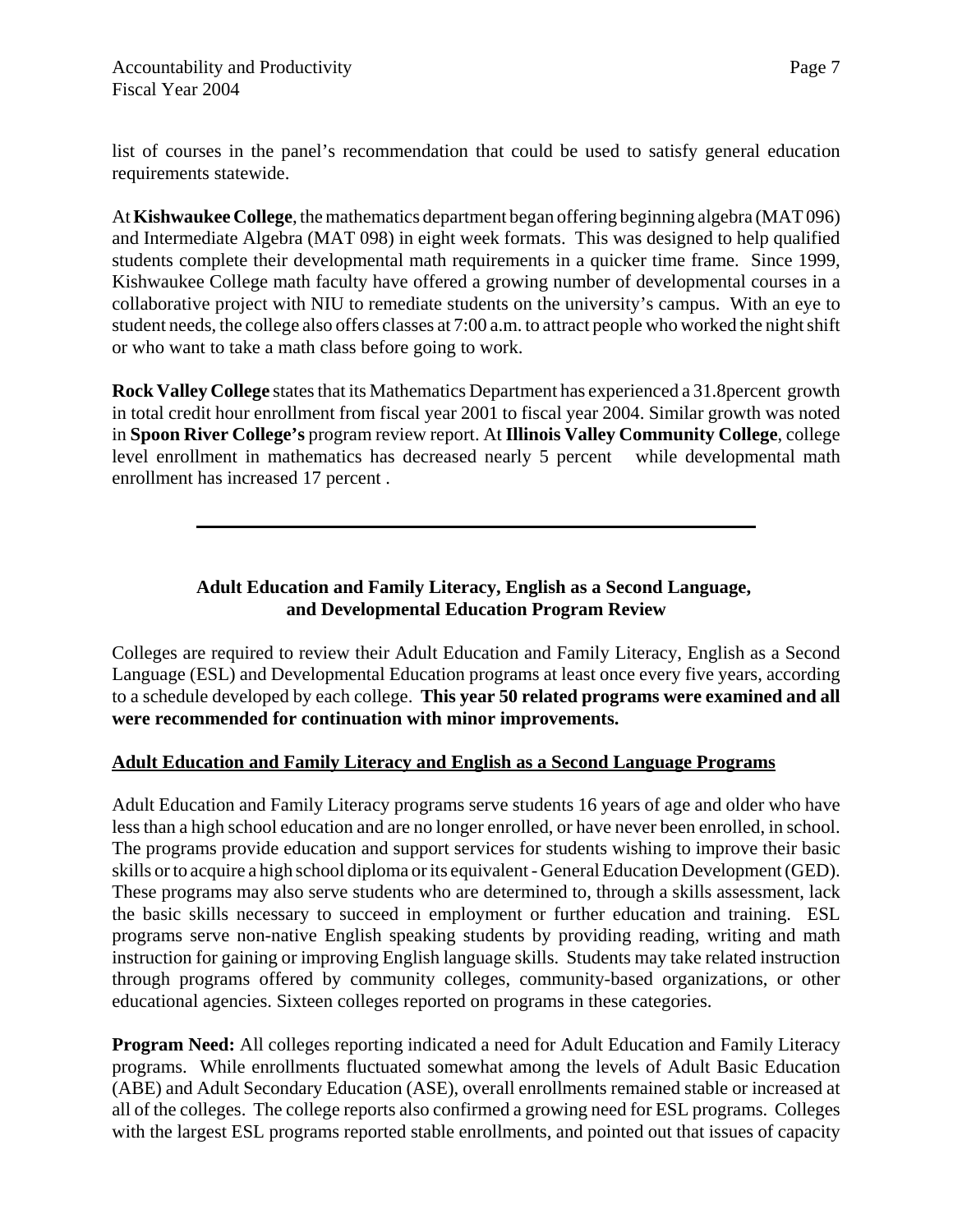list of courses in the panel's recommendation that could be used to satisfy general education requirements statewide.

At **Kishwaukee College**, the mathematics department began offering beginning algebra (MAT 096) and Intermediate Algebra (MAT 098) in eight week formats. This was designed to help qualified students complete their developmental math requirements in a quicker time frame. Since 1999, Kishwaukee College math faculty have offered a growing number of developmental courses in a collaborative project with NIU to remediate students on the university's campus. With an eye to student needs, the college also offers classes at 7:00 a.m. to attract people who worked the night shift or who want to take a math class before going to work.

**Rock Valley College** states that its Mathematics Department has experienced a 31.8percent growth in total credit hour enrollment from fiscal year 2001 to fiscal year 2004. Similar growth was noted in **Spoon River College's** program review report. At **Illinois Valley Community College**, college level enrollment in mathematics has decreased nearly 5 percent while developmental math enrollment has increased 17 percent .

---

## Adult Education and Family Literacy, English as a Second Language, and Developmental Education Program Review

Colleges are required to review their Adult Education and Family Literacy, English as a Second Language (ESL) and Developmental Education programs at least once every five years, according to a schedule developed by each college. **This year 50 related programs were examined and all were recommended for continuation with minor improvements.**

### Adult Education and Family Literacy and English as a Second Language Programs

Adult Education and Family Literacy programs serve students 16 years of age and older who have less than a high school education and are no longer enrolled, or have never been enrolled, in school. The programs provide education and support services for students wishing to improve their basic skills or to acquire a high school diploma or its equivalent - General Education Development (GED). These programs may also serve students who are determined to, through a skills assessment, lack the basic skills necessary to succeed in employment or further education and training. ESL programs serve non-native English speaking students by providing reading, writing and math instruction for gaining or improving English language skills. Students may take related instruction through programs offered by community colleges, community-based organizations, or other educational agencies. Sixteen colleges reported on programs in these categories.

**Program Need:** All colleges reporting indicated a need for Adult Education and Family Literacy programs. While enrollments fluctuated somewhat among the levels of Adult Basic Education (ABE) and Adult Secondary Education (ASE), overall enrollments remained stable or increased at all of the colleges. The college reports also confirmed a growing need for ESL programs. Colleges with the largest ESL programs reported stable enrollments, and pointed out that issues of capacity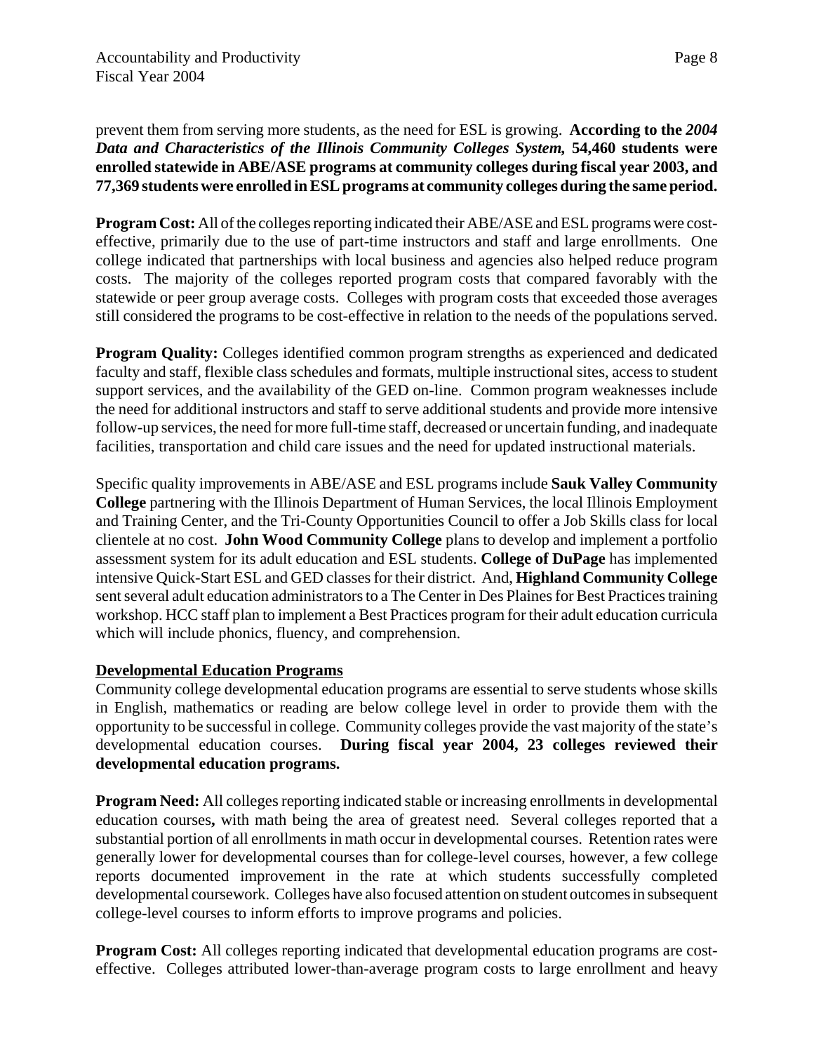prevent them from serving more students, as the need for ESL is growing. **According to the *2004 Data and Characteristics of the Illinois Community Colleges System,* 54,460 students were enrolled statewide in ABE/ASE programs at community colleges during fiscal year 2003, and 77,369 students were enrolled in ESL programs at community colleges during the same period.**

**Program Cost:** All of the colleges reporting indicated their ABE/ASE and ESL programs were cost-effective, primarily due to the use of part-time instructors and staff and large enrollments. One college indicated that partnerships with local business and agencies also helped reduce program costs. The majority of the colleges reported program costs that compared favorably with the statewide or peer group average costs. Colleges with program costs that exceeded those averages still considered the programs to be cost-effective in relation to the needs of the populations served.

**Program Quality:** Colleges identified common program strengths as experienced and dedicated faculty and staff, flexible class schedules and formats, multiple instructional sites, access to student support services, and the availability of the GED on-line. Common program weaknesses include the need for additional instructors and staff to serve additional students and provide more intensive follow-up services, the need for more full-time staff, decreased or uncertain funding, and inadequate facilities, transportation and child care issues and the need for updated instructional materials.

Specific quality improvements in ABE/ASE and ESL programs include **Sauk Valley Community College** partnering with the Illinois Department of Human Services, the local Illinois Employment and Training Center, and the Tri-County Opportunities Council to offer a Job Skills class for local clientele at no cost. **John Wood Community College** plans to develop and implement a portfolio assessment system for its adult education and ESL students. **College of DuPage** has implemented intensive Quick-Start ESL and GED classes for their district. And, **Highland Community College** sent several adult education administrators to a The Center in Des Plaines for Best Practices training workshop. HCC staff plan to implement a Best Practices program for their adult education curricula which will include phonics, fluency, and comprehension.

## Developmental Education Programs

Community college developmental education programs are essential to serve students whose skills in English, mathematics or reading are below college level in order to provide them with the opportunity to be successful in college. Community colleges provide the vast majority of the state's developmental education courses. **During fiscal year 2004, 23 colleges reviewed their developmental education programs.**

**Program Need:** All colleges reporting indicated stable or increasing enrollments in developmental education courses**,** with math being the area of greatest need. Several colleges reported that a substantial portion of all enrollments in math occur in developmental courses. Retention rates were generally lower for developmental courses than for college-level courses, however, a few college reports documented improvement in the rate at which students successfully completed developmental coursework. Colleges have also focused attention on student outcomes in subsequent college-level courses to inform efforts to improve programs and policies.

**Program Cost:** All colleges reporting indicated that developmental education programs are cost-effective. Colleges attributed lower-than-average program costs to large enrollment and heavy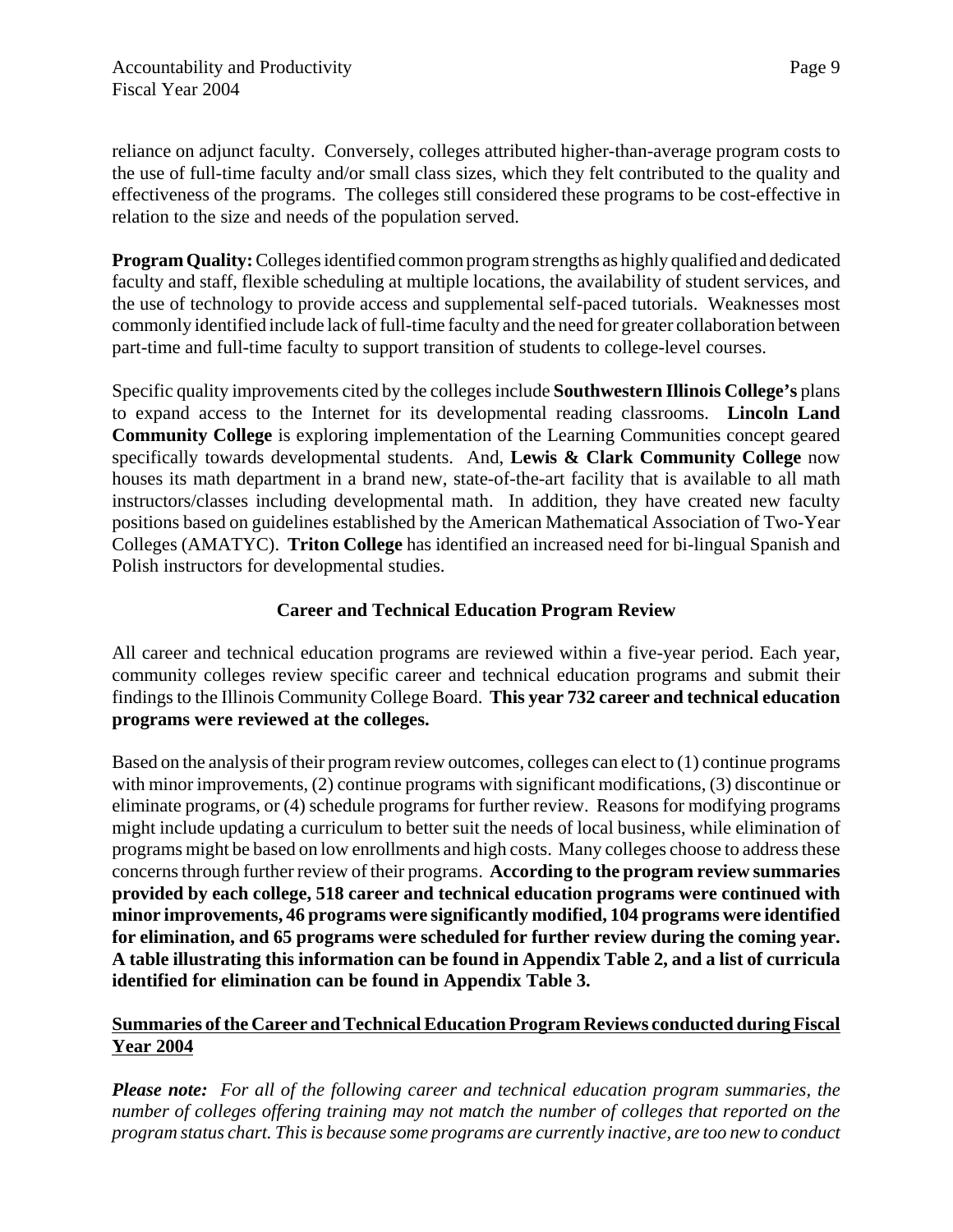reliance on adjunct faculty. Conversely, colleges attributed higher-than-average program costs to the use of full-time faculty and/or small class sizes, which they felt contributed to the quality and effectiveness of the programs. The colleges still considered these programs to be cost-effective in relation to the size and needs of the population served.

**Program Quality:** Colleges identified common program strengths as highly qualified and dedicated faculty and staff, flexible scheduling at multiple locations, the availability of student services, and the use of technology to provide access and supplemental self-paced tutorials. Weaknesses most commonly identified include lack of full-time faculty and the need for greater collaboration between part-time and full-time faculty to support transition of students to college-level courses.

Specific quality improvements cited by the colleges include **Southwestern Illinois College's** plans to expand access to the Internet for its developmental reading classrooms. **Lincoln Land Community College** is exploring implementation of the Learning Communities concept geared specifically towards developmental students. And, **Lewis & Clark Community College** now houses its math department in a brand new, state-of-the-art facility that is available to all math instructors/classes including developmental math. In addition, they have created new faculty positions based on guidelines established by the American Mathematical Association of Two-Year Colleges (AMATYC). **Triton College** has identified an increased need for bi-lingual Spanish and Polish instructors for developmental studies.

## Career and Technical Education Program Review

All career and technical education programs are reviewed within a five-year period. Each year, community colleges review specific career and technical education programs and submit their findings to the Illinois Community College Board. **This year 732 career and technical education programs were reviewed at the colleges.**

Based on the analysis of their program review outcomes, colleges can elect to (1) continue programs with minor improvements, (2) continue programs with significant modifications, (3) discontinue or eliminate programs, or (4) schedule programs for further review. Reasons for modifying programs might include updating a curriculum to better suit the needs of local business, while elimination of programs might be based on low enrollments and high costs. Many colleges choose to address these concerns through further review of their programs. **According to the program review summaries provided by each college, 518 career and technical education programs were continued with minor improvements, 46 programs were significantly modified, 104 programs were identified for elimination, and 65 programs were scheduled for further review during the coming year. A table illustrating this information can be found in Appendix Table 2, and a list of curricula identified for elimination can be found in Appendix Table 3.**

### Summaries of the Career and Technical Education Program Reviews conducted during Fiscal Year 2004

***Please note:*** *For all of the following career and technical education program summaries, the number of colleges offering training may not match the number of colleges that reported on the program status chart. This is because some programs are currently inactive, are too new to conduct*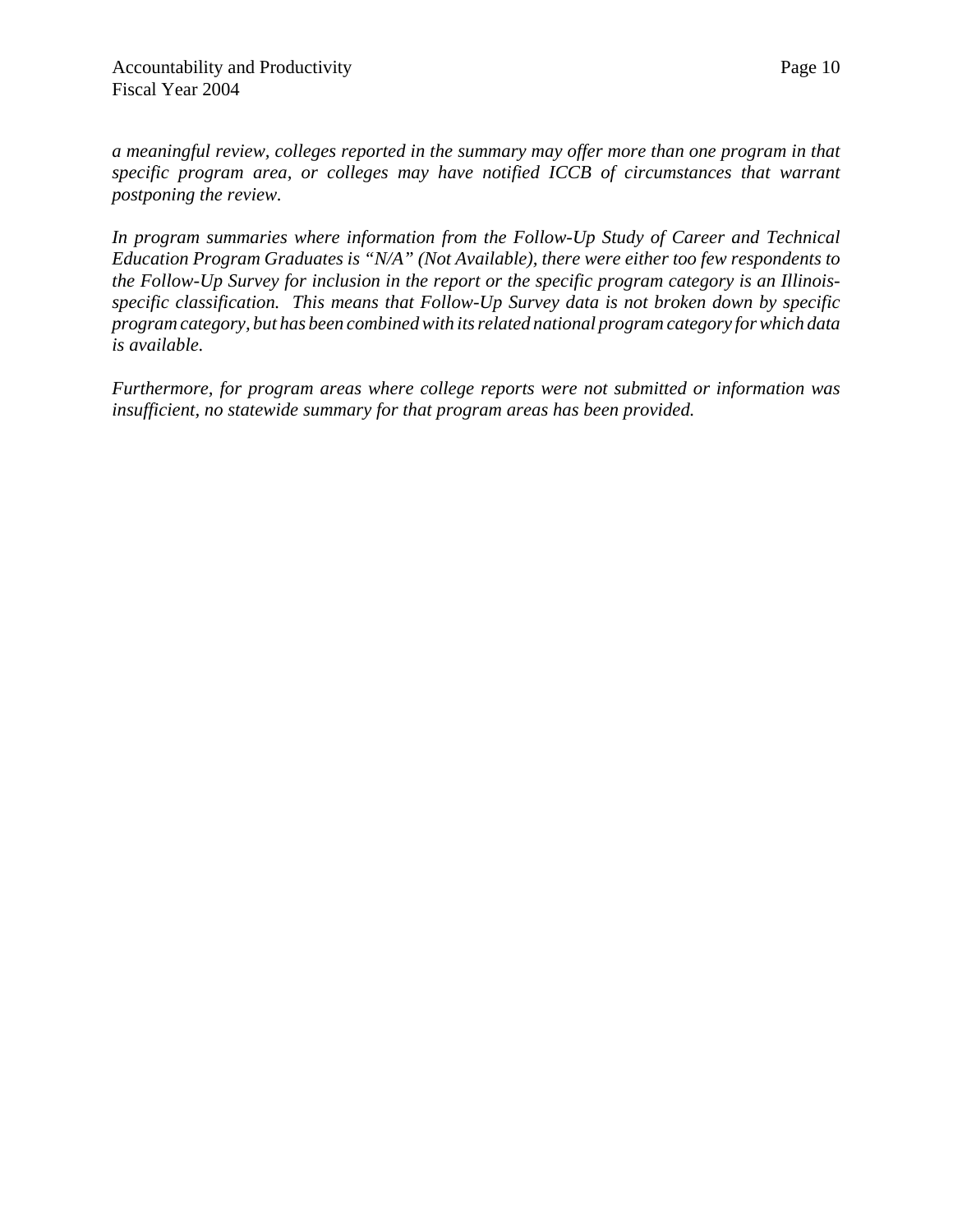*a meaningful review, colleges reported in the summary may offer more than one program in that specific program area, or colleges may have notified ICCB of circumstances that warrant postponing the review.*

*In program summaries where information from the Follow-Up Study of Career and Technical Education Program Graduates is "N/A" (Not Available), there were either too few respondents to the Follow-Up Survey for inclusion in the report or the specific program category is an Illinois-specific classification. This means that Follow-Up Survey data is not broken down by specific program category, but has been combined with its related national program category for which data is available.*

*Furthermore, for program areas where college reports were not submitted or information was insufficient, no statewide summary for that program areas has been provided.*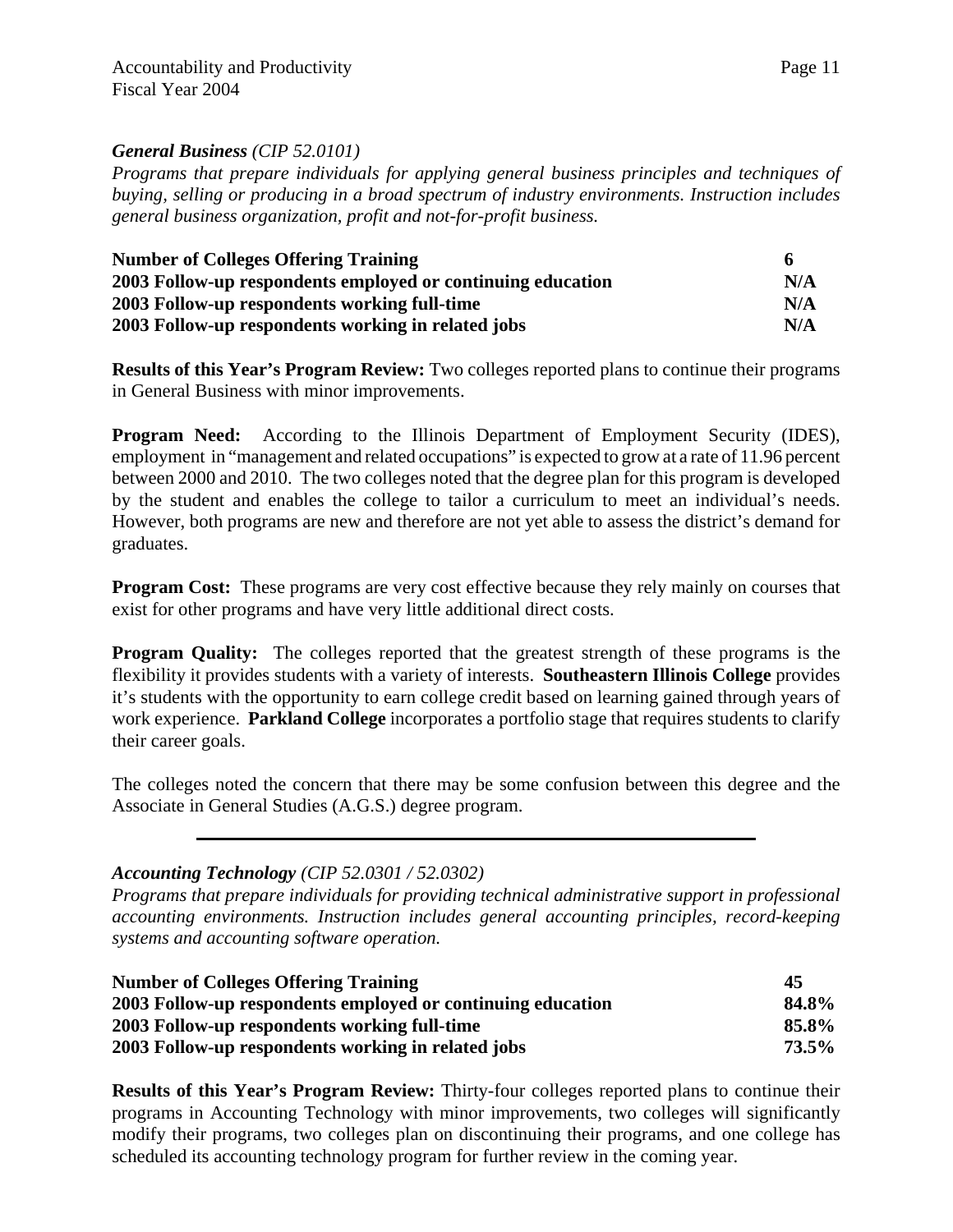***General Business** (CIP 52.0101)*

*Programs that prepare individuals for applying general business principles and techniques of buying, selling or producing in a broad spectrum of industry environments. Instruction includes general business organization, profit and not-for-profit business.*

| | |
|---|---|
| **Number of Colleges Offering Training** | **6** |
| **2003 Follow-up respondents employed or continuing education** | **N/A** |
| **2003 Follow-up respondents working full-time** | **N/A** |
| **2003 Follow-up respondents working in related jobs** | **N/A** |

**Results of this Year's Program Review:** Two colleges reported plans to continue their programs in General Business with minor improvements.

**Program Need:** According to the Illinois Department of Employment Security (IDES), employment in "management and related occupations" is expected to grow at a rate of 11.96 percent between 2000 and 2010. The two colleges noted that the degree plan for this program is developed by the student and enables the college to tailor a curriculum to meet an individual's needs. However, both programs are new and therefore are not yet able to assess the district's demand for graduates.

**Program Cost:** These programs are very cost effective because they rely mainly on courses that exist for other programs and have very little additional direct costs.

**Program Quality:** The colleges reported that the greatest strength of these programs is the flexibility it provides students with a variety of interests. **Southeastern Illinois College** provides it's students with the opportunity to earn college credit based on learning gained through years of work experience. **Parkland College** incorporates a portfolio stage that requires students to clarify their career goals.

The colleges noted the concern that there may be some confusion between this degree and the Associate in General Studies (A.G.S.) degree program.

---

***Accounting Technology** (CIP 52.0301 / 52.0302)*

*Programs that prepare individuals for providing technical administrative support in professional accounting environments. Instruction includes general accounting principles, record-keeping systems and accounting software operation.*

| | |
|---|---|
| **Number of Colleges Offering Training** | **45** |
| **2003 Follow-up respondents employed or continuing education** | **84.8%** |
| **2003 Follow-up respondents working full-time** | **85.8%** |
| **2003 Follow-up respondents working in related jobs** | **73.5%** |

**Results of this Year's Program Review:** Thirty-four colleges reported plans to continue their programs in Accounting Technology with minor improvements, two colleges will significantly modify their programs, two colleges plan on discontinuing their programs, and one college has scheduled its accounting technology program for further review in the coming year.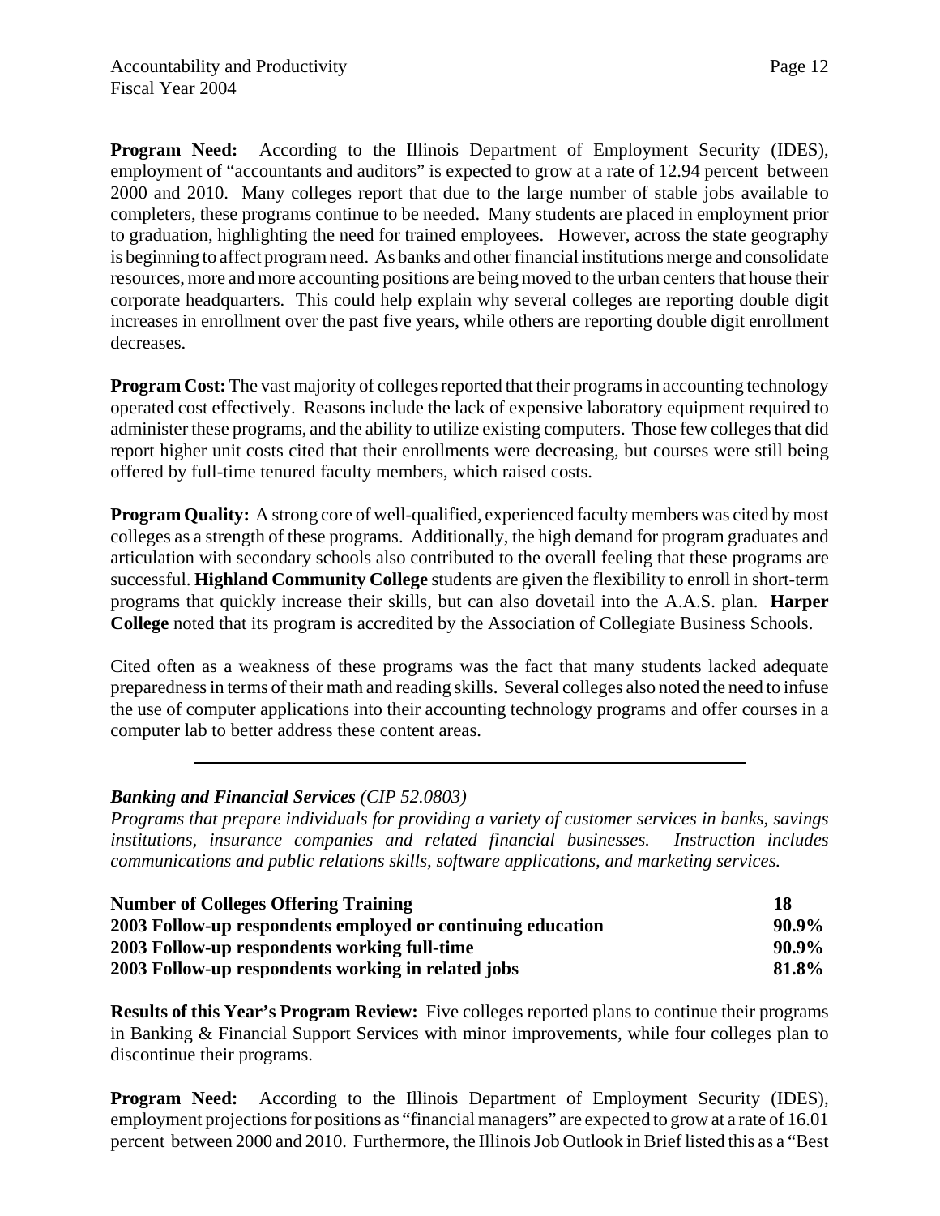**Program Need:** According to the Illinois Department of Employment Security (IDES), employment of "accountants and auditors" is expected to grow at a rate of 12.94 percent between 2000 and 2010. Many colleges report that due to the large number of stable jobs available to completers, these programs continue to be needed. Many students are placed in employment prior to graduation, highlighting the need for trained employees. However, across the state geography is beginning to affect program need. As banks and other financial institutions merge and consolidate resources, more and more accounting positions are being moved to the urban centers that house their corporate headquarters. This could help explain why several colleges are reporting double digit increases in enrollment over the past five years, while others are reporting double digit enrollment decreases.

**Program Cost:** The vast majority of colleges reported that their programs in accounting technology operated cost effectively. Reasons include the lack of expensive laboratory equipment required to administer these programs, and the ability to utilize existing computers. Those few colleges that did report higher unit costs cited that their enrollments were decreasing, but courses were still being offered by full-time tenured faculty members, which raised costs.

**Program Quality:** A strong core of well-qualified, experienced faculty members was cited by most colleges as a strength of these programs. Additionally, the high demand for program graduates and articulation with secondary schools also contributed to the overall feeling that these programs are successful. **Highland Community College** students are given the flexibility to enroll in short-term programs that quickly increase their skills, but can also dovetail into the A.A.S. plan. **Harper College** noted that its program is accredited by the Association of Collegiate Business Schools.

Cited often as a weakness of these programs was the fact that many students lacked adequate preparedness in terms of their math and reading skills. Several colleges also noted the need to infuse the use of computer applications into their accounting technology programs and offer courses in a computer lab to better address these content areas.

---

***Banking and Financial Services** (CIP 52.0803)*

*Programs that prepare individuals for providing a variety of customer services in banks, savings institutions, insurance companies and related financial businesses. Instruction includes communications and public relations skills, software applications, and marketing services.*

| | |
|---|---|
| **Number of Colleges Offering Training** | **18** |
| **2003 Follow-up respondents employed or continuing education** | **90.9%** |
| **2003 Follow-up respondents working full-time** | **90.9%** |
| **2003 Follow-up respondents working in related jobs** | **81.8%** |

**Results of this Year's Program Review:** Five colleges reported plans to continue their programs in Banking & Financial Support Services with minor improvements, while four colleges plan to discontinue their programs.

**Program Need:** According to the Illinois Department of Employment Security (IDES), employment projections for positions as "financial managers" are expected to grow at a rate of 16.01 percent between 2000 and 2010. Furthermore, the Illinois Job Outlook in Brief listed this as a "Best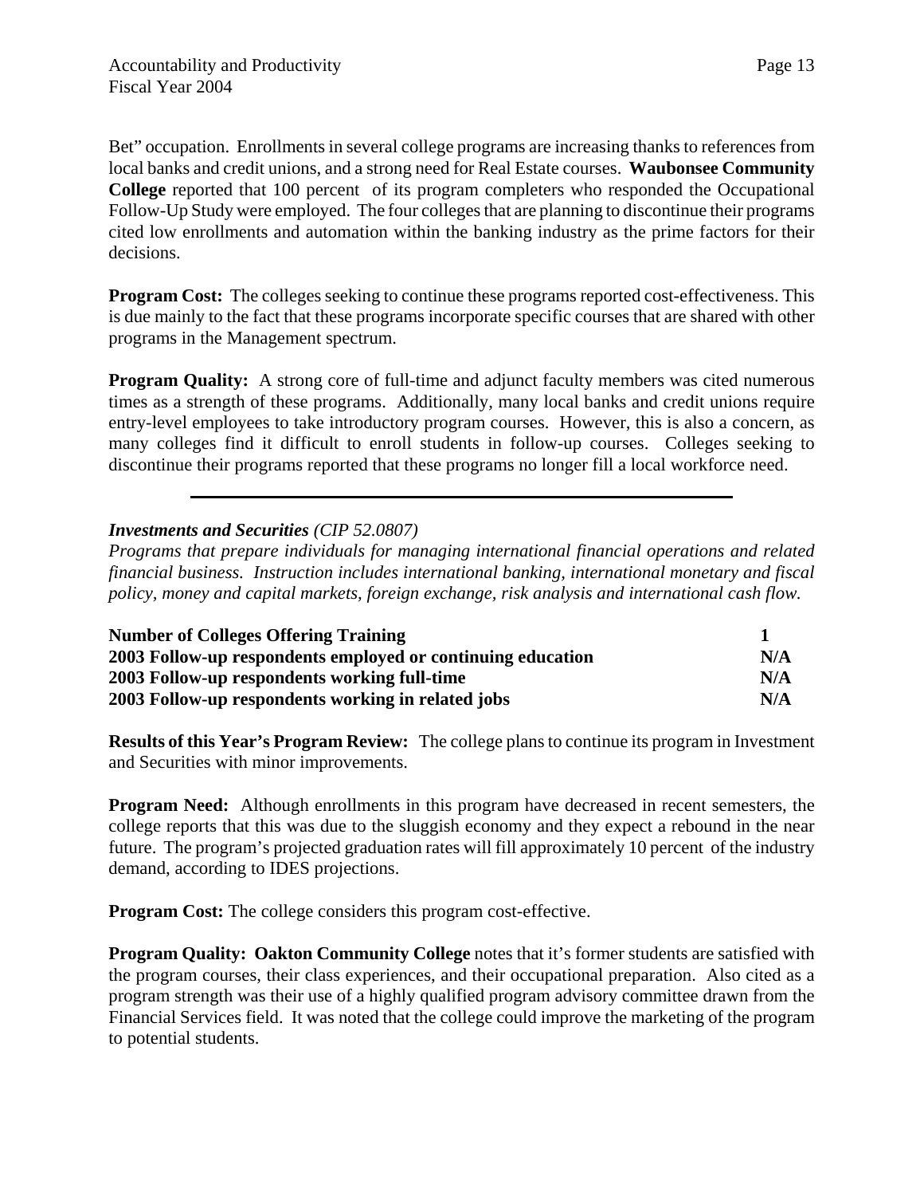Bet" occupation. Enrollments in several college programs are increasing thanks to references from local banks and credit unions, and a strong need for Real Estate courses. **Waubonsee Community College** reported that 100 percent of its program completers who responded the Occupational Follow-Up Study were employed. The four colleges that are planning to discontinue their programs cited low enrollments and automation within the banking industry as the prime factors for their decisions.

**Program Cost:** The colleges seeking to continue these programs reported cost-effectiveness. This is due mainly to the fact that these programs incorporate specific courses that are shared with other programs in the Management spectrum.

**Program Quality:** A strong core of full-time and adjunct faculty members was cited numerous times as a strength of these programs. Additionally, many local banks and credit unions require entry-level employees to take introductory program courses. However, this is also a concern, as many colleges find it difficult to enroll students in follow-up courses. Colleges seeking to discontinue their programs reported that these programs no longer fill a local workforce need.

---

***Investments and Securities** (CIP 52.0807)*

*Programs that prepare individuals for managing international financial operations and related financial business. Instruction includes international banking, international monetary and fiscal policy, money and capital markets, foreign exchange, risk analysis and international cash flow.*

| | |
|---|---|
| **Number of Colleges Offering Training** | **1** |
| **2003 Follow-up respondents employed or continuing education** | **N/A** |
| **2003 Follow-up respondents working full-time** | **N/A** |
| **2003 Follow-up respondents working in related jobs** | **N/A** |

**Results of this Year's Program Review:** The college plans to continue its program in Investment and Securities with minor improvements.

**Program Need:** Although enrollments in this program have decreased in recent semesters, the college reports that this was due to the sluggish economy and they expect a rebound in the near future. The program's projected graduation rates will fill approximately 10 percent of the industry demand, according to IDES projections.

**Program Cost:** The college considers this program cost-effective.

**Program Quality: Oakton Community College** notes that it's former students are satisfied with the program courses, their class experiences, and their occupational preparation. Also cited as a program strength was their use of a highly qualified program advisory committee drawn from the Financial Services field. It was noted that the college could improve the marketing of the program to potential students.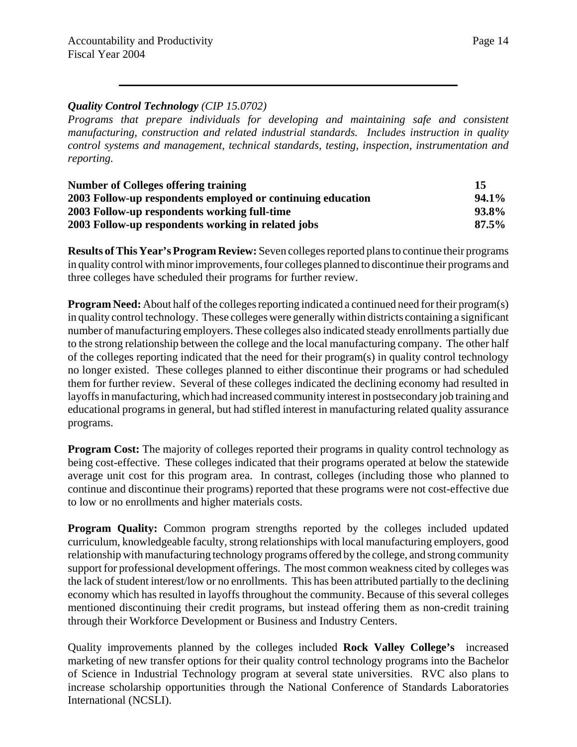### *Quality Control Technology* *(CIP 15.0702)*

*Programs that prepare individuals for developing and maintaining safe and consistent manufacturing, construction and related industrial standards. Includes instruction in quality control systems and management, technical standards, testing, inspection, instrumentation and reporting.*

| | |
|---|---|
| **Number of Colleges offering training** | **15** |
| **2003 Follow-up respondents employed or continuing education** | **94.1%** |
| **2003 Follow-up respondents working full-time** | **93.8%** |
| **2003 Follow-up respondents working in related jobs** | **87.5%** |

**Results of This Year's Program Review:** Seven colleges reported plans to continue their programs in quality control with minor improvements, four colleges planned to discontinue their programs and three colleges have scheduled their programs for further review.

**Program Need:** About half of the colleges reporting indicated a continued need for their program(s) in quality control technology. These colleges were generally within districts containing a significant number of manufacturing employers. These colleges also indicated steady enrollments partially due to the strong relationship between the college and the local manufacturing company. The other half of the colleges reporting indicated that the need for their program(s) in quality control technology no longer existed. These colleges planned to either discontinue their programs or had scheduled them for further review. Several of these colleges indicated the declining economy had resulted in layoffs in manufacturing, which had increased community interest in postsecondary job training and educational programs in general, but had stifled interest in manufacturing related quality assurance programs.

**Program Cost:** The majority of colleges reported their programs in quality control technology as being cost-effective. These colleges indicated that their programs operated at below the statewide average unit cost for this program area. In contrast, colleges (including those who planned to continue and discontinue their programs) reported that these programs were not cost-effective due to low or no enrollments and higher materials costs.

**Program Quality:** Common program strengths reported by the colleges included updated curriculum, knowledgeable faculty, strong relationships with local manufacturing employers, good relationship with manufacturing technology programs offered by the college, and strong community support for professional development offerings. The most common weakness cited by colleges was the lack of student interest/low or no enrollments. This has been attributed partially to the declining economy which has resulted in layoffs throughout the community. Because of this several colleges mentioned discontinuing their credit programs, but instead offering them as non-credit training through their Workforce Development or Business and Industry Centers.

Quality improvements planned by the colleges included **Rock Valley College's** increased marketing of new transfer options for their quality control technology programs into the Bachelor of Science in Industrial Technology program at several state universities. RVC also plans to increase scholarship opportunities through the National Conference of Standards Laboratories International (NCSLI).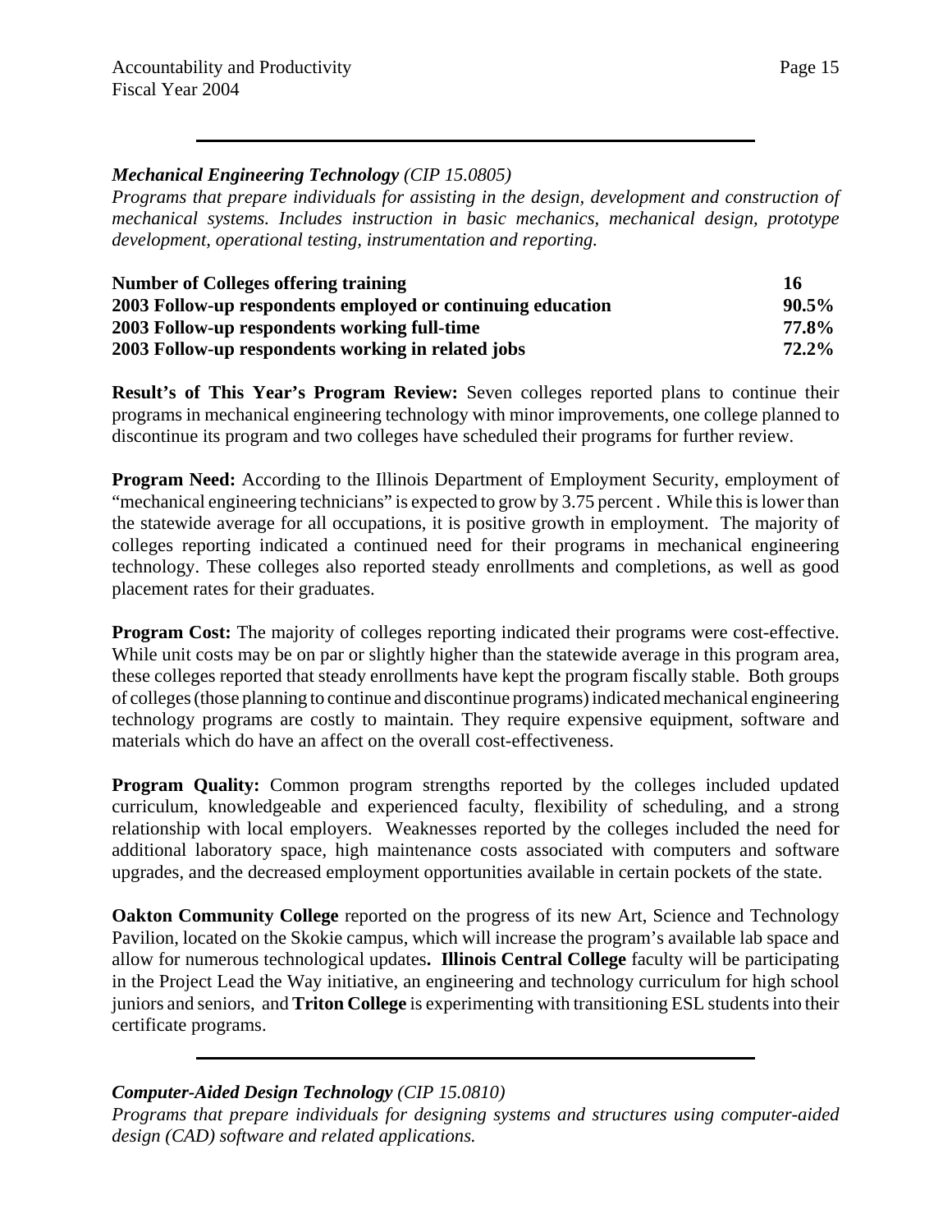***Mechanical Engineering Technology** (CIP 15.0805)*

*Programs that prepare individuals for assisting in the design, development and construction of mechanical systems. Includes instruction in basic mechanics, mechanical design, prototype development, operational testing, instrumentation and reporting.*

| | |
|---|---|
| **Number of Colleges offering training** | **16** |
| **2003 Follow-up respondents employed or continuing education** | **90.5%** |
| **2003 Follow-up respondents working full-time** | **77.8%** |
| **2003 Follow-up respondents working in related jobs** | **72.2%** |

**Result's of This Year's Program Review:** Seven colleges reported plans to continue their programs in mechanical engineering technology with minor improvements, one college planned to discontinue its program and two colleges have scheduled their programs for further review.

**Program Need:** According to the Illinois Department of Employment Security, employment of "mechanical engineering technicians" is expected to grow by 3.75 percent . While this is lower than the statewide average for all occupations, it is positive growth in employment. The majority of colleges reporting indicated a continued need for their programs in mechanical engineering technology. These colleges also reported steady enrollments and completions, as well as good placement rates for their graduates.

**Program Cost:** The majority of colleges reporting indicated their programs were cost-effective. While unit costs may be on par or slightly higher than the statewide average in this program area, these colleges reported that steady enrollments have kept the program fiscally stable. Both groups of colleges (those planning to continue and discontinue programs) indicated mechanical engineering technology programs are costly to maintain. They require expensive equipment, software and materials which do have an affect on the overall cost-effectiveness.

**Program Quality:** Common program strengths reported by the colleges included updated curriculum, knowledgeable and experienced faculty, flexibility of scheduling, and a strong relationship with local employers. Weaknesses reported by the colleges included the need for additional laboratory space, high maintenance costs associated with computers and software upgrades, and the decreased employment opportunities available in certain pockets of the state.

**Oakton Community College** reported on the progress of its new Art, Science and Technology Pavilion, located on the Skokie campus, which will increase the program's available lab space and allow for numerous technological updates**. Illinois Central College** faculty will be participating in the Project Lead the Way initiative, an engineering and technology curriculum for high school juniors and seniors, and **Triton College** is experimenting with transitioning ESL students into their certificate programs.

***Computer-Aided Design Technology** (CIP 15.0810)*

*Programs that prepare individuals for designing systems and structures using computer-aided design (CAD) software and related applications.*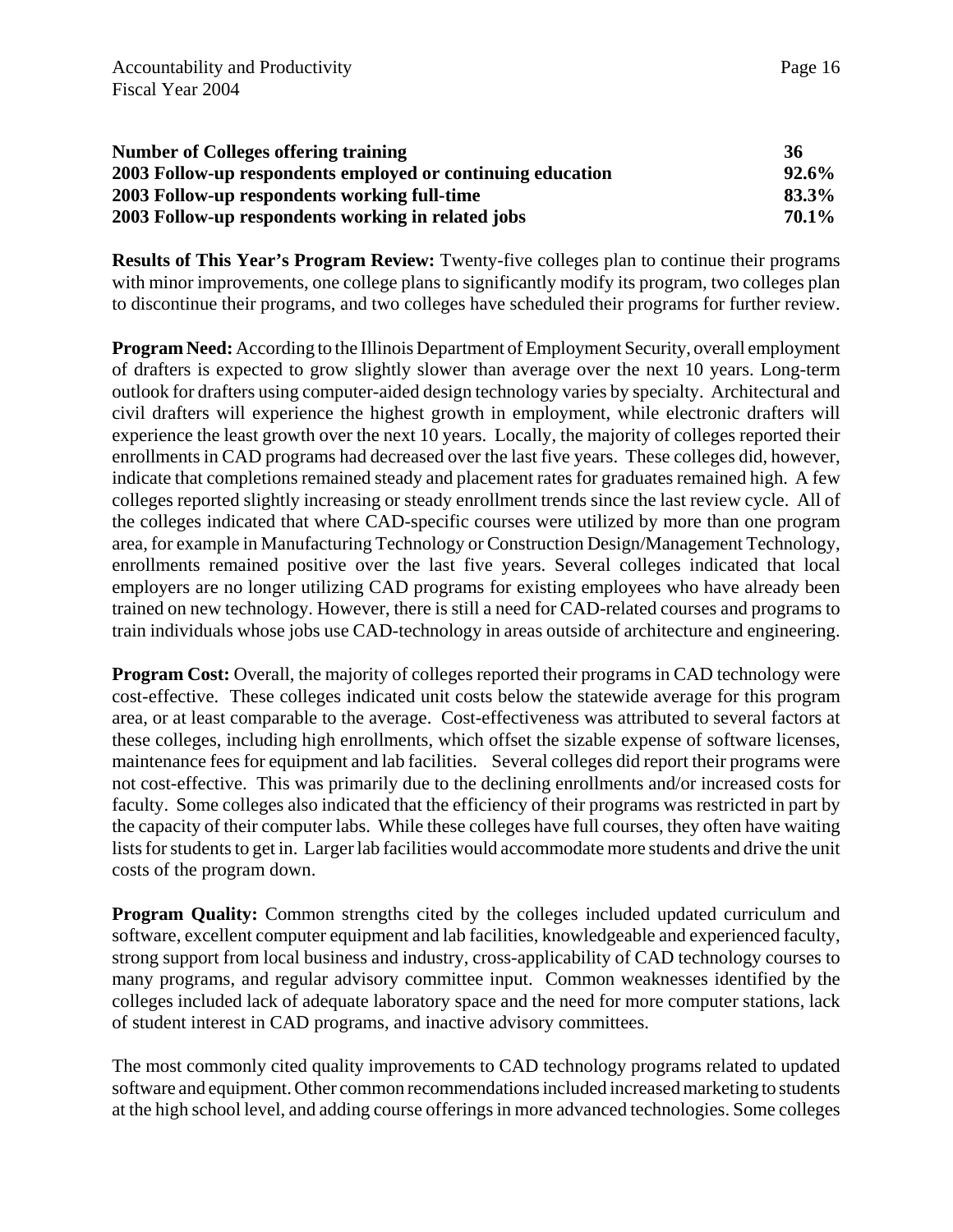| | |
|---|---|
| **Number of Colleges offering training** | **36** |
| **2003 Follow-up respondents employed or continuing education** | **92.6%** |
| **2003 Follow-up respondents working full-time** | **83.3%** |
| **2003 Follow-up respondents working in related jobs** | **70.1%** |

**Results of This Year's Program Review:** Twenty-five colleges plan to continue their programs with minor improvements, one college plans to significantly modify its program, two colleges plan to discontinue their programs, and two colleges have scheduled their programs for further review.

**Program Need:** According to the Illinois Department of Employment Security, overall employment of drafters is expected to grow slightly slower than average over the next 10 years. Long-term outlook for drafters using computer-aided design technology varies by specialty. Architectural and civil drafters will experience the highest growth in employment, while electronic drafters will experience the least growth over the next 10 years. Locally, the majority of colleges reported their enrollments in CAD programs had decreased over the last five years. These colleges did, however, indicate that completions remained steady and placement rates for graduates remained high. A few colleges reported slightly increasing or steady enrollment trends since the last review cycle. All of the colleges indicated that where CAD-specific courses were utilized by more than one program area, for example in Manufacturing Technology or Construction Design/Management Technology, enrollments remained positive over the last five years. Several colleges indicated that local employers are no longer utilizing CAD programs for existing employees who have already been trained on new technology. However, there is still a need for CAD-related courses and programs to train individuals whose jobs use CAD-technology in areas outside of architecture and engineering.

**Program Cost:** Overall, the majority of colleges reported their programs in CAD technology were cost-effective. These colleges indicated unit costs below the statewide average for this program area, or at least comparable to the average. Cost-effectiveness was attributed to several factors at these colleges, including high enrollments, which offset the sizable expense of software licenses, maintenance fees for equipment and lab facilities. Several colleges did report their programs were not cost-effective. This was primarily due to the declining enrollments and/or increased costs for faculty. Some colleges also indicated that the efficiency of their programs was restricted in part by the capacity of their computer labs. While these colleges have full courses, they often have waiting lists for students to get in. Larger lab facilities would accommodate more students and drive the unit costs of the program down.

**Program Quality:** Common strengths cited by the colleges included updated curriculum and software, excellent computer equipment and lab facilities, knowledgeable and experienced faculty, strong support from local business and industry, cross-applicability of CAD technology courses to many programs, and regular advisory committee input. Common weaknesses identified by the colleges included lack of adequate laboratory space and the need for more computer stations, lack of student interest in CAD programs, and inactive advisory committees.

The most commonly cited quality improvements to CAD technology programs related to updated software and equipment. Other common recommendations included increased marketing to students at the high school level, and adding course offerings in more advanced technologies. Some colleges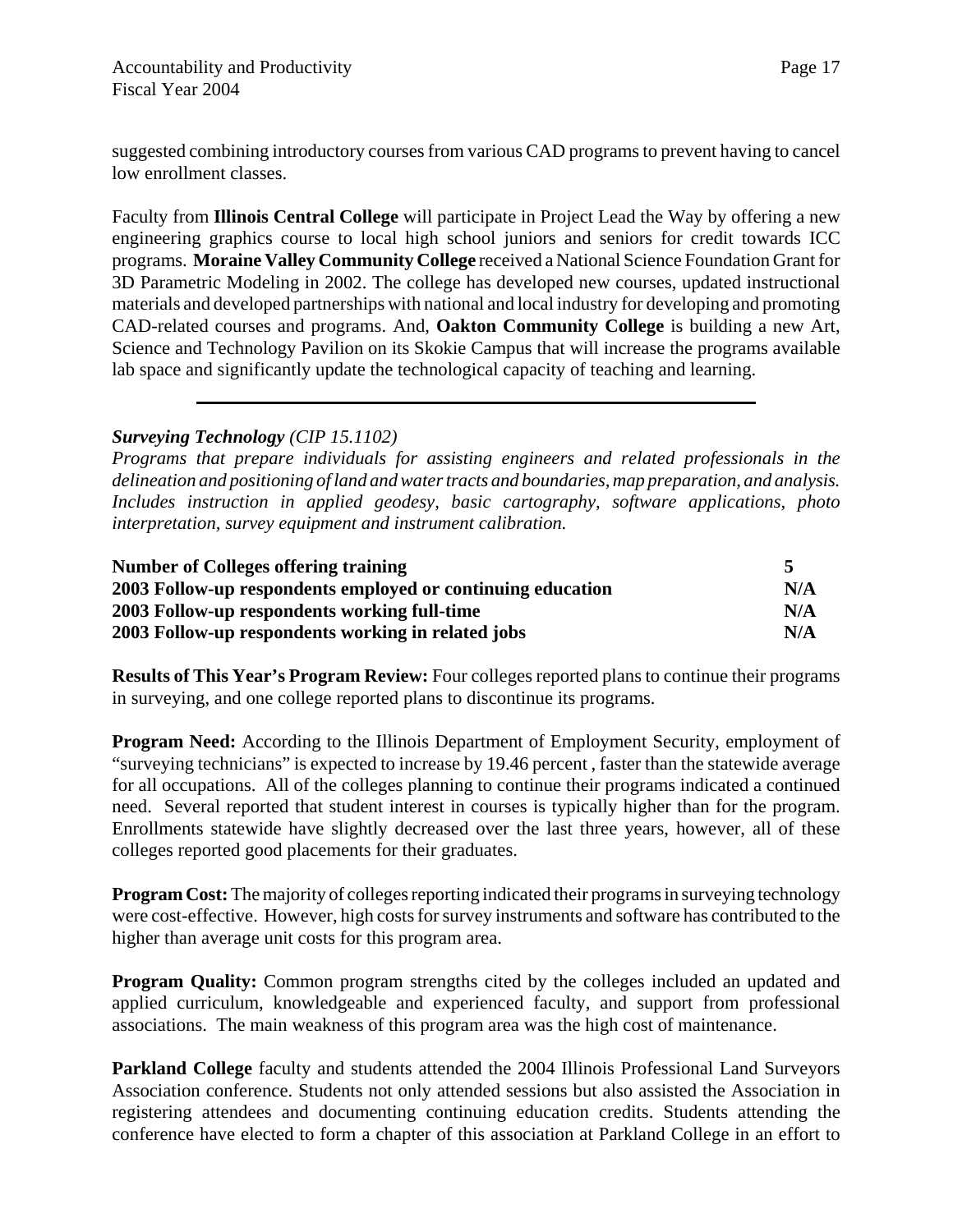suggested combining introductory courses from various CAD programs to prevent having to cancel low enrollment classes.

Faculty from **Illinois Central College** will participate in Project Lead the Way by offering a new engineering graphics course to local high school juniors and seniors for credit towards ICC programs. **Moraine Valley Community College** received a National Science Foundation Grant for 3D Parametric Modeling in 2002. The college has developed new courses, updated instructional materials and developed partnerships with national and local industry for developing and promoting CAD-related courses and programs. And, **Oakton Community College** is building a new Art, Science and Technology Pavilion on its Skokie Campus that will increase the programs available lab space and significantly update the technological capacity of teaching and learning.

---

***Surveying Technology*** *(CIP 15.1102)*

*Programs that prepare individuals for assisting engineers and related professionals in the delineation and positioning of land and water tracts and boundaries, map preparation, and analysis. Includes instruction in applied geodesy, basic cartography, software applications, photo interpretation, survey equipment and instrument calibration.*

| | |
|---|---|
| **Number of Colleges offering training** | **5** |
| **2003 Follow-up respondents employed or continuing education** | **N/A** |
| **2003 Follow-up respondents working full-time** | **N/A** |
| **2003 Follow-up respondents working in related jobs** | **N/A** |

**Results of This Year's Program Review:** Four colleges reported plans to continue their programs in surveying, and one college reported plans to discontinue its programs.

**Program Need:** According to the Illinois Department of Employment Security, employment of "surveying technicians" is expected to increase by 19.46 percent , faster than the statewide average for all occupations. All of the colleges planning to continue their programs indicated a continued need. Several reported that student interest in courses is typically higher than for the program. Enrollments statewide have slightly decreased over the last three years, however, all of these colleges reported good placements for their graduates.

**Program Cost:** The majority of colleges reporting indicated their programs in surveying technology were cost-effective. However, high costs for survey instruments and software has contributed to the higher than average unit costs for this program area.

**Program Quality:** Common program strengths cited by the colleges included an updated and applied curriculum, knowledgeable and experienced faculty, and support from professional associations. The main weakness of this program area was the high cost of maintenance.

**Parkland College** faculty and students attended the 2004 Illinois Professional Land Surveyors Association conference. Students not only attended sessions but also assisted the Association in registering attendees and documenting continuing education credits. Students attending the conference have elected to form a chapter of this association at Parkland College in an effort to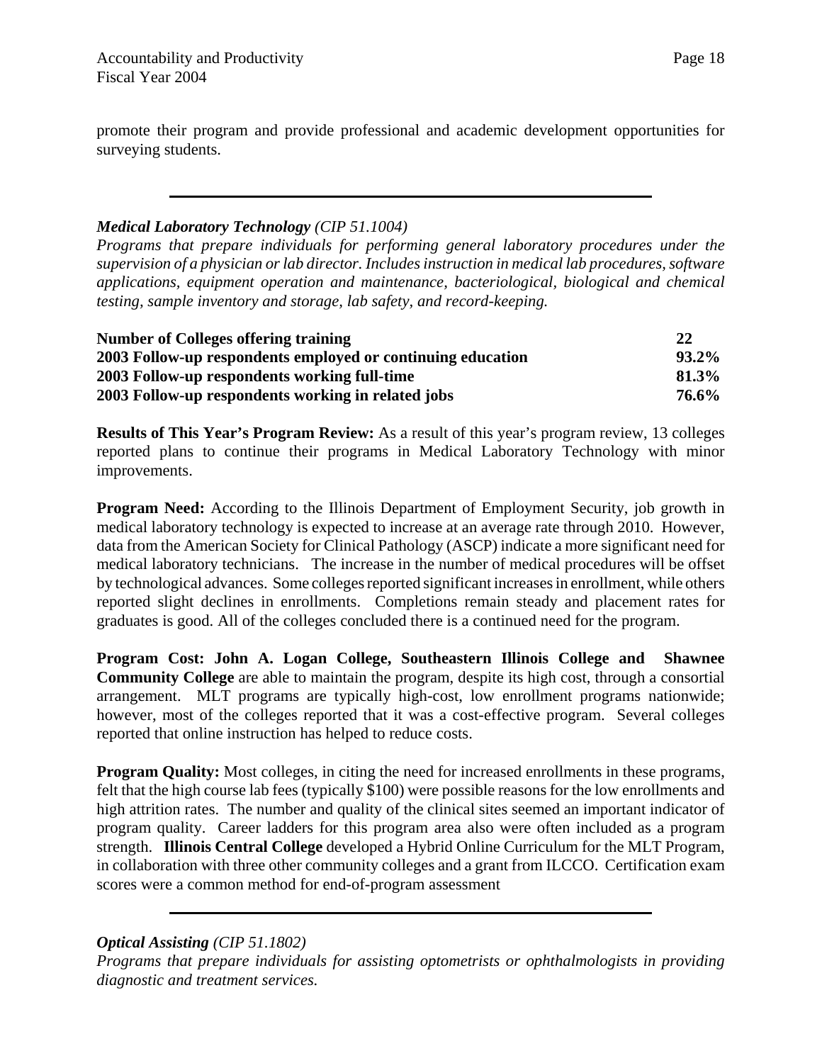promote their program and provide professional and academic development opportunities for surveying students.

---

***Medical Laboratory Technology*** *(CIP 51.1004)*

*Programs that prepare individuals for performing general laboratory procedures under the supervision of a physician or lab director. Includes instruction in medical lab procedures, software applications, equipment operation and maintenance, bacteriological, biological and chemical testing, sample inventory and storage, lab safety, and record-keeping.*

| | |
|---|---|
| **Number of Colleges offering training** | **22** |
| **2003 Follow-up respondents employed or continuing education** | **93.2%** |
| **2003 Follow-up respondents working full-time** | **81.3%** |
| **2003 Follow-up respondents working in related jobs** | **76.6%** |

**Results of This Year's Program Review:** As a result of this year's program review, 13 colleges reported plans to continue their programs in Medical Laboratory Technology with minor improvements.

**Program Need:** According to the Illinois Department of Employment Security, job growth in medical laboratory technology is expected to increase at an average rate through 2010. However, data from the American Society for Clinical Pathology (ASCP) indicate a more significant need for medical laboratory technicians. The increase in the number of medical procedures will be offset by technological advances. Some colleges reported significant increases in enrollment, while others reported slight declines in enrollments. Completions remain steady and placement rates for graduates is good. All of the colleges concluded there is a continued need for the program.

**Program Cost: John A. Logan College, Southeastern Illinois College and Shawnee Community College** are able to maintain the program, despite its high cost, through a consortial arrangement. MLT programs are typically high-cost, low enrollment programs nationwide; however, most of the colleges reported that it was a cost-effective program. Several colleges reported that online instruction has helped to reduce costs.

**Program Quality:** Most colleges, in citing the need for increased enrollments in these programs, felt that the high course lab fees (typically $100) were possible reasons for the low enrollments and high attrition rates. The number and quality of the clinical sites seemed an important indicator of program quality. Career ladders for this program area also were often included as a program strength. **Illinois Central College** developed a Hybrid Online Curriculum for the MLT Program, in collaboration with three other community colleges and a grant from ILCCO. Certification exam scores were a common method for end-of-program assessment

---

***Optical Assisting*** *(CIP 51.1802)*

*Programs that prepare individuals for assisting optometrists or ophthalmologists in providing diagnostic and treatment services.*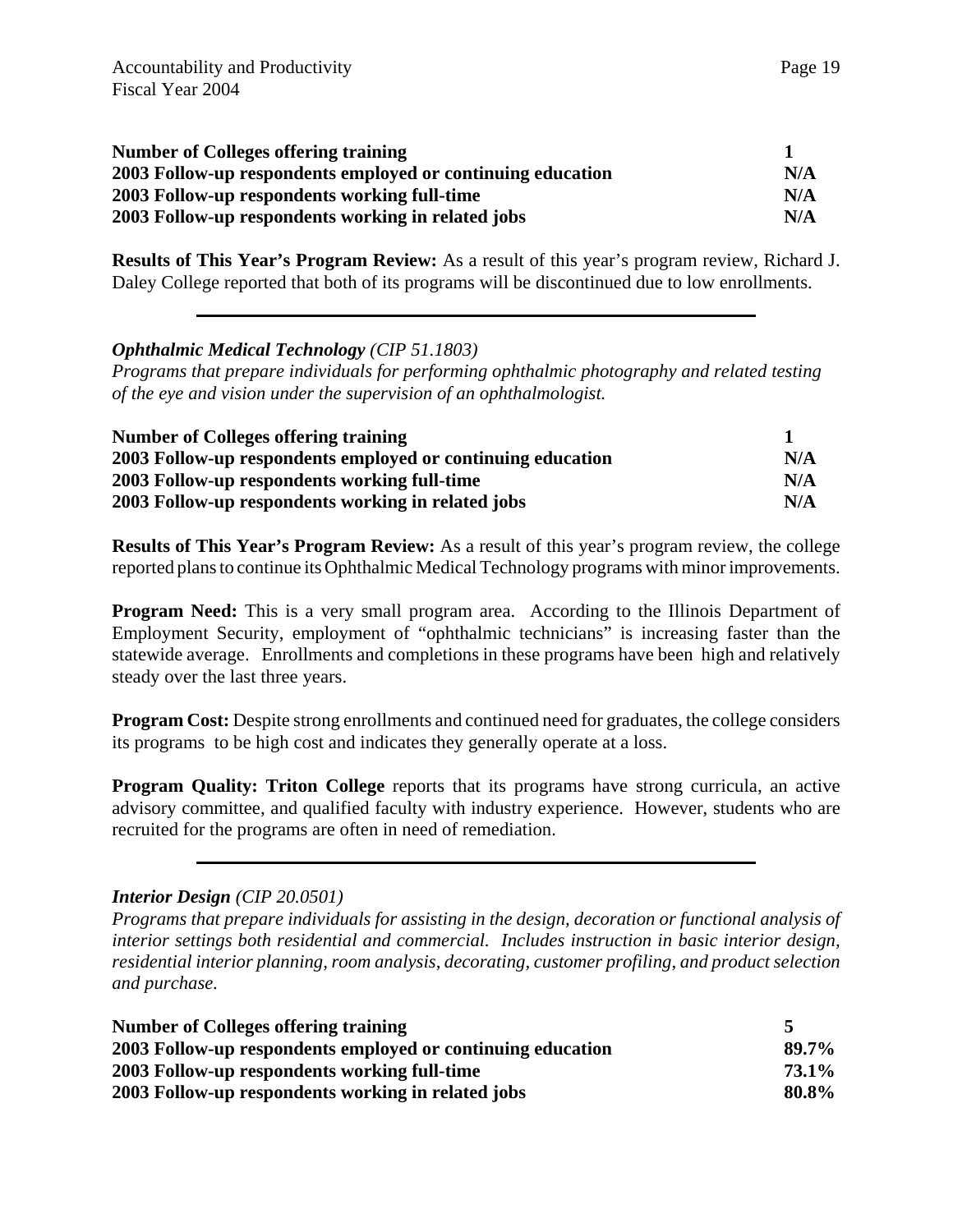| | |
|---|---|
| **Number of Colleges offering training** | **1** |
| **2003 Follow-up respondents employed or continuing education** | **N/A** |
| **2003 Follow-up respondents working full-time** | **N/A** |
| **2003 Follow-up respondents working in related jobs** | **N/A** |

**Results of This Year's Program Review:** As a result of this year's program review, Richard J. Daley College reported that both of its programs will be discontinued due to low enrollments.

---

***Ophthalmic Medical Technology** (CIP 51.1803)*

*Programs that prepare individuals for performing ophthalmic photography and related testing of the eye and vision under the supervision of an ophthalmologist.*

| | |
|---|---|
| **Number of Colleges offering training** | **1** |
| **2003 Follow-up respondents employed or continuing education** | **N/A** |
| **2003 Follow-up respondents working full-time** | **N/A** |
| **2003 Follow-up respondents working in related jobs** | **N/A** |

**Results of This Year's Program Review:** As a result of this year's program review, the college reported plans to continue its Ophthalmic Medical Technology programs with minor improvements.

**Program Need:** This is a very small program area. According to the Illinois Department of Employment Security, employment of "ophthalmic technicians" is increasing faster than the statewide average. Enrollments and completions in these programs have been high and relatively steady over the last three years.

**Program Cost:** Despite strong enrollments and continued need for graduates, the college considers its programs to be high cost and indicates they generally operate at a loss.

**Program Quality: Triton College** reports that its programs have strong curricula, an active advisory committee, and qualified faculty with industry experience. However, students who are recruited for the programs are often in need of remediation.

---

***Interior Design** (CIP 20.0501)*

*Programs that prepare individuals for assisting in the design, decoration or functional analysis of interior settings both residential and commercial. Includes instruction in basic interior design, residential interior planning, room analysis, decorating, customer profiling, and product selection and purchase.*

| | |
|---|---|
| **Number of Colleges offering training** | **5** |
| **2003 Follow-up respondents employed or continuing education** | **89.7%** |
| **2003 Follow-up respondents working full-time** | **73.1%** |
| **2003 Follow-up respondents working in related jobs** | **80.8%** |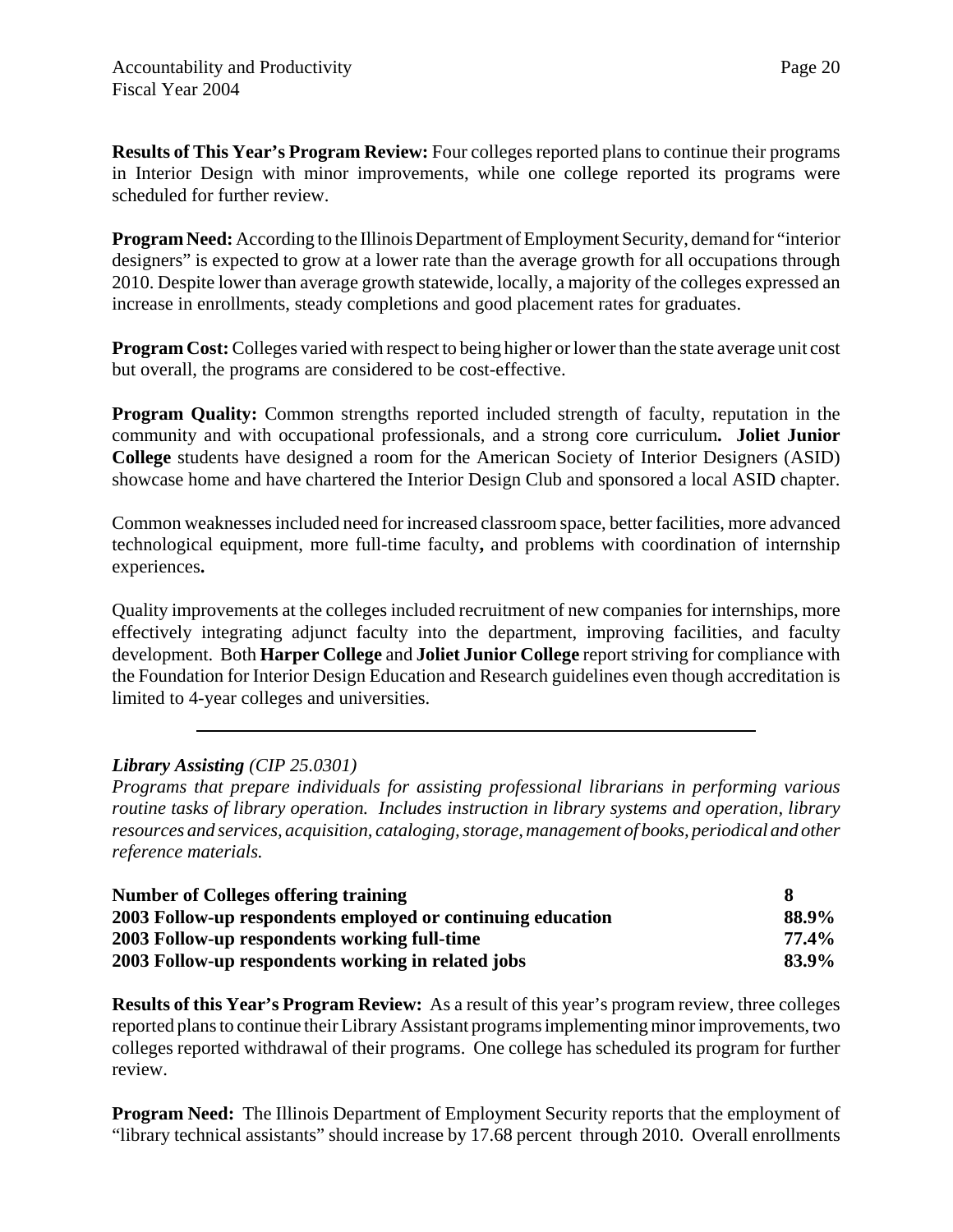**Results of This Year's Program Review:** Four colleges reported plans to continue their programs in Interior Design with minor improvements, while one college reported its programs were scheduled for further review.

**Program Need:** According to the Illinois Department of Employment Security, demand for "interior designers" is expected to grow at a lower rate than the average growth for all occupations through 2010. Despite lower than average growth statewide, locally, a majority of the colleges expressed an increase in enrollments, steady completions and good placement rates for graduates.

**Program Cost:** Colleges varied with respect to being higher or lower than the state average unit cost but overall, the programs are considered to be cost-effective.

**Program Quality:** Common strengths reported included strength of faculty, reputation in the community and with occupational professionals, and a strong core curriculum**. Joliet Junior College** students have designed a room for the American Society of Interior Designers (ASID) showcase home and have chartered the Interior Design Club and sponsored a local ASID chapter.

Common weaknesses included need for increased classroom space, better facilities, more advanced technological equipment, more full-time faculty**,** and problems with coordination of internship experiences**.**

Quality improvements at the colleges included recruitment of new companies for internships, more effectively integrating adjunct faculty into the department, improving facilities, and faculty development. Both **Harper College** and **Joliet Junior College** report striving for compliance with the Foundation for Interior Design Education and Research guidelines even though accreditation is limited to 4-year colleges and universities.

---

***Library Assisting** (CIP 25.0301)*

*Programs that prepare individuals for assisting professional librarians in performing various routine tasks of library operation. Includes instruction in library systems and operation, library resources and services, acquisition, cataloging, storage, management of books, periodical and other reference materials.*

| | |
|---|---|
| **Number of Colleges offering training** | **8** |
| **2003 Follow-up respondents employed or continuing education** | **88.9%** |
| **2003 Follow-up respondents working full-time** | **77.4%** |
| **2003 Follow-up respondents working in related jobs** | **83.9%** |

**Results of this Year's Program Review:** As a result of this year's program review, three colleges reported plans to continue their Library Assistant programs implementing minor improvements, two colleges reported withdrawal of their programs. One college has scheduled its program for further review.

**Program Need:** The Illinois Department of Employment Security reports that the employment of "library technical assistants" should increase by 17.68 percent through 2010. Overall enrollments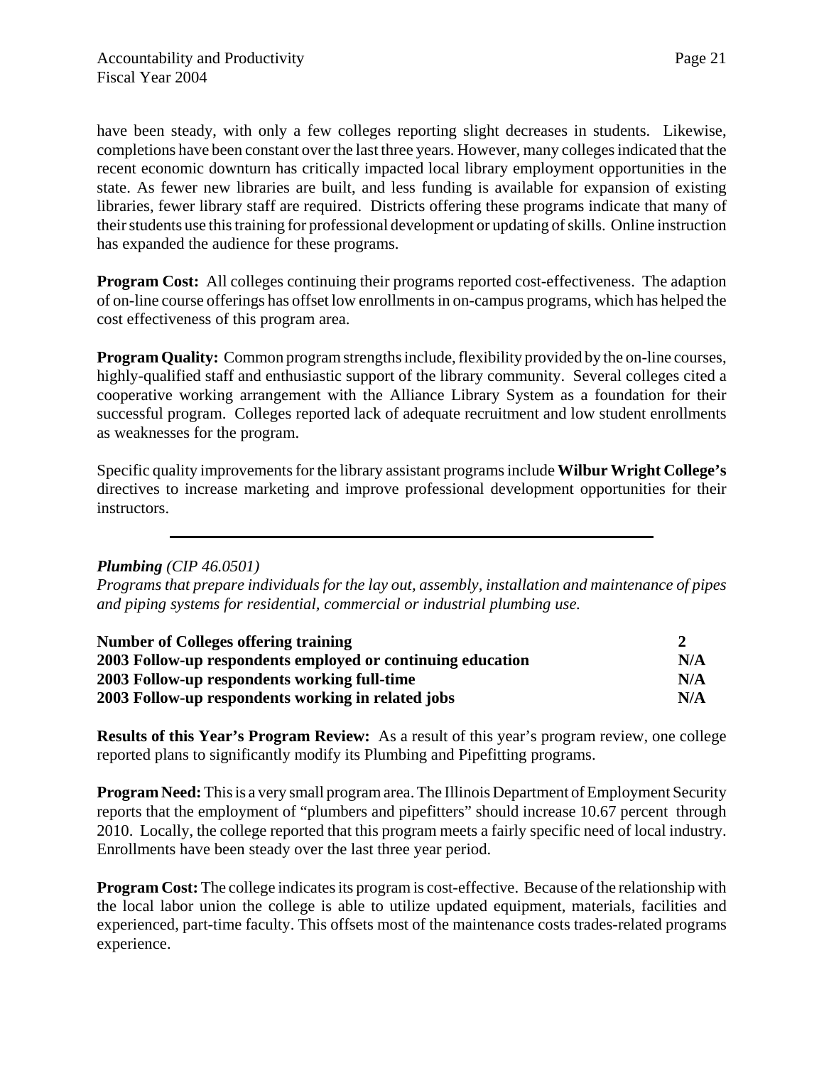have been steady, with only a few colleges reporting slight decreases in students. Likewise, completions have been constant over the last three years. However, many colleges indicated that the recent economic downturn has critically impacted local library employment opportunities in the state. As fewer new libraries are built, and less funding is available for expansion of existing libraries, fewer library staff are required. Districts offering these programs indicate that many of their students use this training for professional development or updating of skills. Online instruction has expanded the audience for these programs.

**Program Cost:** All colleges continuing their programs reported cost-effectiveness. The adaption of on-line course offerings has offset low enrollments in on-campus programs, which has helped the cost effectiveness of this program area.

**Program Quality:** Common program strengths include, flexibility provided by the on-line courses, highly-qualified staff and enthusiastic support of the library community. Several colleges cited a cooperative working arrangement with the Alliance Library System as a foundation for their successful program. Colleges reported lack of adequate recruitment and low student enrollments as weaknesses for the program.

Specific quality improvements for the library assistant programs include **Wilbur Wright College's** directives to increase marketing and improve professional development opportunities for their instructors.

---

***Plumbing*** *(CIP 46.0501)*
*Programs that prepare individuals for the lay out, assembly, installation and maintenance of pipes and piping systems for residential, commercial or industrial plumbing use.*

| | |
|---|---|
| **Number of Colleges offering training** | **2** |
| **2003 Follow-up respondents employed or continuing education** | **N/A** |
| **2003 Follow-up respondents working full-time** | **N/A** |
| **2003 Follow-up respondents working in related jobs** | **N/A** |

**Results of this Year's Program Review:** As a result of this year's program review, one college reported plans to significantly modify its Plumbing and Pipefitting programs.

**Program Need:** This is a very small program area. The Illinois Department of Employment Security reports that the employment of "plumbers and pipefitters" should increase 10.67 percent through 2010. Locally, the college reported that this program meets a fairly specific need of local industry. Enrollments have been steady over the last three year period.

**Program Cost:** The college indicates its program is cost-effective. Because of the relationship with the local labor union the college is able to utilize updated equipment, materials, facilities and experienced, part-time faculty. This offsets most of the maintenance costs trades-related programs experience.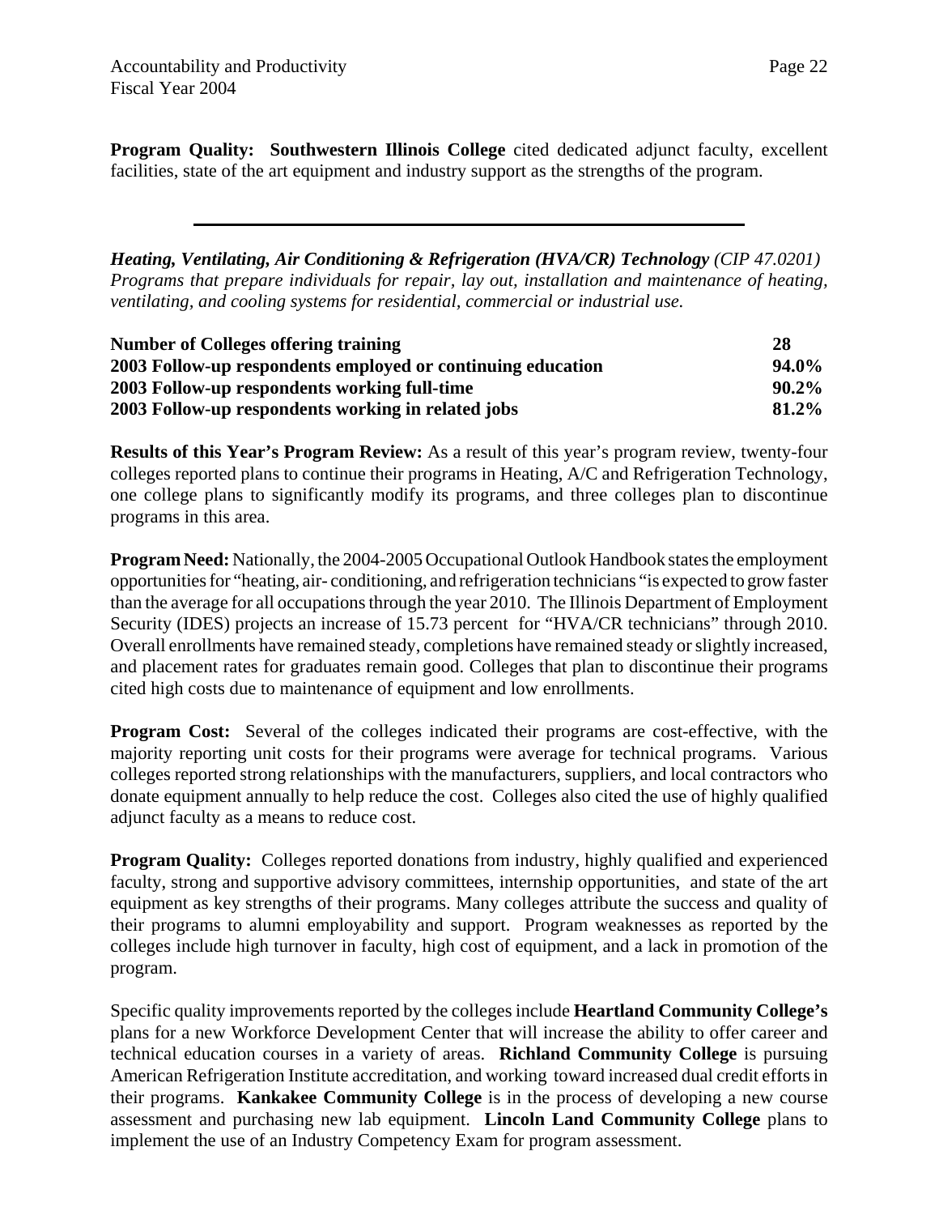**Program Quality: Southwestern Illinois College** cited dedicated adjunct faculty, excellent facilities, state of the art equipment and industry support as the strengths of the program.

---

***Heating, Ventilating, Air Conditioning & Refrigeration (HVA/CR) Technology** (CIP 47.0201)*
*Programs that prepare individuals for repair, lay out, installation and maintenance of heating, ventilating, and cooling systems for residential, commercial or industrial use.*

| | |
|---|---|
| **Number of Colleges offering training** | **28** |
| **2003 Follow-up respondents employed or continuing education** | **94.0%** |
| **2003 Follow-up respondents working full-time** | **90.2%** |
| **2003 Follow-up respondents working in related jobs** | **81.2%** |

**Results of this Year's Program Review:** As a result of this year's program review, twenty-four colleges reported plans to continue their programs in Heating, A/C and Refrigeration Technology, one college plans to significantly modify its programs, and three colleges plan to discontinue programs in this area.

**Program Need:** Nationally, the 2004-2005 Occupational Outlook Handbook states the employment opportunities for "heating, air- conditioning, and refrigeration technicians "is expected to grow faster than the average for all occupations through the year 2010. The Illinois Department of Employment Security (IDES) projects an increase of 15.73 percent for "HVA/CR technicians" through 2010. Overall enrollments have remained steady, completions have remained steady or slightly increased, and placement rates for graduates remain good. Colleges that plan to discontinue their programs cited high costs due to maintenance of equipment and low enrollments.

**Program Cost:** Several of the colleges indicated their programs are cost-effective, with the majority reporting unit costs for their programs were average for technical programs. Various colleges reported strong relationships with the manufacturers, suppliers, and local contractors who donate equipment annually to help reduce the cost. Colleges also cited the use of highly qualified adjunct faculty as a means to reduce cost.

**Program Quality:** Colleges reported donations from industry, highly qualified and experienced faculty, strong and supportive advisory committees, internship opportunities, and state of the art equipment as key strengths of their programs. Many colleges attribute the success and quality of their programs to alumni employability and support. Program weaknesses as reported by the colleges include high turnover in faculty, high cost of equipment, and a lack in promotion of the program.

Specific quality improvements reported by the colleges include **Heartland Community College's** plans for a new Workforce Development Center that will increase the ability to offer career and technical education courses in a variety of areas. **Richland Community College** is pursuing American Refrigeration Institute accreditation, and working toward increased dual credit efforts in their programs. **Kankakee Community College** is in the process of developing a new course assessment and purchasing new lab equipment. **Lincoln Land Community College** plans to implement the use of an Industry Competency Exam for program assessment.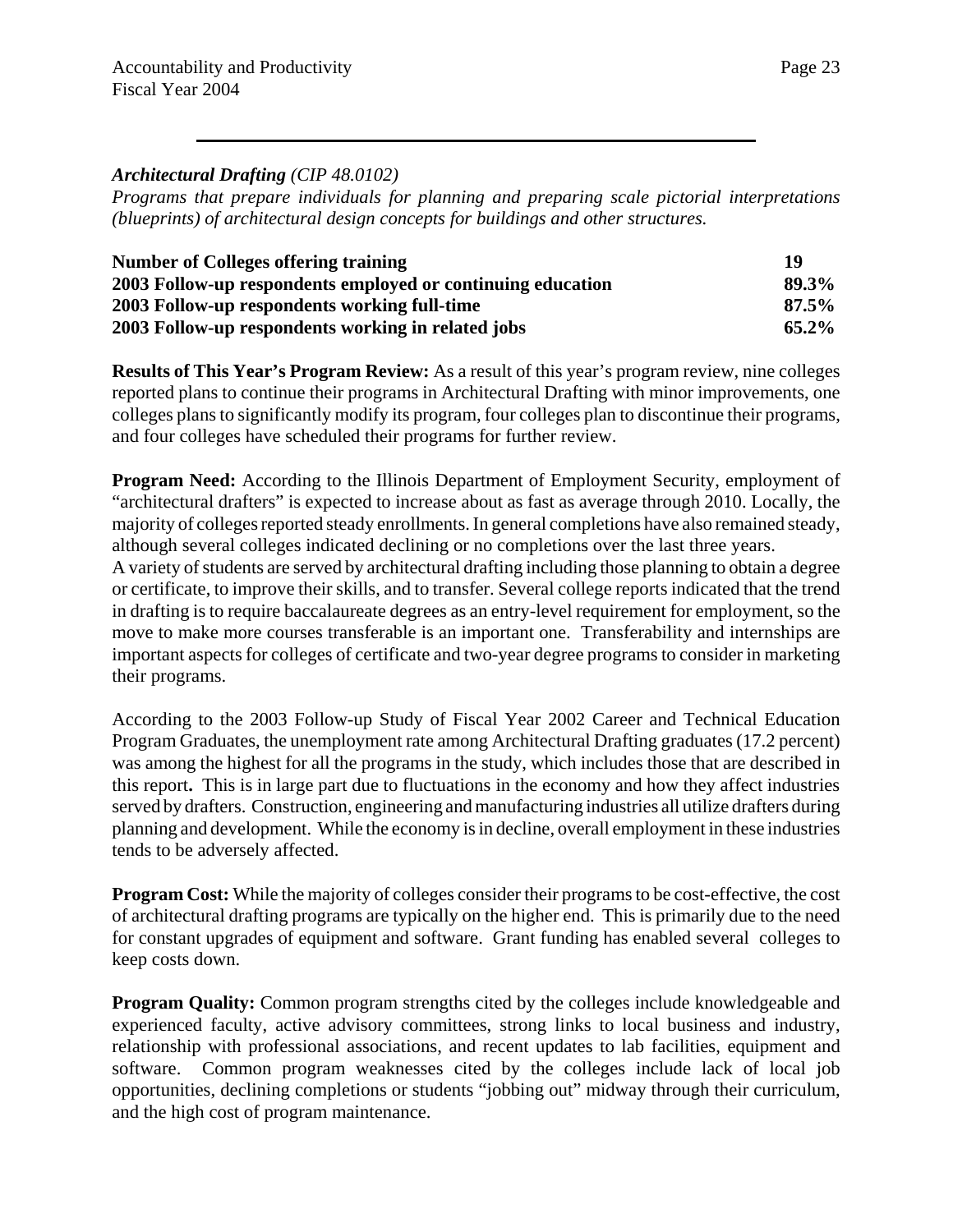***Architectural Drafting** (CIP 48.0102)*

*Programs that prepare individuals for planning and preparing scale pictorial interpretations (blueprints) of architectural design concepts for buildings and other structures.*

| | |
|---|---|
| **Number of Colleges offering training** | **19** |
| **2003 Follow-up respondents employed or continuing education** | **89.3%** |
| **2003 Follow-up respondents working full-time** | **87.5%** |
| **2003 Follow-up respondents working in related jobs** | **65.2%** |

**Results of This Year's Program Review:** As a result of this year's program review, nine colleges reported plans to continue their programs in Architectural Drafting with minor improvements, one colleges plans to significantly modify its program, four colleges plan to discontinue their programs, and four colleges have scheduled their programs for further review.

**Program Need:** According to the Illinois Department of Employment Security, employment of "architectural drafters" is expected to increase about as fast as average through 2010. Locally, the majority of colleges reported steady enrollments. In general completions have also remained steady, although several colleges indicated declining or no completions over the last three years.

A variety of students are served by architectural drafting including those planning to obtain a degree or certificate, to improve their skills, and to transfer. Several college reports indicated that the trend in drafting is to require baccalaureate degrees as an entry-level requirement for employment, so the move to make more courses transferable is an important one. Transferability and internships are important aspects for colleges of certificate and two-year degree programs to consider in marketing their programs.

According to the 2003 Follow-up Study of Fiscal Year 2002 Career and Technical Education Program Graduates, the unemployment rate among Architectural Drafting graduates (17.2 percent) was among the highest for all the programs in the study, which includes those that are described in this report. This is in large part due to fluctuations in the economy and how they affect industries served by drafters. Construction, engineering and manufacturing industries all utilize drafters during planning and development. While the economy is in decline, overall employment in these industries tends to be adversely affected.

**Program Cost:** While the majority of colleges consider their programs to be cost-effective, the cost of architectural drafting programs are typically on the higher end. This is primarily due to the need for constant upgrades of equipment and software. Grant funding has enabled several colleges to keep costs down.

**Program Quality:** Common program strengths cited by the colleges include knowledgeable and experienced faculty, active advisory committees, strong links to local business and industry, relationship with professional associations, and recent updates to lab facilities, equipment and software. Common program weaknesses cited by the colleges include lack of local job opportunities, declining completions or students "jobbing out" midway through their curriculum, and the high cost of program maintenance.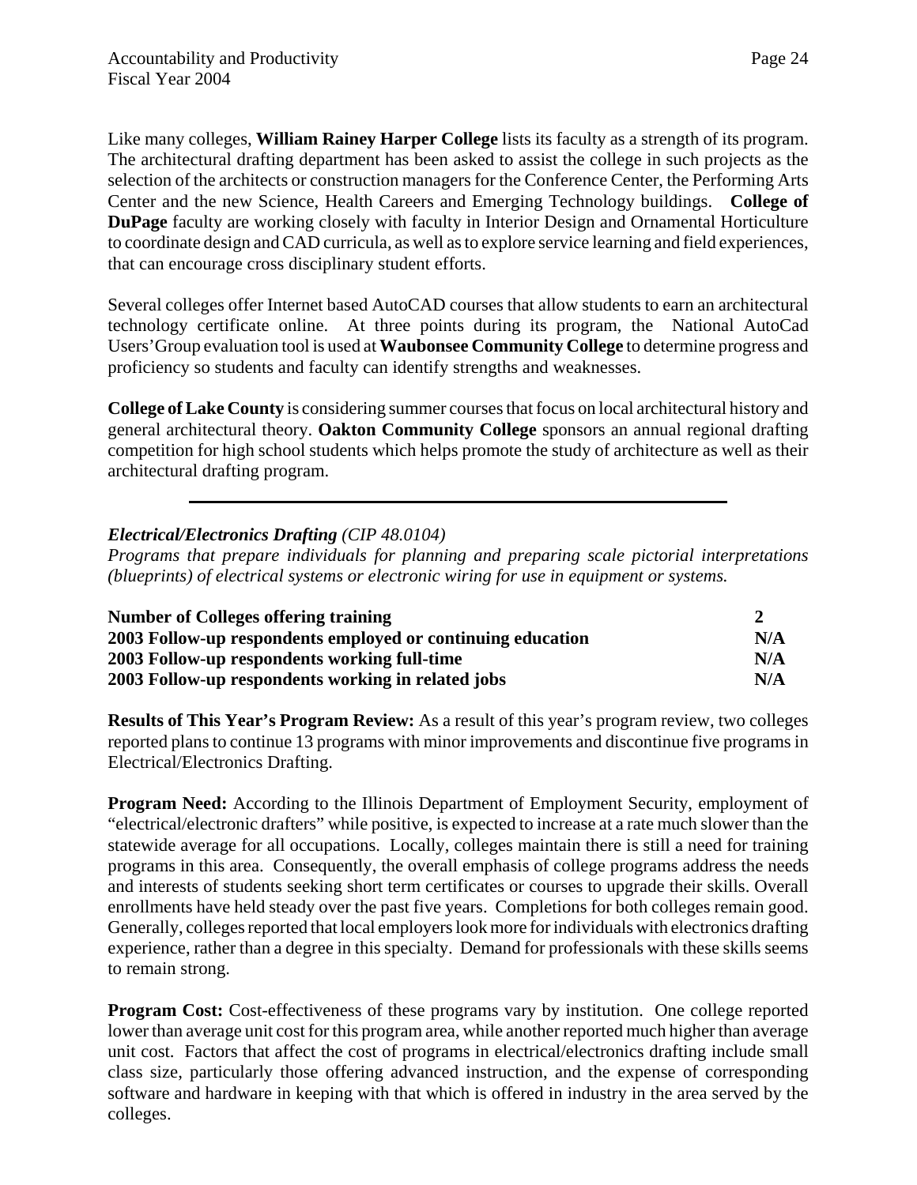Like many colleges, **William Rainey Harper College** lists its faculty as a strength of its program. The architectural drafting department has been asked to assist the college in such projects as the selection of the architects or construction managers for the Conference Center, the Performing Arts Center and the new Science, Health Careers and Emerging Technology buildings. **College of DuPage** faculty are working closely with faculty in Interior Design and Ornamental Horticulture to coordinate design and CAD curricula, as well as to explore service learning and field experiences, that can encourage cross disciplinary student efforts.

Several colleges offer Internet based AutoCAD courses that allow students to earn an architectural technology certificate online. At three points during its program, the National AutoCad Users'Group evaluation tool is used at **Waubonsee Community College** to determine progress and proficiency so students and faculty can identify strengths and weaknesses.

**College of Lake County** is considering summer courses that focus on local architectural history and general architectural theory. **Oakton Community College** sponsors an annual regional drafting competition for high school students which helps promote the study of architecture as well as their architectural drafting program.

---

***Electrical/Electronics Drafting*** *(CIP 48.0104)*

*Programs that prepare individuals for planning and preparing scale pictorial interpretations (blueprints) of electrical systems or electronic wiring for use in equipment or systems.*

| | |
|---|---|
| **Number of Colleges offering training** | **2** |
| **2003 Follow-up respondents employed or continuing education** | **N/A** |
| **2003 Follow-up respondents working full-time** | **N/A** |
| **2003 Follow-up respondents working in related jobs** | **N/A** |

**Results of This Year's Program Review:** As a result of this year's program review, two colleges reported plans to continue 13 programs with minor improvements and discontinue five programs in Electrical/Electronics Drafting.

**Program Need:** According to the Illinois Department of Employment Security, employment of "electrical/electronic drafters" while positive, is expected to increase at a rate much slower than the statewide average for all occupations. Locally, colleges maintain there is still a need for training programs in this area. Consequently, the overall emphasis of college programs address the needs and interests of students seeking short term certificates or courses to upgrade their skills. Overall enrollments have held steady over the past five years. Completions for both colleges remain good. Generally, colleges reported that local employers look more for individuals with electronics drafting experience, rather than a degree in this specialty. Demand for professionals with these skills seems to remain strong.

**Program Cost:** Cost-effectiveness of these programs vary by institution. One college reported lower than average unit cost for this program area, while another reported much higher than average unit cost. Factors that affect the cost of programs in electrical/electronics drafting include small class size, particularly those offering advanced instruction, and the expense of corresponding software and hardware in keeping with that which is offered in industry in the area served by the colleges.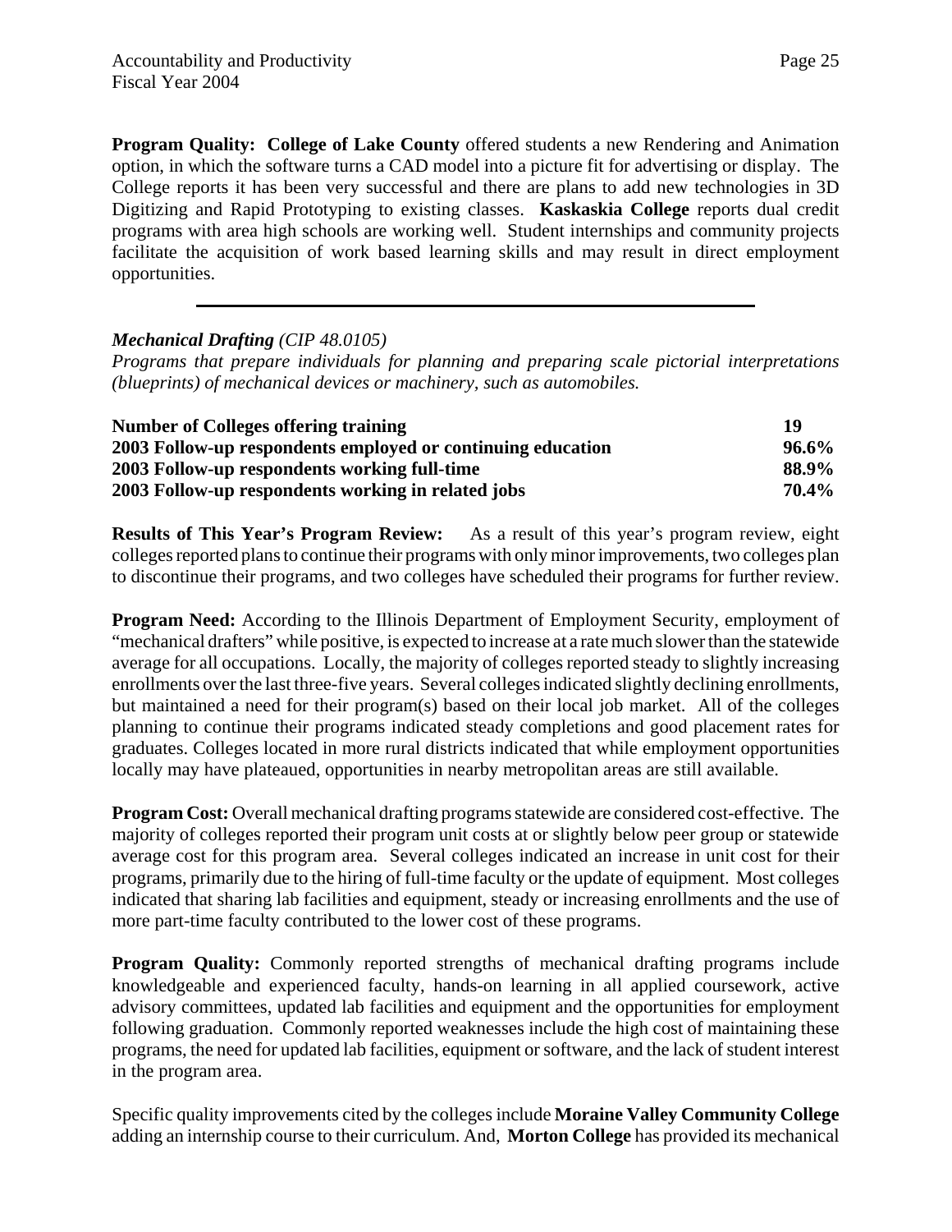**Program Quality: College of Lake County** offered students a new Rendering and Animation option, in which the software turns a CAD model into a picture fit for advertising or display. The College reports it has been very successful and there are plans to add new technologies in 3D Digitizing and Rapid Prototyping to existing classes. **Kaskaskia College** reports dual credit programs with area high schools are working well. Student internships and community projects facilitate the acquisition of work based learning skills and may result in direct employment opportunities.

---

***Mechanical Drafting** (CIP 48.0105)*

*Programs that prepare individuals for planning and preparing scale pictorial interpretations (blueprints) of mechanical devices or machinery, such as automobiles.*

| | |
|---|---|
| **Number of Colleges offering training** | **19** |
| **2003 Follow-up respondents employed or continuing education** | **96.6%** |
| **2003 Follow-up respondents working full-time** | **88.9%** |
| **2003 Follow-up respondents working in related jobs** | **70.4%** |

**Results of This Year's Program Review:** As a result of this year's program review, eight colleges reported plans to continue their programs with only minor improvements, two colleges plan to discontinue their programs, and two colleges have scheduled their programs for further review.

**Program Need:** According to the Illinois Department of Employment Security, employment of "mechanical drafters" while positive, is expected to increase at a rate much slower than the statewide average for all occupations. Locally, the majority of colleges reported steady to slightly increasing enrollments over the last three-five years. Several colleges indicated slightly declining enrollments, but maintained a need for their program(s) based on their local job market. All of the colleges planning to continue their programs indicated steady completions and good placement rates for graduates. Colleges located in more rural districts indicated that while employment opportunities locally may have plateaued, opportunities in nearby metropolitan areas are still available.

**Program Cost:** Overall mechanical drafting programs statewide are considered cost-effective. The majority of colleges reported their program unit costs at or slightly below peer group or statewide average cost for this program area. Several colleges indicated an increase in unit cost for their programs, primarily due to the hiring of full-time faculty or the update of equipment. Most colleges indicated that sharing lab facilities and equipment, steady or increasing enrollments and the use of more part-time faculty contributed to the lower cost of these programs.

**Program Quality:** Commonly reported strengths of mechanical drafting programs include knowledgeable and experienced faculty, hands-on learning in all applied coursework, active advisory committees, updated lab facilities and equipment and the opportunities for employment following graduation. Commonly reported weaknesses include the high cost of maintaining these programs, the need for updated lab facilities, equipment or software, and the lack of student interest in the program area.

Specific quality improvements cited by the colleges include **Moraine Valley Community College** adding an internship course to their curriculum. And, **Morton College** has provided its mechanical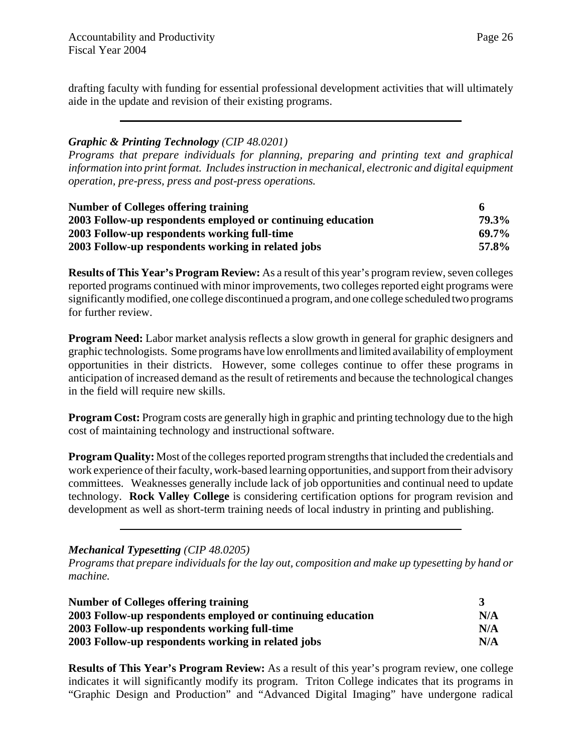drafting faculty with funding for essential professional development activities that will ultimately aide in the update and revision of their existing programs.

---

***Graphic & Printing Technology*** *(CIP 48.0201)*
*Programs that prepare individuals for planning, preparing and printing text and graphical information into print format. Includes instruction in mechanical, electronic and digital equipment operation, pre-press, press and post-press operations.*

| | |
|---|---|
| **Number of Colleges offering training** | **6** |
| **2003 Follow-up respondents employed or continuing education** | **79.3%** |
| **2003 Follow-up respondents working full-time** | **69.7%** |
| **2003 Follow-up respondents working in related jobs** | **57.8%** |

**Results of This Year's Program Review:** As a result of this year's program review, seven colleges reported programs continued with minor improvements, two colleges reported eight programs were significantly modified, one college discontinued a program, and one college scheduled two programs for further review.

**Program Need:** Labor market analysis reflects a slow growth in general for graphic designers and graphic technologists. Some programs have low enrollments and limited availability of employment opportunities in their districts. However, some colleges continue to offer these programs in anticipation of increased demand as the result of retirements and because the technological changes in the field will require new skills.

**Program Cost:** Program costs are generally high in graphic and printing technology due to the high cost of maintaining technology and instructional software.

**Program Quality:** Most of the colleges reported program strengths that included the credentials and work experience of their faculty, work-based learning opportunities, and support from their advisory committees. Weaknesses generally include lack of job opportunities and continual need to update technology. **Rock Valley College** is considering certification options for program revision and development as well as short-term training needs of local industry in printing and publishing.

---

***Mechanical Typesetting*** *(CIP 48.0205)*
*Programs that prepare individuals for the lay out, composition and make up typesetting by hand or machine.*

| | |
|---|---|
| **Number of Colleges offering training** | **3** |
| **2003 Follow-up respondents employed or continuing education** | **N/A** |
| **2003 Follow-up respondents working full-time** | **N/A** |
| **2003 Follow-up respondents working in related jobs** | **N/A** |

**Results of This Year's Program Review:** As a result of this year's program review, one college indicates it will significantly modify its program. Triton College indicates that its programs in "Graphic Design and Production" and "Advanced Digital Imaging" have undergone radical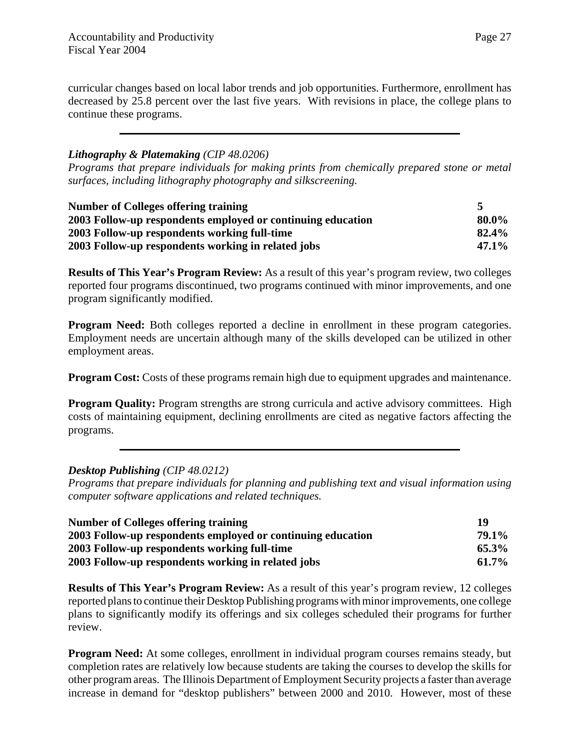curricular changes based on local labor trends and job opportunities. Furthermore, enrollment has decreased by 25.8 percent over the last five years. With revisions in place, the college plans to continue these programs.

---

***Lithography & Platemaking*** *(CIP 48.0206)*
*Programs that prepare individuals for making prints from chemically prepared stone or metal surfaces, including lithography photography and silkscreening.*

| | |
|---|---|
| **Number of Colleges offering training** | **5** |
| **2003 Follow-up respondents employed or continuing education** | **80.0%** |
| **2003 Follow-up respondents working full-time** | **82.4%** |
| **2003 Follow-up respondents working in related jobs** | **47.1%** |

**Results of This Year's Program Review:** As a result of this year's program review, two colleges reported four programs discontinued, two programs continued with minor improvements, and one program significantly modified.

**Program Need:** Both colleges reported a decline in enrollment in these program categories. Employment needs are uncertain although many of the skills developed can be utilized in other employment areas.

**Program Cost:** Costs of these programs remain high due to equipment upgrades and maintenance.

**Program Quality:** Program strengths are strong curricula and active advisory committees. High costs of maintaining equipment, declining enrollments are cited as negative factors affecting the programs.

---

***Desktop Publishing*** *(CIP 48.0212)*
*Programs that prepare individuals for planning and publishing text and visual information using computer software applications and related techniques.*

| | |
|---|---|
| **Number of Colleges offering training** | **19** |
| **2003 Follow-up respondents employed or continuing education** | **79.1%** |
| **2003 Follow-up respondents working full-time** | **65.3%** |
| **2003 Follow-up respondents working in related jobs** | **61.7%** |

**Results of This Year's Program Review:** As a result of this year's program review, 12 colleges reported plans to continue their Desktop Publishing programs with minor improvements, one college plans to significantly modify its offerings and six colleges scheduled their programs for further review.

**Program Need:** At some colleges, enrollment in individual program courses remains steady, but completion rates are relatively low because students are taking the courses to develop the skills for other program areas. The Illinois Department of Employment Security projects a faster than average increase in demand for "desktop publishers" between 2000 and 2010. However, most of these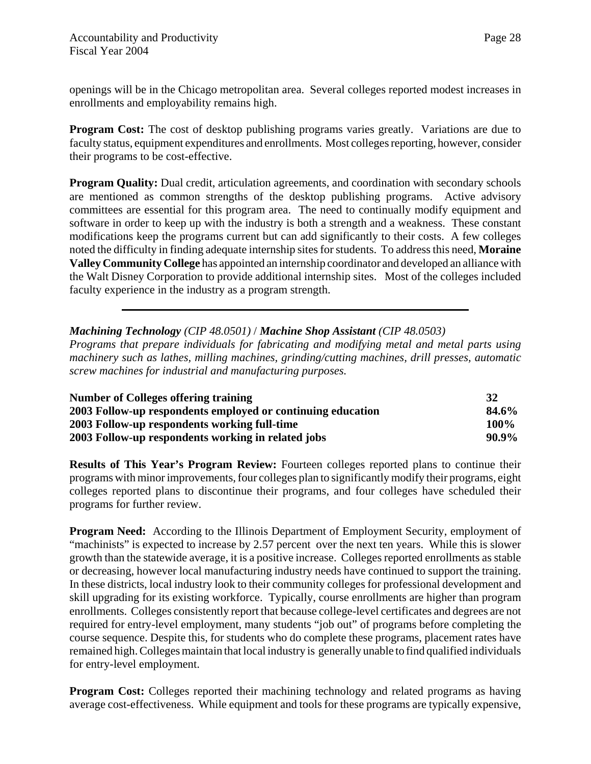openings will be in the Chicago metropolitan area. Several colleges reported modest increases in enrollments and employability remains high.

**Program Cost:** The cost of desktop publishing programs varies greatly. Variations are due to faculty status, equipment expenditures and enrollments. Most colleges reporting, however, consider their programs to be cost-effective.

**Program Quality:** Dual credit, articulation agreements, and coordination with secondary schools are mentioned as common strengths of the desktop publishing programs. Active advisory committees are essential for this program area. The need to continually modify equipment and software in order to keep up with the industry is both a strength and a weakness. These constant modifications keep the programs current but can add significantly to their costs. A few colleges noted the difficulty in finding adequate internship sites for students. To address this need, **Moraine Valley Community College** has appointed an internship coordinator and developed an alliance with the Walt Disney Corporation to provide additional internship sites. Most of the colleges included faculty experience in the industry as a program strength.

---

***Machining Technology*** *(CIP 48.0501)* / ***Machine Shop Assistant*** *(CIP 48.0503)*
*Programs that prepare individuals for fabricating and modifying metal and metal parts using machinery such as lathes, milling machines, grinding/cutting machines, drill presses, automatic screw machines for industrial and manufacturing purposes.*

| | |
|---|---|
| **Number of Colleges offering training** | **32** |
| **2003 Follow-up respondents employed or continuing education** | **84.6%** |
| **2003 Follow-up respondents working full-time** | **100%** |
| **2003 Follow-up respondents working in related jobs** | **90.9%** |

**Results of This Year's Program Review:** Fourteen colleges reported plans to continue their programs with minor improvements, four colleges plan to significantly modify their programs, eight colleges reported plans to discontinue their programs, and four colleges have scheduled their programs for further review.

**Program Need:** According to the Illinois Department of Employment Security, employment of "machinists" is expected to increase by 2.57 percent over the next ten years. While this is slower growth than the statewide average, it is a positive increase. Colleges reported enrollments as stable or decreasing, however local manufacturing industry needs have continued to support the training. In these districts, local industry look to their community colleges for professional development and skill upgrading for its existing workforce. Typically, course enrollments are higher than program enrollments. Colleges consistently report that because college-level certificates and degrees are not required for entry-level employment, many students "job out" of programs before completing the course sequence. Despite this, for students who do complete these programs, placement rates have remained high. Colleges maintain that local industry is generally unable to find qualified individuals for entry-level employment.

**Program Cost:** Colleges reported their machining technology and related programs as having average cost-effectiveness. While equipment and tools for these programs are typically expensive,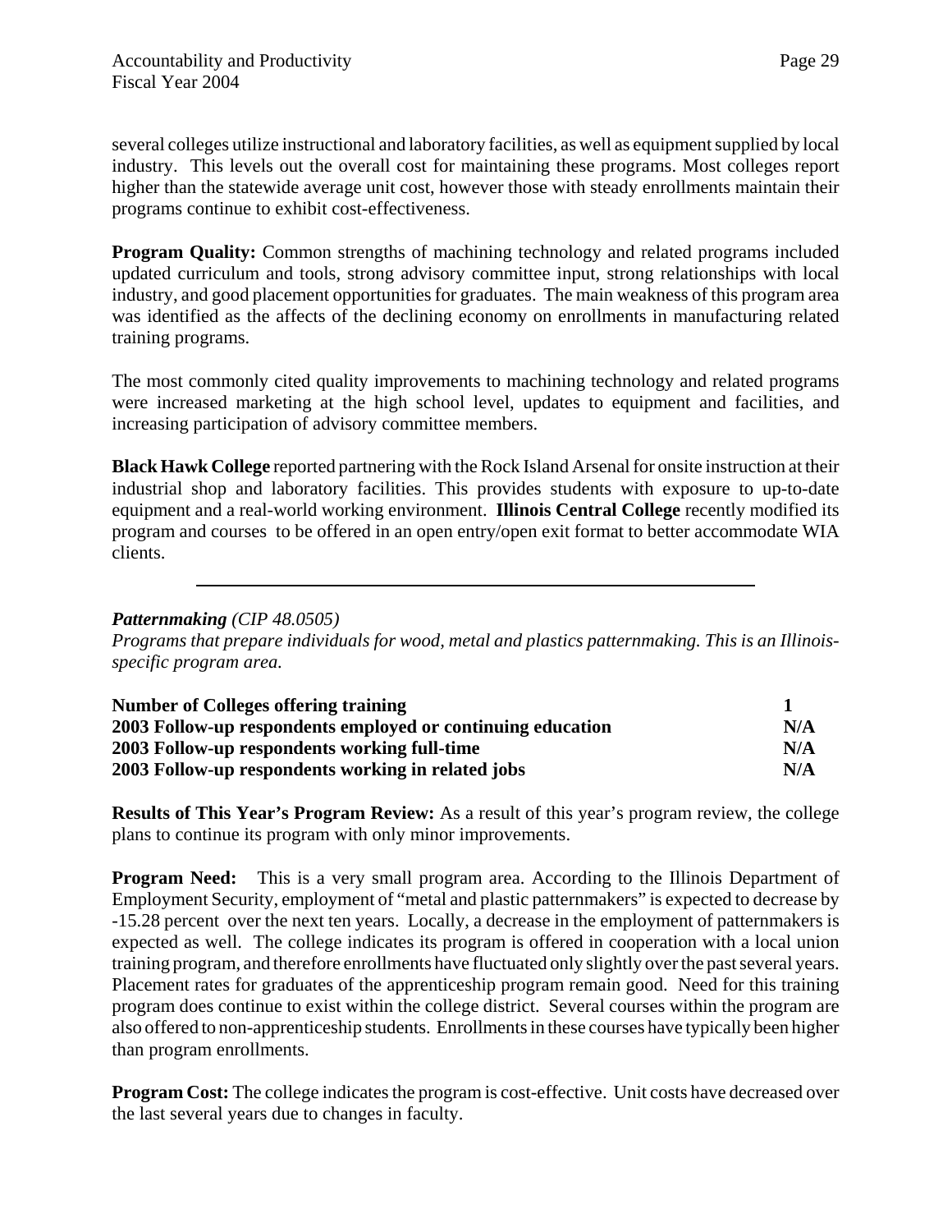several colleges utilize instructional and laboratory facilities, as well as equipment supplied by local industry. This levels out the overall cost for maintaining these programs. Most colleges report higher than the statewide average unit cost, however those with steady enrollments maintain their programs continue to exhibit cost-effectiveness.

**Program Quality:** Common strengths of machining technology and related programs included updated curriculum and tools, strong advisory committee input, strong relationships with local industry, and good placement opportunities for graduates. The main weakness of this program area was identified as the affects of the declining economy on enrollments in manufacturing related training programs.

The most commonly cited quality improvements to machining technology and related programs were increased marketing at the high school level, updates to equipment and facilities, and increasing participation of advisory committee members.

**Black Hawk College** reported partnering with the Rock Island Arsenal for onsite instruction at their industrial shop and laboratory facilities. This provides students with exposure to up-to-date equipment and a real-world working environment. **Illinois Central College** recently modified its program and courses to be offered in an open entry/open exit format to better accommodate WIA clients.

---

***Patternmaking*** *(CIP 48.0505)*

*Programs that prepare individuals for wood, metal and plastics patternmaking. This is an Illinois-specific program area.*

| | |
|---|---|
| **Number of Colleges offering training** | **1** |
| **2003 Follow-up respondents employed or continuing education** | **N/A** |
| **2003 Follow-up respondents working full-time** | **N/A** |
| **2003 Follow-up respondents working in related jobs** | **N/A** |

**Results of This Year's Program Review:** As a result of this year's program review, the college plans to continue its program with only minor improvements.

**Program Need:** This is a very small program area. According to the Illinois Department of Employment Security, employment of "metal and plastic patternmakers" is expected to decrease by -15.28 percent over the next ten years. Locally, a decrease in the employment of patternmakers is expected as well. The college indicates its program is offered in cooperation with a local union training program, and therefore enrollments have fluctuated only slightly over the past several years. Placement rates for graduates of the apprenticeship program remain good. Need for this training program does continue to exist within the college district. Several courses within the program are also offered to non-apprenticeship students. Enrollments in these courses have typically been higher than program enrollments.

**Program Cost:** The college indicates the program is cost-effective. Unit costs have decreased over the last several years due to changes in faculty.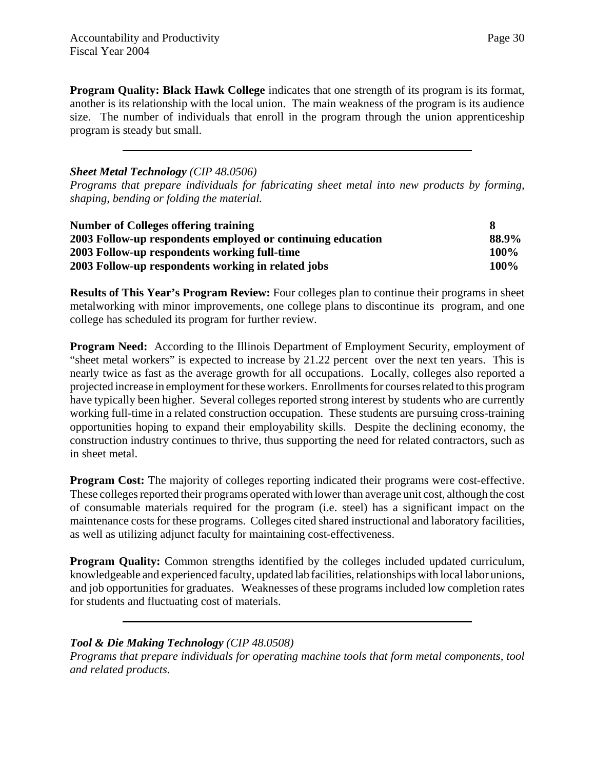**Program Quality: Black Hawk College** indicates that one strength of its program is its format, another is its relationship with the local union. The main weakness of the program is its audience size. The number of individuals that enroll in the program through the union apprenticeship program is steady but small.

---

***Sheet Metal Technology** (CIP 48.0506)*

*Programs that prepare individuals for fabricating sheet metal into new products by forming, shaping, bending or folding the material.*

| | |
|---|---|
| **Number of Colleges offering training** | **8** |
| **2003 Follow-up respondents employed or continuing education** | **88.9%** |
| **2003 Follow-up respondents working full-time** | **100%** |
| **2003 Follow-up respondents working in related jobs** | **100%** |

**Results of This Year's Program Review:** Four colleges plan to continue their programs in sheet metalworking with minor improvements, one college plans to discontinue its program, and one college has scheduled its program for further review.

**Program Need:** According to the Illinois Department of Employment Security, employment of "sheet metal workers" is expected to increase by 21.22 percent over the next ten years. This is nearly twice as fast as the average growth for all occupations. Locally, colleges also reported a projected increase in employment for these workers. Enrollments for courses related to this program have typically been higher. Several colleges reported strong interest by students who are currently working full-time in a related construction occupation. These students are pursuing cross-training opportunities hoping to expand their employability skills. Despite the declining economy, the construction industry continues to thrive, thus supporting the need for related contractors, such as in sheet metal.

**Program Cost:** The majority of colleges reporting indicated their programs were cost-effective. These colleges reported their programs operated with lower than average unit cost, although the cost of consumable materials required for the program (i.e. steel) has a significant impact on the maintenance costs for these programs. Colleges cited shared instructional and laboratory facilities, as well as utilizing adjunct faculty for maintaining cost-effectiveness.

**Program Quality:** Common strengths identified by the colleges included updated curriculum, knowledgeable and experienced faculty, updated lab facilities, relationships with local labor unions, and job opportunities for graduates. Weaknesses of these programs included low completion rates for students and fluctuating cost of materials.

---

***Tool & Die Making Technology** (CIP 48.0508)*

*Programs that prepare individuals for operating machine tools that form metal components, tool and related products.*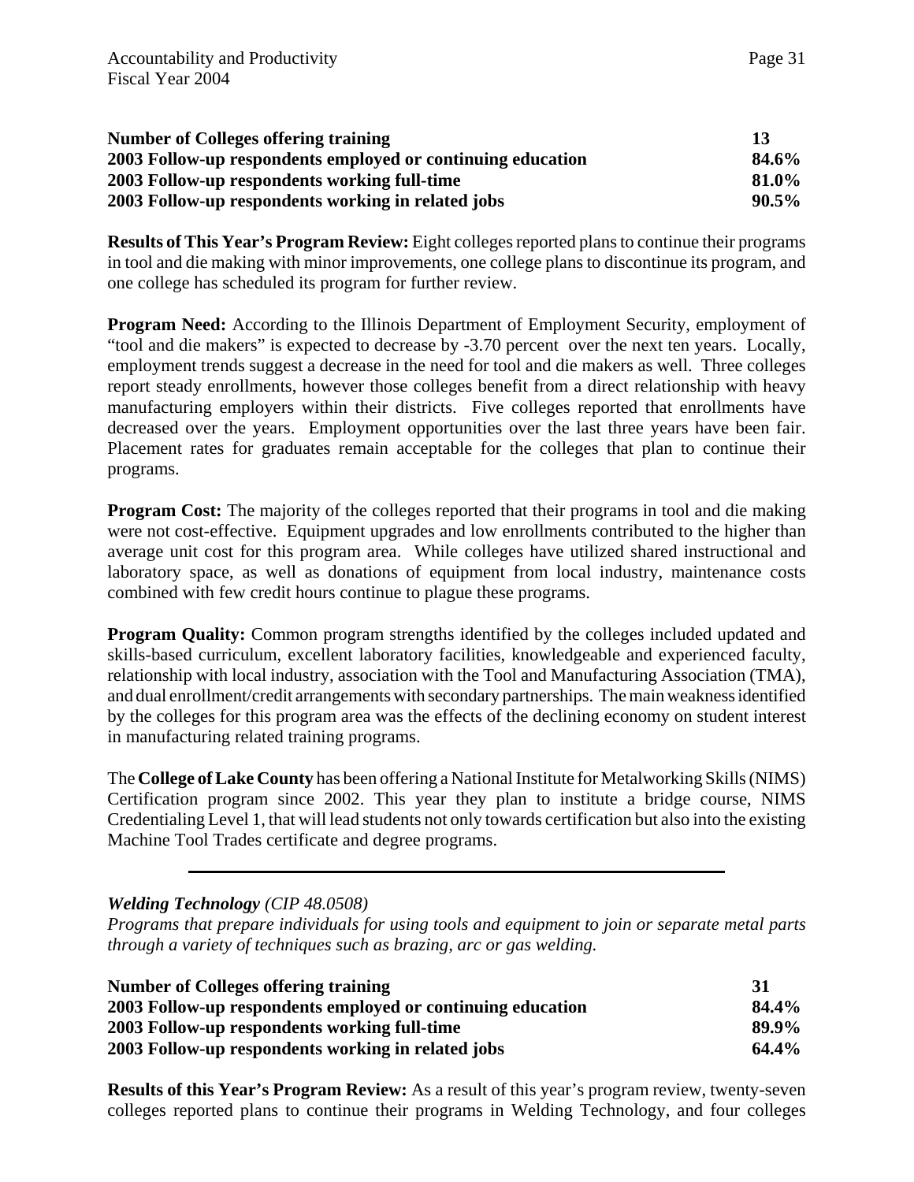| | |
|---|---|
| **Number of Colleges offering training** | **13** |
| **2003 Follow-up respondents employed or continuing education** | **84.6%** |
| **2003 Follow-up respondents working full-time** | **81.0%** |
| **2003 Follow-up respondents working in related jobs** | **90.5%** |

**Results of This Year's Program Review:** Eight colleges reported plans to continue their programs in tool and die making with minor improvements, one college plans to discontinue its program, and one college has scheduled its program for further review.

**Program Need:** According to the Illinois Department of Employment Security, employment of "tool and die makers" is expected to decrease by -3.70 percent over the next ten years. Locally, employment trends suggest a decrease in the need for tool and die makers as well. Three colleges report steady enrollments, however those colleges benefit from a direct relationship with heavy manufacturing employers within their districts. Five colleges reported that enrollments have decreased over the years. Employment opportunities over the last three years have been fair. Placement rates for graduates remain acceptable for the colleges that plan to continue their programs.

**Program Cost:** The majority of the colleges reported that their programs in tool and die making were not cost-effective. Equipment upgrades and low enrollments contributed to the higher than average unit cost for this program area. While colleges have utilized shared instructional and laboratory space, as well as donations of equipment from local industry, maintenance costs combined with few credit hours continue to plague these programs.

**Program Quality:** Common program strengths identified by the colleges included updated and skills-based curriculum, excellent laboratory facilities, knowledgeable and experienced faculty, relationship with local industry, association with the Tool and Manufacturing Association (TMA), and dual enrollment/credit arrangements with secondary partnerships. The main weakness identified by the colleges for this program area was the effects of the declining economy on student interest in manufacturing related training programs.

The **College of Lake County** has been offering a National Institute for Metalworking Skills (NIMS) Certification program since 2002. This year they plan to institute a bridge course, NIMS Credentialing Level 1, that will lead students not only towards certification but also into the existing Machine Tool Trades certificate and degree programs.

---

***Welding Technology** (CIP 48.0508)*

*Programs that prepare individuals for using tools and equipment to join or separate metal parts through a variety of techniques such as brazing, arc or gas welding.*

| | |
|---|---|
| **Number of Colleges offering training** | **31** |
| **2003 Follow-up respondents employed or continuing education** | **84.4%** |
| **2003 Follow-up respondents working full-time** | **89.9%** |
| **2003 Follow-up respondents working in related jobs** | **64.4%** |

**Results of this Year's Program Review:** As a result of this year's program review, twenty-seven colleges reported plans to continue their programs in Welding Technology, and four colleges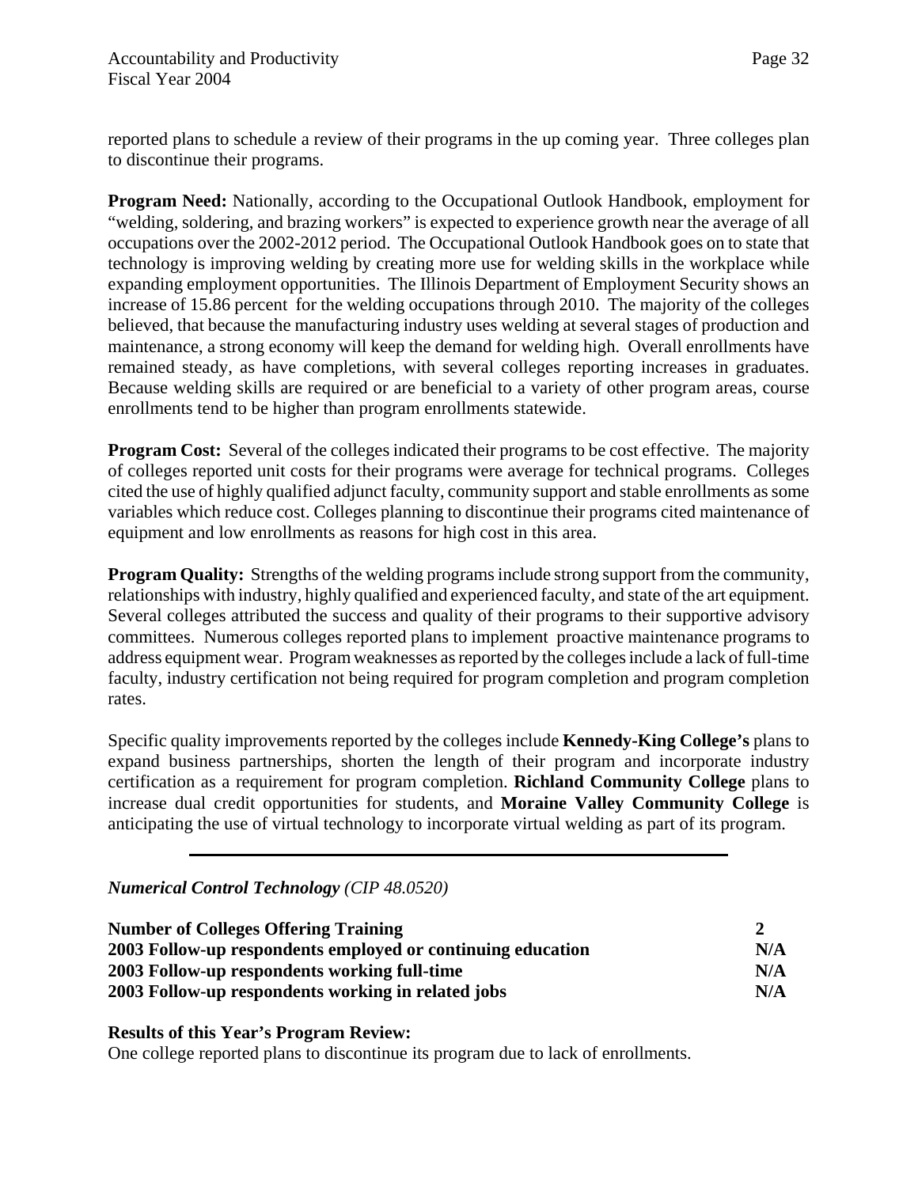reported plans to schedule a review of their programs in the up coming year. Three colleges plan to discontinue their programs.

**Program Need:** Nationally, according to the Occupational Outlook Handbook, employment for "welding, soldering, and brazing workers" is expected to experience growth near the average of all occupations over the 2002-2012 period. The Occupational Outlook Handbook goes on to state that technology is improving welding by creating more use for welding skills in the workplace while expanding employment opportunities. The Illinois Department of Employment Security shows an increase of 15.86 percent for the welding occupations through 2010. The majority of the colleges believed, that because the manufacturing industry uses welding at several stages of production and maintenance, a strong economy will keep the demand for welding high. Overall enrollments have remained steady, as have completions, with several colleges reporting increases in graduates. Because welding skills are required or are beneficial to a variety of other program areas, course enrollments tend to be higher than program enrollments statewide.

**Program Cost:** Several of the colleges indicated their programs to be cost effective. The majority of colleges reported unit costs for their programs were average for technical programs. Colleges cited the use of highly qualified adjunct faculty, community support and stable enrollments as some variables which reduce cost. Colleges planning to discontinue their programs cited maintenance of equipment and low enrollments as reasons for high cost in this area.

**Program Quality:** Strengths of the welding programs include strong support from the community, relationships with industry, highly qualified and experienced faculty, and state of the art equipment. Several colleges attributed the success and quality of their programs to their supportive advisory committees. Numerous colleges reported plans to implement proactive maintenance programs to address equipment wear. Program weaknesses as reported by the colleges include a lack of full-time faculty, industry certification not being required for program completion and program completion rates.

Specific quality improvements reported by the colleges include **Kennedy-King College's** plans to expand business partnerships, shorten the length of their program and incorporate industry certification as a requirement for program completion. **Richland Community College** plans to increase dual credit opportunities for students, and **Moraine Valley Community College** is anticipating the use of virtual technology to incorporate virtual welding as part of its program.

---

***Numerical Control Technology*** *(CIP 48.0520)*

| | |
|---|---|
| **Number of Colleges Offering Training** | **2** |
| **2003 Follow-up respondents employed or continuing education** | **N/A** |
| **2003 Follow-up respondents working full-time** | **N/A** |
| **2003 Follow-up respondents working in related jobs** | **N/A** |

**Results of this Year's Program Review:**
One college reported plans to discontinue its program due to lack of enrollments.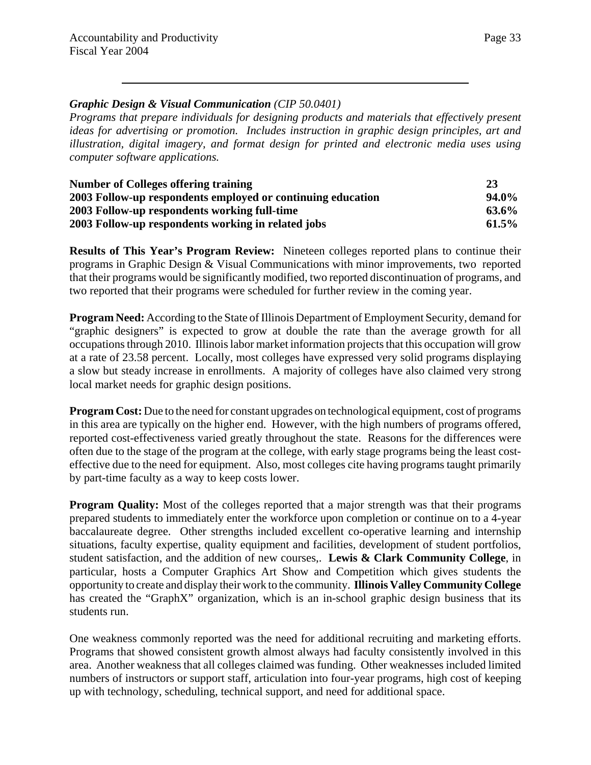***Graphic Design & Visual Communication*** *(CIP 50.0401)*
*Programs that prepare individuals for designing products and materials that effectively present ideas for advertising or promotion. Includes instruction in graphic design principles, art and illustration, digital imagery, and format design for printed and electronic media uses using computer software applications.*

| | |
|---|---|
| **Number of Colleges offering training** | **23** |
| **2003 Follow-up respondents employed or continuing education** | **94.0%** |
| **2003 Follow-up respondents working full-time** | **63.6%** |
| **2003 Follow-up respondents working in related jobs** | **61.5%** |

**Results of This Year's Program Review:** Nineteen colleges reported plans to continue their programs in Graphic Design & Visual Communications with minor improvements, two reported that their programs would be significantly modified, two reported discontinuation of programs, and two reported that their programs were scheduled for further review in the coming year.

**Program Need:** According to the State of Illinois Department of Employment Security, demand for "graphic designers" is expected to grow at double the rate than the average growth for all occupations through 2010. Illinois labor market information projects that this occupation will grow at a rate of 23.58 percent. Locally, most colleges have expressed very solid programs displaying a slow but steady increase in enrollments. A majority of colleges have also claimed very strong local market needs for graphic design positions.

**Program Cost:** Due to the need for constant upgrades on technological equipment, cost of programs in this area are typically on the higher end. However, with the high numbers of programs offered, reported cost-effectiveness varied greatly throughout the state. Reasons for the differences were often due to the stage of the program at the college, with early stage programs being the least cost-effective due to the need for equipment. Also, most colleges cite having programs taught primarily by part-time faculty as a way to keep costs lower.

**Program Quality:** Most of the colleges reported that a major strength was that their programs prepared students to immediately enter the workforce upon completion or continue on to a 4-year baccalaureate degree. Other strengths included excellent co-operative learning and internship situations, faculty expertise, quality equipment and facilities, development of student portfolios, student satisfaction, and the addition of new courses,. **Lewis & Clark Community College**, in particular, hosts a Computer Graphics Art Show and Competition which gives students the opportunity to create and display their work to the community. **Illinois Valley Community College** has created the "GraphX" organization, which is an in-school graphic design business that its students run.

One weakness commonly reported was the need for additional recruiting and marketing efforts. Programs that showed consistent growth almost always had faculty consistently involved in this area. Another weakness that all colleges claimed was funding. Other weaknesses included limited numbers of instructors or support staff, articulation into four-year programs, high cost of keeping up with technology, scheduling, technical support, and need for additional space.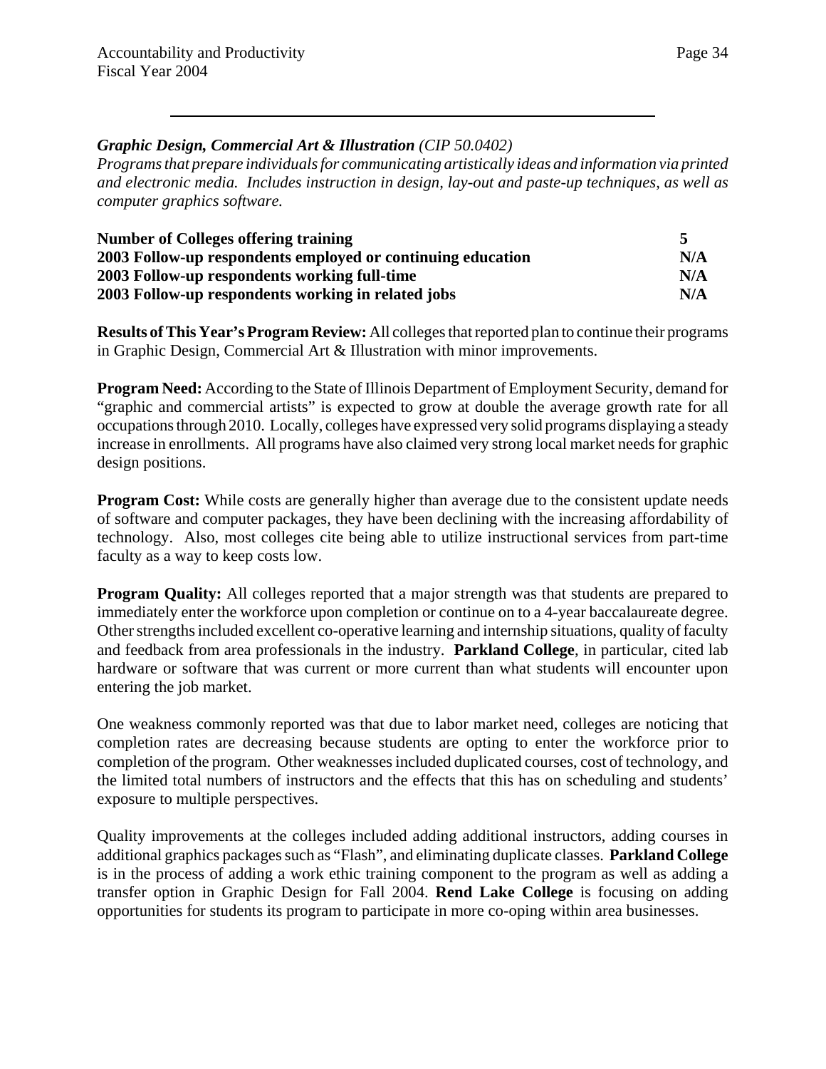***Graphic Design, Commercial Art & Illustration*** *(CIP 50.0402)*
*Programs that prepare individuals for communicating artistically ideas and information via printed and electronic media. Includes instruction in design, lay-out and paste-up techniques, as well as computer graphics software.*

| | |
|---|---|
| **Number of Colleges offering training** | **5** |
| **2003 Follow-up respondents employed or continuing education** | **N/A** |
| **2003 Follow-up respondents working full-time** | **N/A** |
| **2003 Follow-up respondents working in related jobs** | **N/A** |

**Results of This Year's Program Review:** All colleges that reported plan to continue their programs in Graphic Design, Commercial Art & Illustration with minor improvements.

**Program Need:** According to the State of Illinois Department of Employment Security, demand for "graphic and commercial artists" is expected to grow at double the average growth rate for all occupations through 2010. Locally, colleges have expressed very solid programs displaying a steady increase in enrollments. All programs have also claimed very strong local market needs for graphic design positions.

**Program Cost:** While costs are generally higher than average due to the consistent update needs of software and computer packages, they have been declining with the increasing affordability of technology. Also, most colleges cite being able to utilize instructional services from part-time faculty as a way to keep costs low.

**Program Quality:** All colleges reported that a major strength was that students are prepared to immediately enter the workforce upon completion or continue on to a 4-year baccalaureate degree. Other strengths included excellent co-operative learning and internship situations, quality of faculty and feedback from area professionals in the industry. **Parkland College**, in particular, cited lab hardware or software that was current or more current than what students will encounter upon entering the job market.

One weakness commonly reported was that due to labor market need, colleges are noticing that completion rates are decreasing because students are opting to enter the workforce prior to completion of the program. Other weaknesses included duplicated courses, cost of technology, and the limited total numbers of instructors and the effects that this has on scheduling and students' exposure to multiple perspectives.

Quality improvements at the colleges included adding additional instructors, adding courses in additional graphics packages such as "Flash", and eliminating duplicate classes. **Parkland College** is in the process of adding a work ethic training component to the program as well as adding a transfer option in Graphic Design for Fall 2004. **Rend Lake College** is focusing on adding opportunities for students its program to participate in more co-oping within area businesses.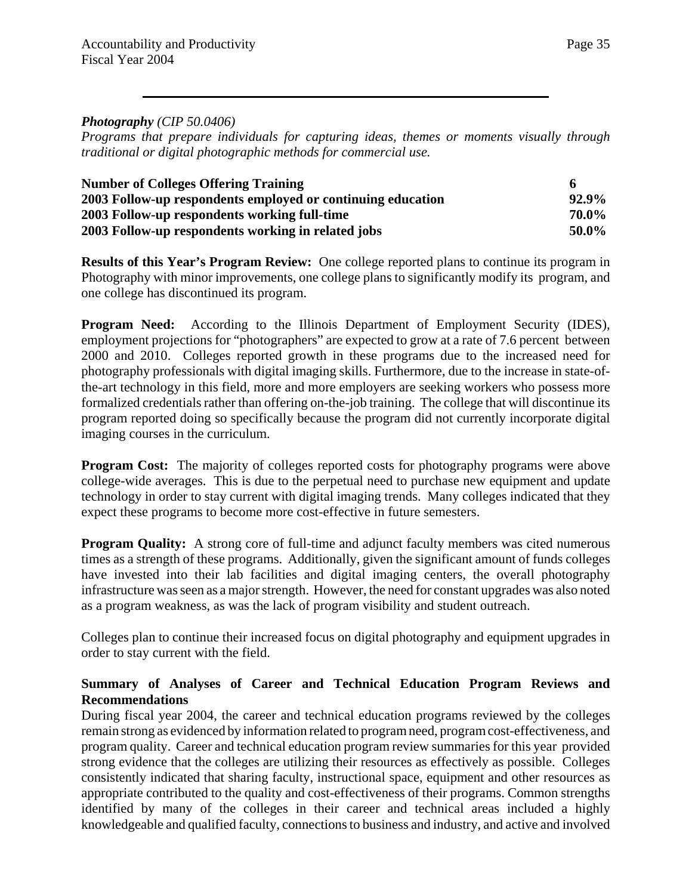***Photography** (CIP 50.0406)*

*Programs that prepare individuals for capturing ideas, themes or moments visually through traditional or digital photographic methods for commercial use.*

| | |
|---|---|
| **Number of Colleges Offering Training** | **6** |
| **2003 Follow-up respondents employed or continuing education** | **92.9%** |
| **2003 Follow-up respondents working full-time** | **70.0%** |
| **2003 Follow-up respondents working in related jobs** | **50.0%** |

**Results of this Year's Program Review:** One college reported plans to continue its program in Photography with minor improvements, one college plans to significantly modify its program, and one college has discontinued its program.

**Program Need:** According to the Illinois Department of Employment Security (IDES), employment projections for "photographers" are expected to grow at a rate of 7.6 percent between 2000 and 2010. Colleges reported growth in these programs due to the increased need for photography professionals with digital imaging skills. Furthermore, due to the increase in state-of-the-art technology in this field, more and more employers are seeking workers who possess more formalized credentials rather than offering on-the-job training. The college that will discontinue its program reported doing so specifically because the program did not currently incorporate digital imaging courses in the curriculum.

**Program Cost:** The majority of colleges reported costs for photography programs were above college-wide averages. This is due to the perpetual need to purchase new equipment and update technology in order to stay current with digital imaging trends. Many colleges indicated that they expect these programs to become more cost-effective in future semesters.

**Program Quality:** A strong core of full-time and adjunct faculty members was cited numerous times as a strength of these programs. Additionally, given the significant amount of funds colleges have invested into their lab facilities and digital imaging centers, the overall photography infrastructure was seen as a major strength. However, the need for constant upgrades was also noted as a program weakness, as was the lack of program visibility and student outreach.

Colleges plan to continue their increased focus on digital photography and equipment upgrades in order to stay current with the field.

**Summary of Analyses of Career and Technical Education Program Reviews and Recommendations**

During fiscal year 2004, the career and technical education programs reviewed by the colleges remain strong as evidenced by information related to program need, program cost-effectiveness, and program quality. Career and technical education program review summaries for this year provided strong evidence that the colleges are utilizing their resources as effectively as possible. Colleges consistently indicated that sharing faculty, instructional space, equipment and other resources as appropriate contributed to the quality and cost-effectiveness of their programs. Common strengths identified by many of the colleges in their career and technical areas included a highly knowledgeable and qualified faculty, connections to business and industry, and active and involved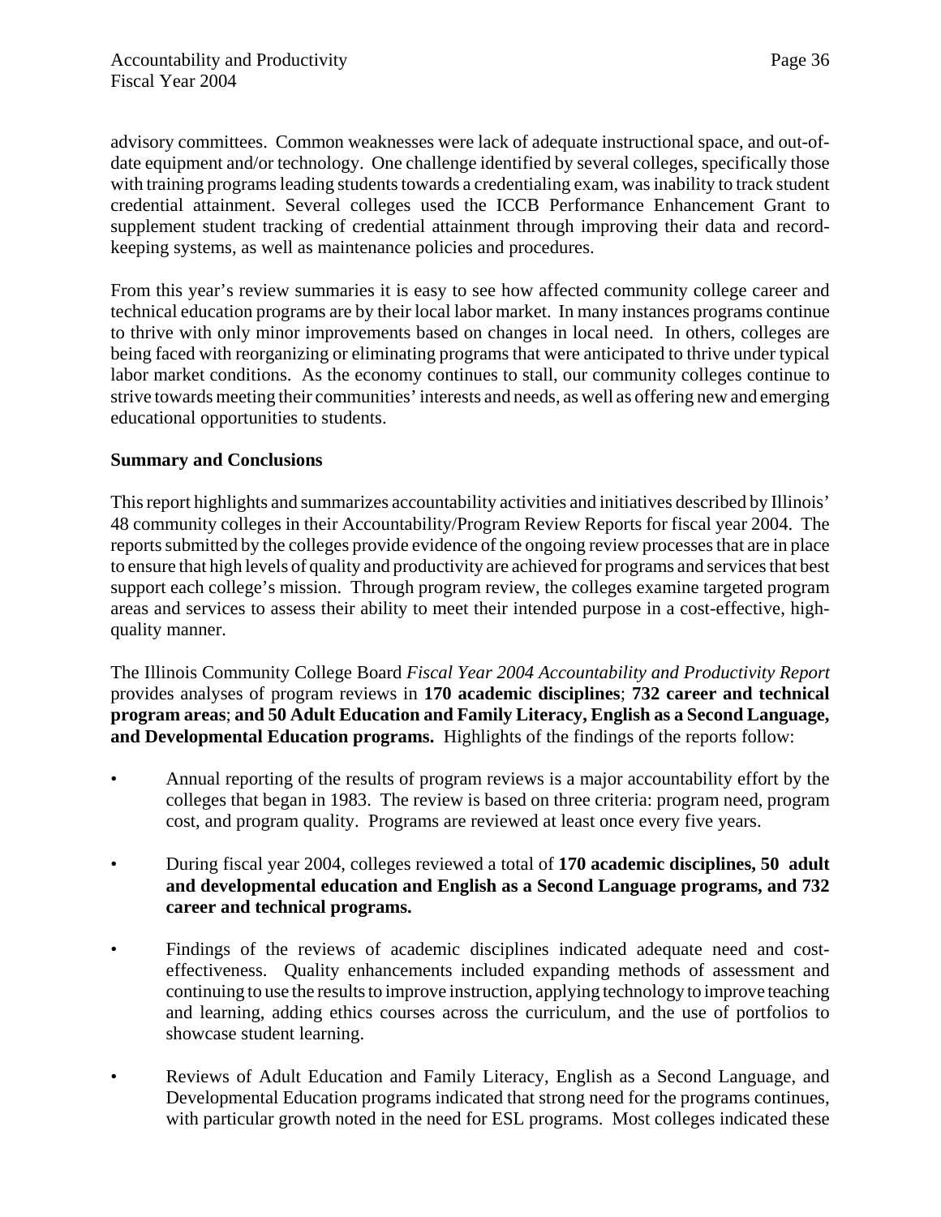advisory committees. Common weaknesses were lack of adequate instructional space, and out-of-date equipment and/or technology. One challenge identified by several colleges, specifically those with training programs leading students towards a credentialing exam, was inability to track student credential attainment. Several colleges used the ICCB Performance Enhancement Grant to supplement student tracking of credential attainment through improving their data and record-keeping systems, as well as maintenance policies and procedures.

From this year's review summaries it is easy to see how affected community college career and technical education programs are by their local labor market. In many instances programs continue to thrive with only minor improvements based on changes in local need. In others, colleges are being faced with reorganizing or eliminating programs that were anticipated to thrive under typical labor market conditions. As the economy continues to stall, our community colleges continue to strive towards meeting their communities' interests and needs, as well as offering new and emerging educational opportunities to students.

**Summary and Conclusions**

This report highlights and summarizes accountability activities and initiatives described by Illinois' 48 community colleges in their Accountability/Program Review Reports for fiscal year 2004. The reports submitted by the colleges provide evidence of the ongoing review processes that are in place to ensure that high levels of quality and productivity are achieved for programs and services that best support each college's mission. Through program review, the colleges examine targeted program areas and services to assess their ability to meet their intended purpose in a cost-effective, high-quality manner.

The Illinois Community College Board *Fiscal Year 2004 Accountability and Productivity Report* provides analyses of program reviews in **170 academic disciplines**; **732 career and technical program areas**; **and 50 Adult Education and Family Literacy, English as a Second Language, and Developmental Education programs.** Highlights of the findings of the reports follow:

- Annual reporting of the results of program reviews is a major accountability effort by the colleges that began in 1983. The review is based on three criteria: program need, program cost, and program quality. Programs are reviewed at least once every five years.
- During fiscal year 2004, colleges reviewed a total of **170 academic disciplines, 50 adult and developmental education and English as a Second Language programs, and 732 career and technical programs.**
- Findings of the reviews of academic disciplines indicated adequate need and cost-effectiveness. Quality enhancements included expanding methods of assessment and continuing to use the results to improve instruction, applying technology to improve teaching and learning, adding ethics courses across the curriculum, and the use of portfolios to showcase student learning.
- Reviews of Adult Education and Family Literacy, English as a Second Language, and Developmental Education programs indicated that strong need for the programs continues, with particular growth noted in the need for ESL programs. Most colleges indicated these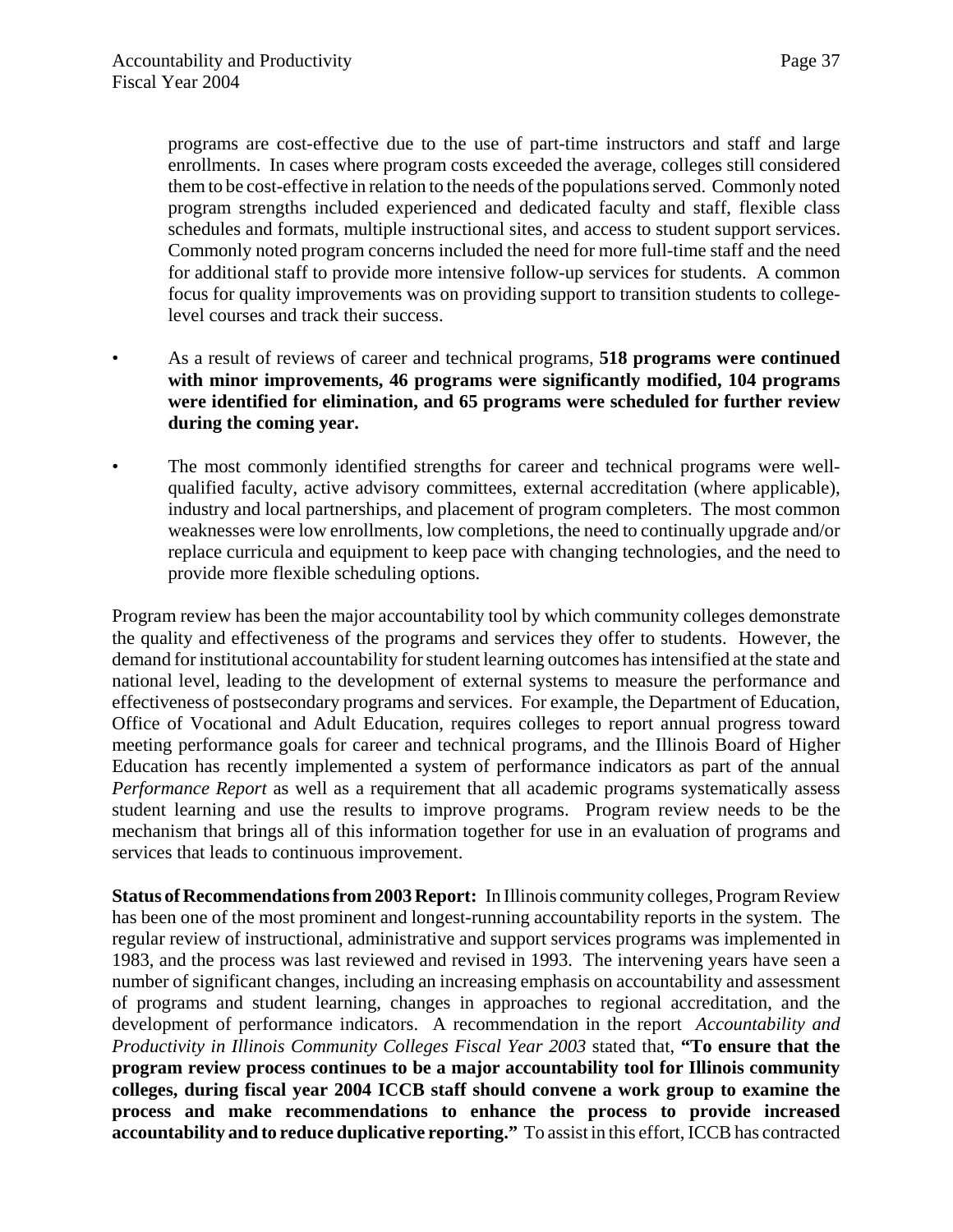programs are cost-effective due to the use of part-time instructors and staff and large enrollments. In cases where program costs exceeded the average, colleges still considered them to be cost-effective in relation to the needs of the populations served. Commonly noted program strengths included experienced and dedicated faculty and staff, flexible class schedules and formats, multiple instructional sites, and access to student support services. Commonly noted program concerns included the need for more full-time staff and the need for additional staff to provide more intensive follow-up services for students. A common focus for quality improvements was on providing support to transition students to college-level courses and track their success.

- As a result of reviews of career and technical programs, **518 programs were continued with minor improvements, 46 programs were significantly modified, 104 programs were identified for elimination, and 65 programs were scheduled for further review during the coming year.**
- The most commonly identified strengths for career and technical programs were well-qualified faculty, active advisory committees, external accreditation (where applicable), industry and local partnerships, and placement of program completers. The most common weaknesses were low enrollments, low completions, the need to continually upgrade and/or replace curricula and equipment to keep pace with changing technologies, and the need to provide more flexible scheduling options.

Program review has been the major accountability tool by which community colleges demonstrate the quality and effectiveness of the programs and services they offer to students. However, the demand for institutional accountability for student learning outcomes has intensified at the state and national level, leading to the development of external systems to measure the performance and effectiveness of postsecondary programs and services. For example, the Department of Education, Office of Vocational and Adult Education, requires colleges to report annual progress toward meeting performance goals for career and technical programs, and the Illinois Board of Higher Education has recently implemented a system of performance indicators as part of the annual *Performance Report* as well as a requirement that all academic programs systematically assess student learning and use the results to improve programs. Program review needs to be the mechanism that brings all of this information together for use in an evaluation of programs and services that leads to continuous improvement.

**Status of Recommendations from 2003 Report:** In Illinois community colleges, Program Review has been one of the most prominent and longest-running accountability reports in the system. The regular review of instructional, administrative and support services programs was implemented in 1983, and the process was last reviewed and revised in 1993. The intervening years have seen a number of significant changes, including an increasing emphasis on accountability and assessment of programs and student learning, changes in approaches to regional accreditation, and the development of performance indicators. A recommendation in the report *Accountability and Productivity in Illinois Community Colleges Fiscal Year 2003* stated that, **"To ensure that the program review process continues to be a major accountability tool for Illinois community colleges, during fiscal year 2004 ICCB staff should convene a work group to examine the process and make recommendations to enhance the process to provide increased accountability and to reduce duplicative reporting."** To assist in this effort, ICCB has contracted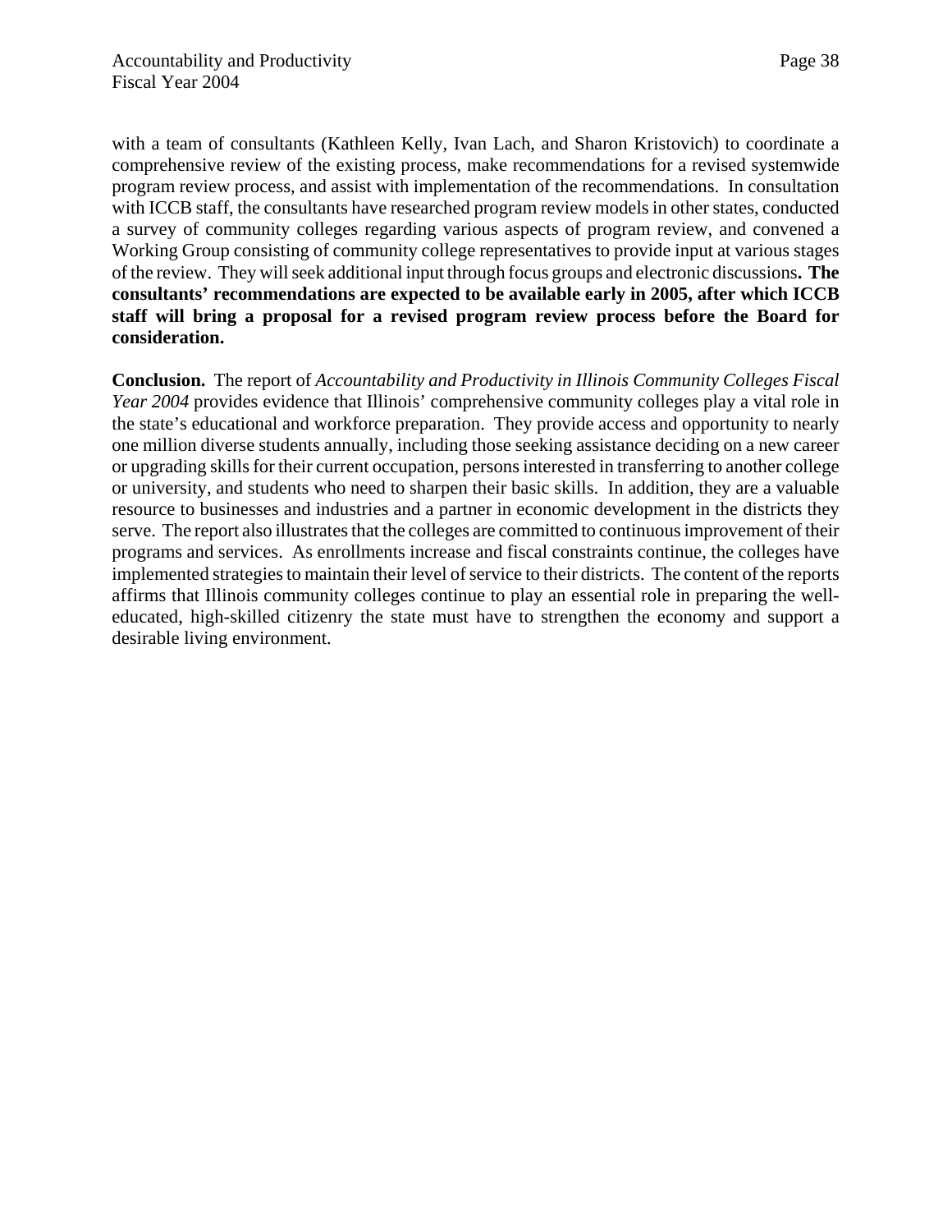with a team of consultants (Kathleen Kelly, Ivan Lach, and Sharon Kristovich) to coordinate a comprehensive review of the existing process, make recommendations for a revised systemwide program review process, and assist with implementation of the recommendations. In consultation with ICCB staff, the consultants have researched program review models in other states, conducted a survey of community colleges regarding various aspects of program review, and convened a Working Group consisting of community college representatives to provide input at various stages of the review. They will seek additional input through focus groups and electronic discussions**. The consultants' recommendations are expected to be available early in 2005, after which ICCB staff will bring a proposal for a revised program review process before the Board for consideration.**

**Conclusion.** The report of *Accountability and Productivity in Illinois Community Colleges Fiscal Year 2004* provides evidence that Illinois' comprehensive community colleges play a vital role in the state's educational and workforce preparation. They provide access and opportunity to nearly one million diverse students annually, including those seeking assistance deciding on a new career or upgrading skills for their current occupation, persons interested in transferring to another college or university, and students who need to sharpen their basic skills. In addition, they are a valuable resource to businesses and industries and a partner in economic development in the districts they serve. The report also illustrates that the colleges are committed to continuous improvement of their programs and services. As enrollments increase and fiscal constraints continue, the colleges have implemented strategies to maintain their level of service to their districts. The content of the reports affirms that Illinois community colleges continue to play an essential role in preparing the well-educated, high-skilled citizenry the state must have to strengthen the economy and support a desirable living environment.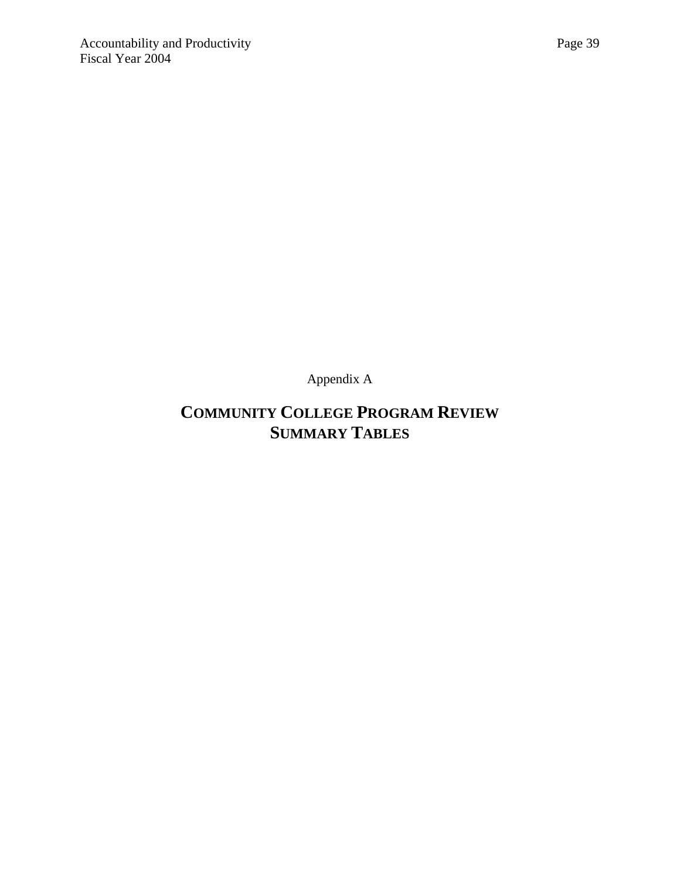Appendix A

# COMMUNITY COLLEGE PROGRAM REVIEW SUMMARY TABLES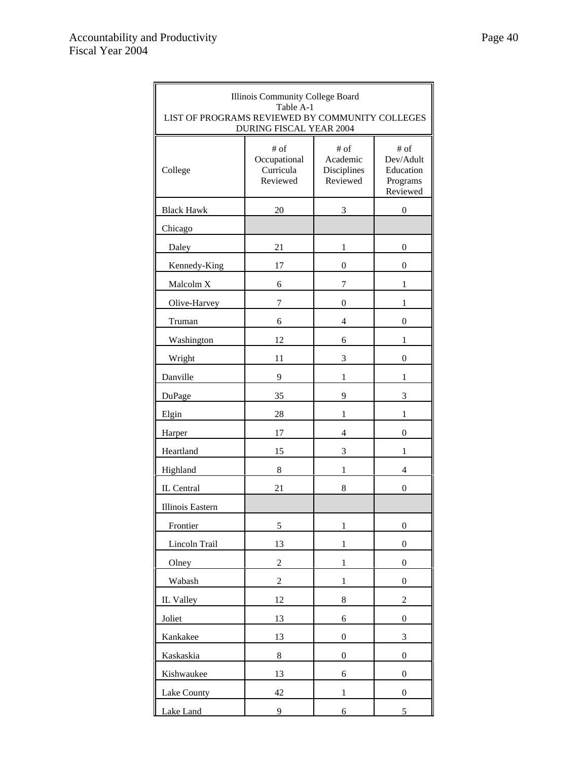Illinois Community College Board
Table A-1
LIST OF PROGRAMS REVIEWED BY COMMUNITY COLLEGES DURING FISCAL YEAR 2004

| College | # of Occupational Curricula Reviewed | # of Academic Disciplines Reviewed | # of Dev/Adult Education Programs Reviewed |
|---|---|---|---|
| Black Hawk | 20 | 3 | 0 |
| Chicago | | | |
| Daley | 21 | 1 | 0 |
| Kennedy-King | 17 | 0 | 0 |
| Malcolm X | 6 | 7 | 1 |
| Olive-Harvey | 7 | 0 | 1 |
| Truman | 6 | 4 | 0 |
| Washington | 12 | 6 | 1 |
| Wright | 11 | 3 | 0 |
| Danville | 9 | 1 | 1 |
| DuPage | 35 | 9 | 3 |
| Elgin | 28 | 1 | 1 |
| Harper | 17 | 4 | 0 |
| Heartland | 15 | 3 | 1 |
| Highland | 8 | 1 | 4 |
| IL Central | 21 | 8 | 0 |
| Illinois Eastern | | | |
| Frontier | 5 | 1 | 0 |
| Lincoln Trail | 13 | 1 | 0 |
| Olney | 2 | 1 | 0 |
| Wabash | 2 | 1 | 0 |
| IL Valley | 12 | 8 | 2 |
| Joliet | 13 | 6 | 0 |
| Kankakee | 13 | 0 | 3 |
| Kaskaskia | 8 | 0 | 0 |
| Kishwaukee | 13 | 6 | 0 |
| Lake County | 42 | 1 | 0 |
| Lake Land | 9 | 6 | 5 |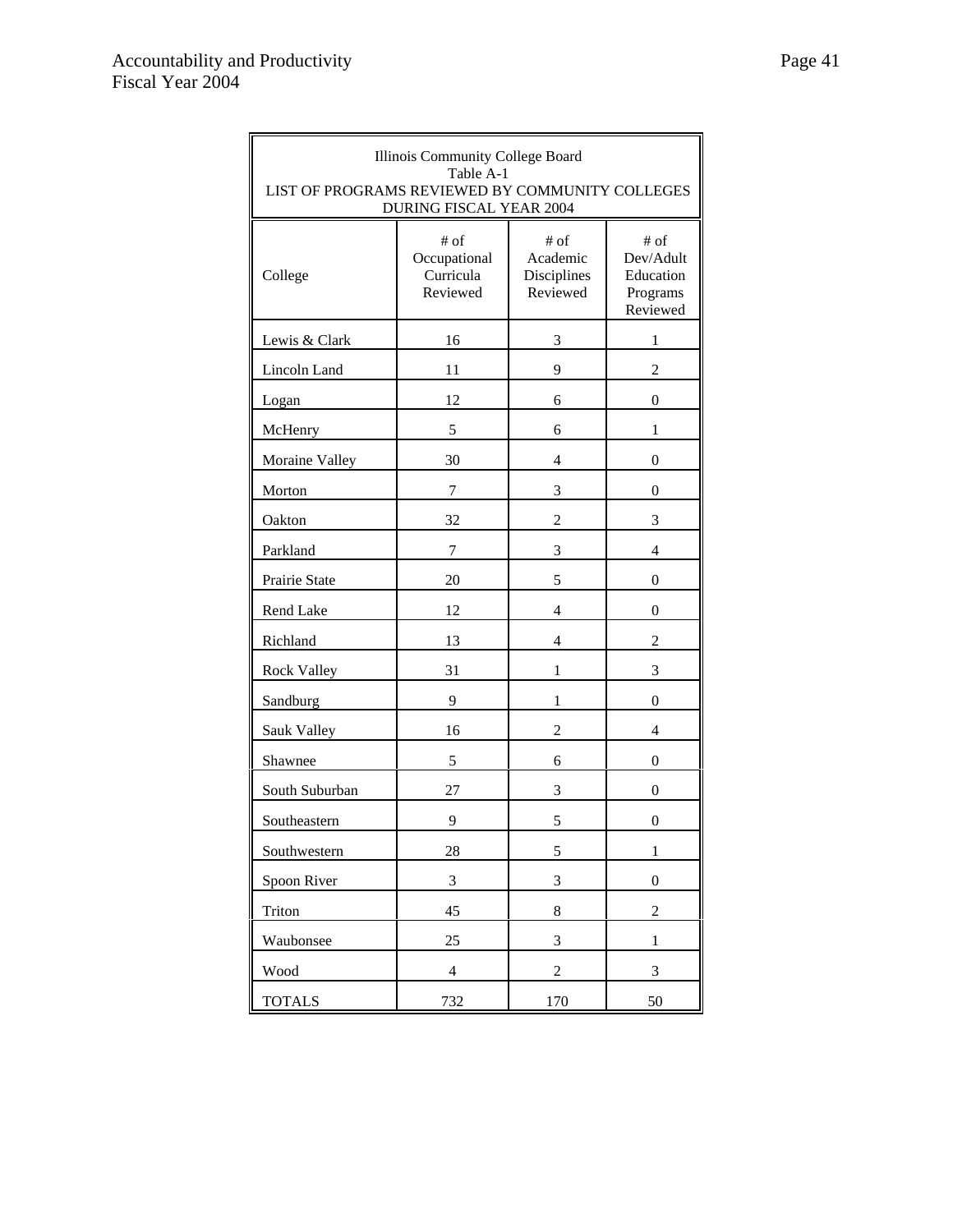Illinois Community College Board
Table A-1
LIST OF PROGRAMS REVIEWED BY COMMUNITY COLLEGES DURING FISCAL YEAR 2004

| College | # of Occupational Curricula Reviewed | # of Academic Disciplines Reviewed | # of Dev/Adult Education Programs Reviewed |
|---|---|---|---|
| Lewis & Clark | 16 | 3 | 1 |
| Lincoln Land | 11 | 9 | 2 |
| Logan | 12 | 6 | 0 |
| McHenry | 5 | 6 | 1 |
| Moraine Valley | 30 | 4 | 0 |
| Morton | 7 | 3 | 0 |
| Oakton | 32 | 2 | 3 |
| Parkland | 7 | 3 | 4 |
| Prairie State | 20 | 5 | 0 |
| Rend Lake | 12 | 4 | 0 |
| Richland | 13 | 4 | 2 |
| Rock Valley | 31 | 1 | 3 |
| Sandburg | 9 | 1 | 0 |
| Sauk Valley | 16 | 2 | 4 |
| Shawnee | 5 | 6 | 0 |
| South Suburban | 27 | 3 | 0 |
| Southeastern | 9 | 5 | 0 |
| Southwestern | 28 | 5 | 1 |
| Spoon River | 3 | 3 | 0 |
| Triton | 45 | 8 | 2 |
| Waubonsee | 25 | 3 | 1 |
| Wood | 4 | 2 | 3 |
| TOTALS | 732 | 170 | 50 |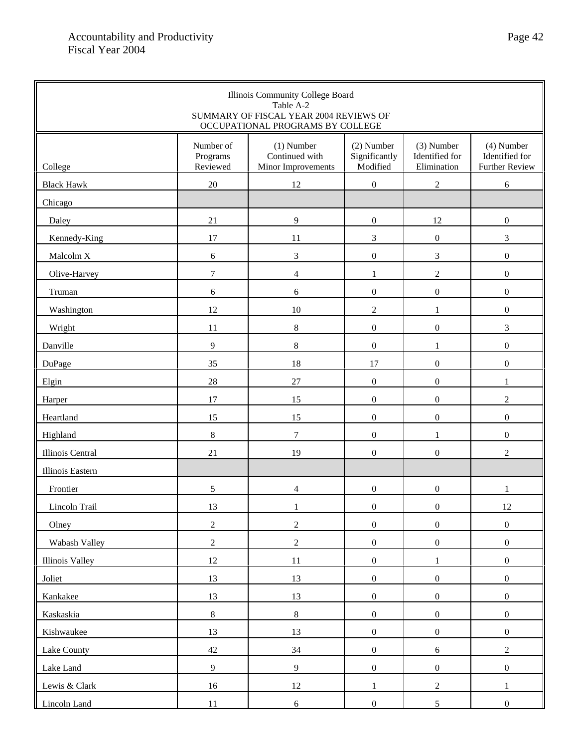Illinois Community College Board
Table A-2
SUMMARY OF FISCAL YEAR 2004 REVIEWS OF
OCCUPATIONAL PROGRAMS BY COLLEGE

| College | Number of Programs Reviewed | (1) Number Continued with Minor Improvements | (2) Number Significantly Modified | (3) Number Identified for Elimination | (4) Number Identified for Further Review |
|---|---|---|---|---|---|
| Black Hawk | 20 | 12 | 0 | 2 | 6 |
| Chicago | | | | | |
| Daley | 21 | 9 | 0 | 12 | 0 |
| Kennedy-King | 17 | 11 | 3 | 0 | 3 |
| Malcolm X | 6 | 3 | 0 | 3 | 0 |
| Olive-Harvey | 7 | 4 | 1 | 2 | 0 |
| Truman | 6 | 6 | 0 | 0 | 0 |
| Washington | 12 | 10 | 2 | 1 | 0 |
| Wright | 11 | 8 | 0 | 0 | 3 |
| Danville | 9 | 8 | 0 | 1 | 0 |
| DuPage | 35 | 18 | 17 | 0 | 0 |
| Elgin | 28 | 27 | 0 | 0 | 1 |
| Harper | 17 | 15 | 0 | 0 | 2 |
| Heartland | 15 | 15 | 0 | 0 | 0 |
| Highland | 8 | 7 | 0 | 1 | 0 |
| Illinois Central | 21 | 19 | 0 | 0 | 2 |
| Illinois Eastern | | | | | |
| Frontier | 5 | 4 | 0 | 0 | 1 |
| Lincoln Trail | 13 | 1 | 0 | 0 | 12 |
| Olney | 2 | 2 | 0 | 0 | 0 |
| Wabash Valley | 2 | 2 | 0 | 0 | 0 |
| Illinois Valley | 12 | 11 | 0 | 1 | 0 |
| Joliet | 13 | 13 | 0 | 0 | 0 |
| Kankakee | 13 | 13 | 0 | 0 | 0 |
| Kaskaskia | 8 | 8 | 0 | 0 | 0 |
| Kishwaukee | 13 | 13 | 0 | 0 | 0 |
| Lake County | 42 | 34 | 0 | 6 | 2 |
| Lake Land | 9 | 9 | 0 | 0 | 0 |
| Lewis & Clark | 16 | 12 | 1 | 2 | 1 |
| Lincoln Land | 11 | 6 | 0 | 5 | 0 |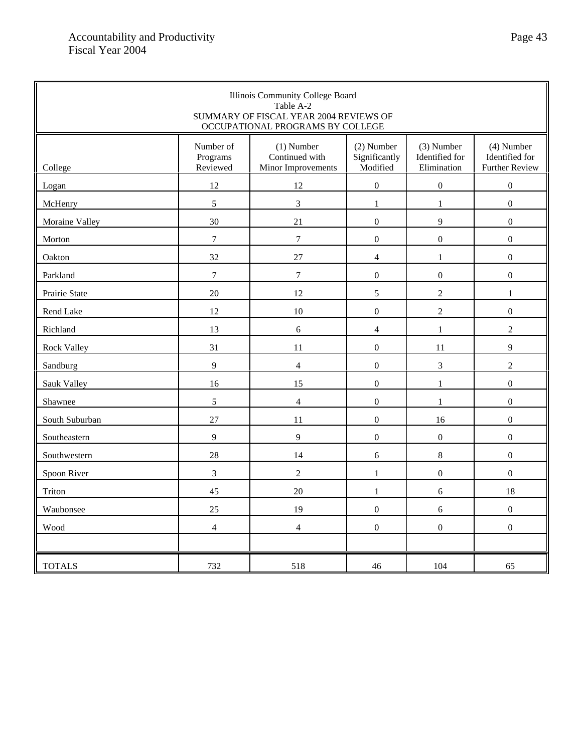Illinois Community College Board
Table A-2
SUMMARY OF FISCAL YEAR 2004 REVIEWS OF
OCCUPATIONAL PROGRAMS BY COLLEGE

| College | Number of Programs Reviewed | (1) Number Continued with Minor Improvements | (2) Number Significantly Modified | (3) Number Identified for Elimination | (4) Number Identified for Further Review |
|---|---|---|---|---|---|
| Logan | 12 | 12 | 0 | 0 | 0 |
| McHenry | 5 | 3 | 1 | 1 | 0 |
| Moraine Valley | 30 | 21 | 0 | 9 | 0 |
| Morton | 7 | 7 | 0 | 0 | 0 |
| Oakton | 32 | 27 | 4 | 1 | 0 |
| Parkland | 7 | 7 | 0 | 0 | 0 |
| Prairie State | 20 | 12 | 5 | 2 | 1 |
| Rend Lake | 12 | 10 | 0 | 2 | 0 |
| Richland | 13 | 6 | 4 | 1 | 2 |
| Rock Valley | 31 | 11 | 0 | 11 | 9 |
| Sandburg | 9 | 4 | 0 | 3 | 2 |
| Sauk Valley | 16 | 15 | 0 | 1 | 0 |
| Shawnee | 5 | 4 | 0 | 1 | 0 |
| South Suburban | 27 | 11 | 0 | 16 | 0 |
| Southeastern | 9 | 9 | 0 | 0 | 0 |
| Southwestern | 28 | 14 | 6 | 8 | 0 |
| Spoon River | 3 | 2 | 1 | 0 | 0 |
| Triton | 45 | 20 | 1 | 6 | 18 |
| Waubonsee | 25 | 19 | 0 | 6 | 0 |
| Wood | 4 | 4 | 0 | 0 | 0 |
| | | | | | |
| TOTALS | 732 | 518 | 46 | 104 | 65 |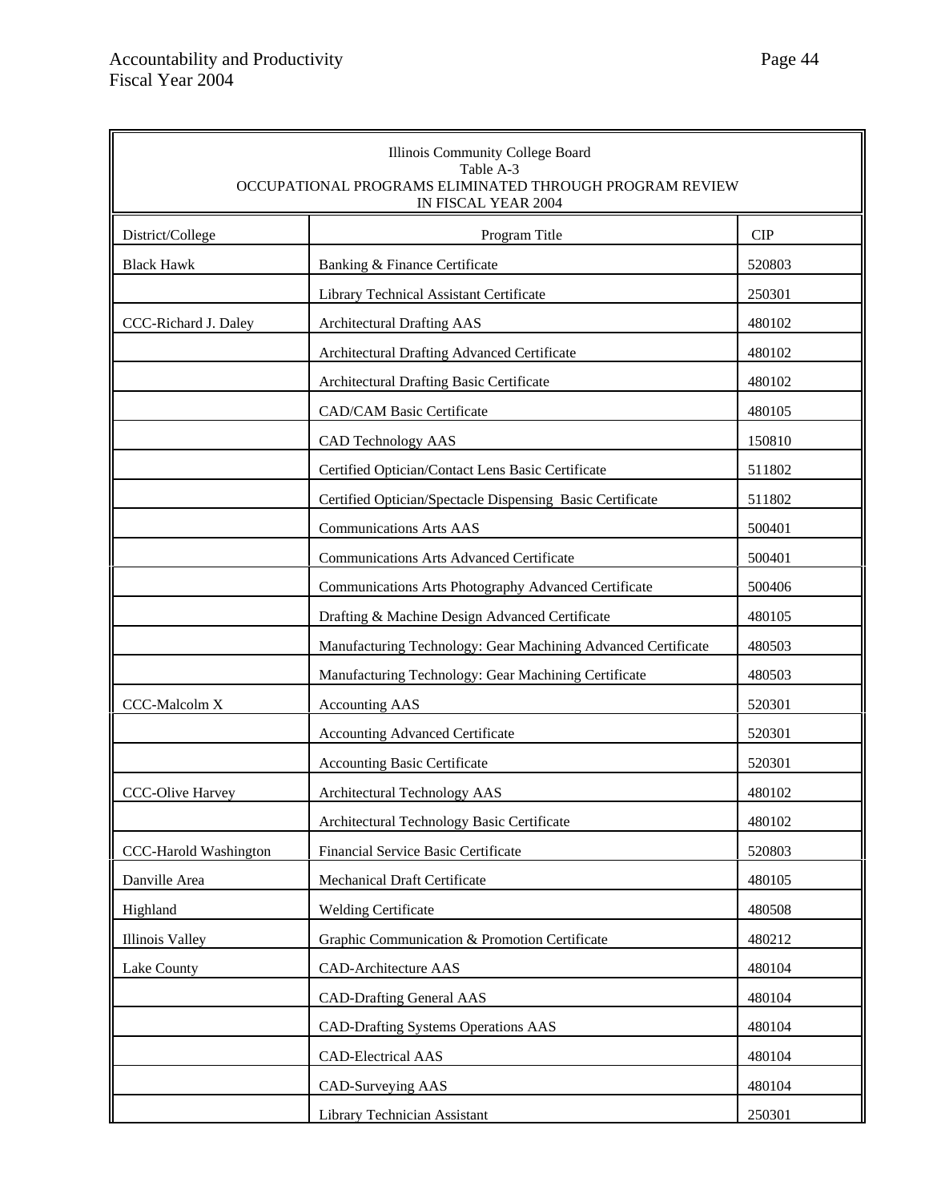Illinois Community College Board
Table A-3
OCCUPATIONAL PROGRAMS ELIMINATED THROUGH PROGRAM REVIEW
IN FISCAL YEAR 2004

| District/College | Program Title | CIP |
|---|---|---|
| Black Hawk | Banking & Finance Certificate | 520803 |
| | Library Technical Assistant Certificate | 250301 |
| CCC-Richard J. Daley | Architectural Drafting AAS | 480102 |
| | Architectural Drafting Advanced Certificate | 480102 |
| | Architectural Drafting Basic Certificate | 480102 |
| | CAD/CAM Basic Certificate | 480105 |
| | CAD Technology AAS | 150810 |
| | Certified Optician/Contact Lens Basic Certificate | 511802 |
| | Certified Optician/Spectacle Dispensing Basic Certificate | 511802 |
| | Communications Arts AAS | 500401 |
| | Communications Arts Advanced Certificate | 500401 |
| | Communications Arts Photography Advanced Certificate | 500406 |
| | Drafting & Machine Design Advanced Certificate | 480105 |
| | Manufacturing Technology: Gear Machining Advanced Certificate | 480503 |
| | Manufacturing Technology: Gear Machining Certificate | 480503 |
| CCC-Malcolm X | Accounting AAS | 520301 |
| | Accounting Advanced Certificate | 520301 |
| | Accounting Basic Certificate | 520301 |
| CCC-Olive Harvey | Architectural Technology AAS | 480102 |
| | Architectural Technology Basic Certificate | 480102 |
| CCC-Harold Washington | Financial Service Basic Certificate | 520803 |
| Danville Area | Mechanical Draft Certificate | 480105 |
| Highland | Welding Certificate | 480508 |
| Illinois Valley | Graphic Communication & Promotion Certificate | 480212 |
| Lake County | CAD-Architecture AAS | 480104 |
| | CAD-Drafting General AAS | 480104 |
| | CAD-Drafting Systems Operations AAS | 480104 |
| | CAD-Electrical AAS | 480104 |
| | CAD-Surveying AAS | 480104 |
| | Library Technician Assistant | 250301 |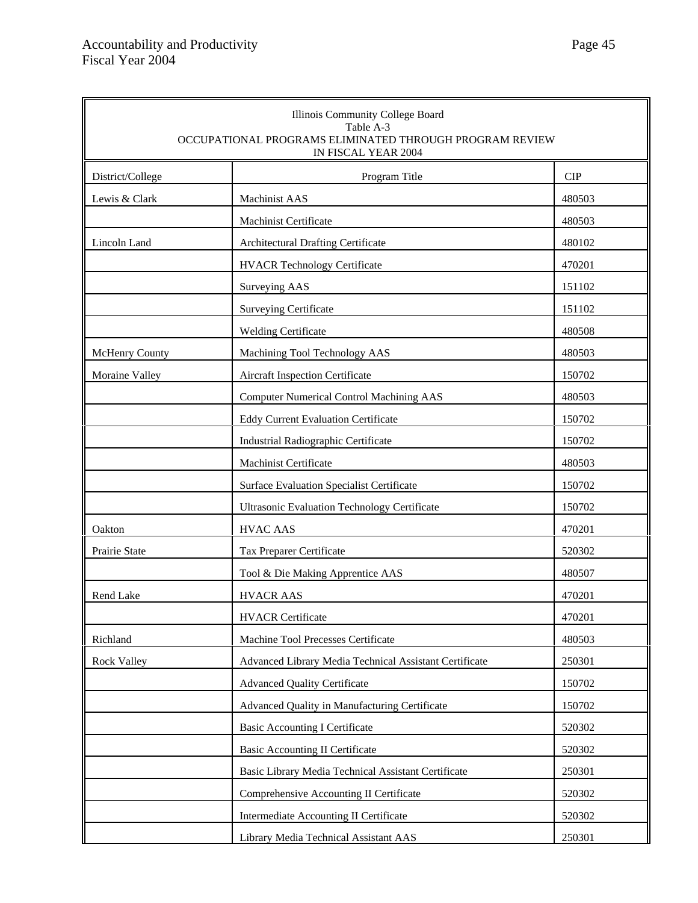Illinois Community College Board
Table A-3
OCCUPATIONAL PROGRAMS ELIMINATED THROUGH PROGRAM REVIEW
IN FISCAL YEAR 2004

| District/College | Program Title | CIP |
|---|---|---|
| Lewis & Clark | Machinist AAS | 480503 |
| | Machinist Certificate | 480503 |
| Lincoln Land | Architectural Drafting Certificate | 480102 |
| | HVACR Technology Certificate | 470201 |
| | Surveying AAS | 151102 |
| | Surveying Certificate | 151102 |
| | Welding Certificate | 480508 |
| McHenry County | Machining Tool Technology AAS | 480503 |
| Moraine Valley | Aircraft Inspection Certificate | 150702 |
| | Computer Numerical Control Machining AAS | 480503 |
| | Eddy Current Evaluation Certificate | 150702 |
| | Industrial Radiographic Certificate | 150702 |
| | Machinist Certificate | 480503 |
| | Surface Evaluation Specialist Certificate | 150702 |
| | Ultrasonic Evaluation Technology Certificate | 150702 |
| Oakton | HVAC AAS | 470201 |
| Prairie State | Tax Preparer Certificate | 520302 |
| | Tool & Die Making Apprentice AAS | 480507 |
| Rend Lake | HVACR AAS | 470201 |
| | HVACR Certificate | 470201 |
| Richland | Machine Tool Precesses Certificate | 480503 |
| Rock Valley | Advanced Library Media Technical Assistant Certificate | 250301 |
| | Advanced Quality Certificate | 150702 |
| | Advanced Quality in Manufacturing Certificate | 150702 |
| | Basic Accounting I Certificate | 520302 |
| | Basic Accounting II Certificate | 520302 |
| | Basic Library Media Technical Assistant Certificate | 250301 |
| | Comprehensive Accounting II Certificate | 520302 |
| | Intermediate Accounting II Certificate | 520302 |
| | Library Media Technical Assistant AAS | 250301 |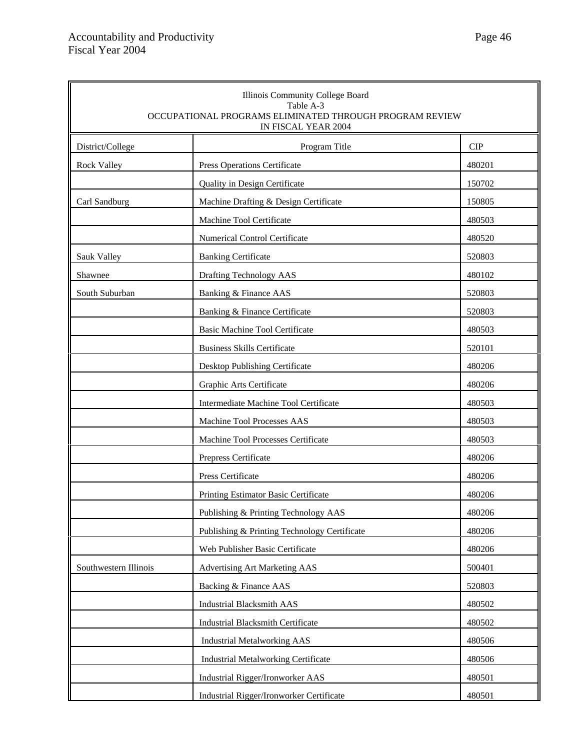Illinois Community College Board
Table A-3
OCCUPATIONAL PROGRAMS ELIMINATED THROUGH PROGRAM REVIEW
IN FISCAL YEAR 2004

| District/College | Program Title | CIP |
|---|---|---|
| Rock Valley | Press Operations Certificate | 480201 |
| | Quality in Design Certificate | 150702 |
| Carl Sandburg | Machine Drafting & Design Certificate | 150805 |
| | Machine Tool Certificate | 480503 |
| | Numerical Control Certificate | 480520 |
| Sauk Valley | Banking Certificate | 520803 |
| Shawnee | Drafting Technology AAS | 480102 |
| South Suburban | Banking & Finance AAS | 520803 |
| | Banking & Finance Certificate | 520803 |
| | Basic Machine Tool Certificate | 480503 |
| | Business Skills Certificate | 520101 |
| | Desktop Publishing Certificate | 480206 |
| | Graphic Arts Certificate | 480206 |
| | Intermediate Machine Tool Certificate | 480503 |
| | Machine Tool Processes AAS | 480503 |
| | Machine Tool Processes Certificate | 480503 |
| | Prepress Certificate | 480206 |
| | Press Certificate | 480206 |
| | Printing Estimator Basic Certificate | 480206 |
| | Publishing & Printing Technology AAS | 480206 |
| | Publishing & Printing Technology Certificate | 480206 |
| | Web Publisher Basic Certificate | 480206 |
| Southwestern Illinois | Advertising Art Marketing AAS | 500401 |
| | Backing & Finance AAS | 520803 |
| | Industrial Blacksmith AAS | 480502 |
| | Industrial Blacksmith Certificate | 480502 |
| | Industrial Metalworking AAS | 480506 |
| | Industrial Metalworking Certificate | 480506 |
| | Industrial Rigger/Ironworker AAS | 480501 |
| | Industrial Rigger/Ironworker Certificate | 480501 |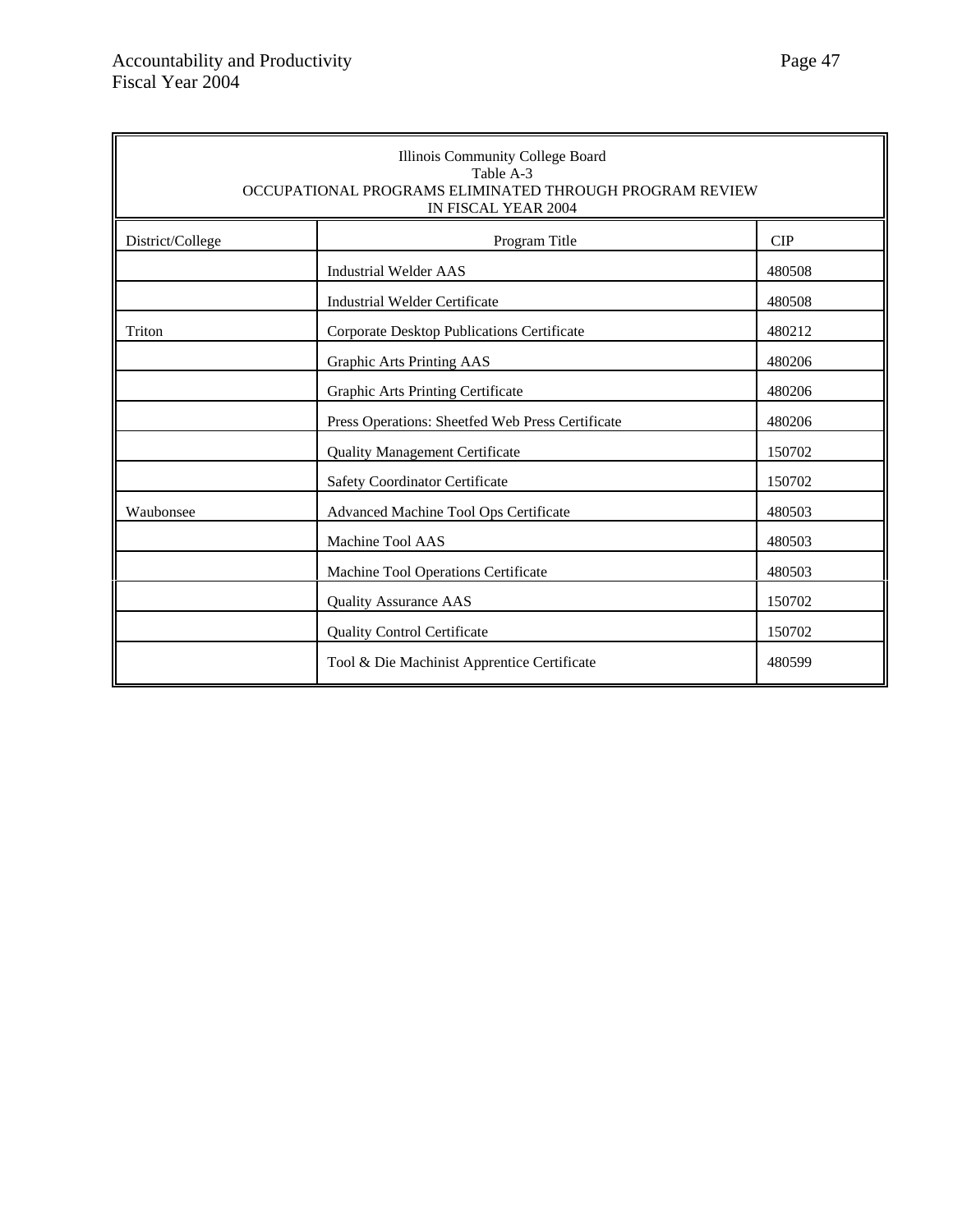Illinois Community College Board
Table A-3
OCCUPATIONAL PROGRAMS ELIMINATED THROUGH PROGRAM REVIEW
IN FISCAL YEAR 2004

| District/College | Program Title | CIP |
|---|---|---|
| | Industrial Welder AAS | 480508 |
| | Industrial Welder Certificate | 480508 |
| Triton | Corporate Desktop Publications Certificate | 480212 |
| | Graphic Arts Printing AAS | 480206 |
| | Graphic Arts Printing Certificate | 480206 |
| | Press Operations: Sheetfed Web Press Certificate | 480206 |
| | Quality Management Certificate | 150702 |
| | Safety Coordinator Certificate | 150702 |
| Waubonsee | Advanced Machine Tool Ops Certificate | 480503 |
| | Machine Tool AAS | 480503 |
| | Machine Tool Operations Certificate | 480503 |
| | Quality Assurance AAS | 150702 |
| | Quality Control Certificate | 150702 |
| | Tool & Die Machinist Apprentice Certificate | 480599 |